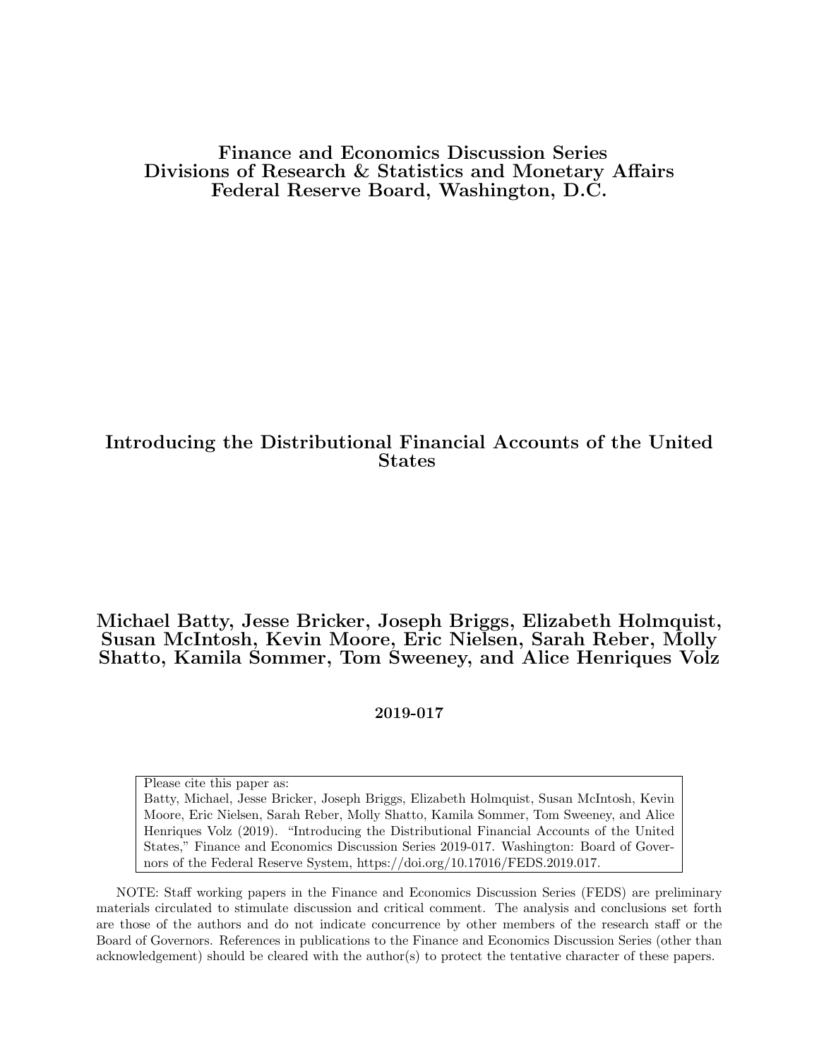**Finance and Economics Discussion Series**
**Divisions of Research & Statistics and Monetary Affairs**
**Federal Reserve Board, Washington, D.C.**

# Introducing the Distributional Financial Accounts of the United States

**Michael Batty, Jesse Bricker, Joseph Briggs, Elizabeth Holmquist, Susan McIntosh, Kevin Moore, Eric Nielsen, Sarah Reber, Molly Shatto, Kamila Sommer, Tom Sweeney, and Alice Henriques Volz**

**2019-017**

Please cite this paper as:
Batty, Michael, Jesse Bricker, Joseph Briggs, Elizabeth Holmquist, Susan McIntosh, Kevin Moore, Eric Nielsen, Sarah Reber, Molly Shatto, Kamila Sommer, Tom Sweeney, and Alice Henriques Volz (2019). "Introducing the Distributional Financial Accounts of the United States," Finance and Economics Discussion Series 2019-017. Washington: Board of Governors of the Federal Reserve System, https://doi.org/10.17016/FEDS.2019.017.

NOTE: Staff working papers in the Finance and Economics Discussion Series (FEDS) are preliminary materials circulated to stimulate discussion and critical comment. The analysis and conclusions set forth are those of the authors and do not indicate concurrence by other members of the research staff or the Board of Governors. References in publications to the Finance and Economics Discussion Series (other than acknowledgement) should be cleared with the author(s) to protect the tentative character of these papers.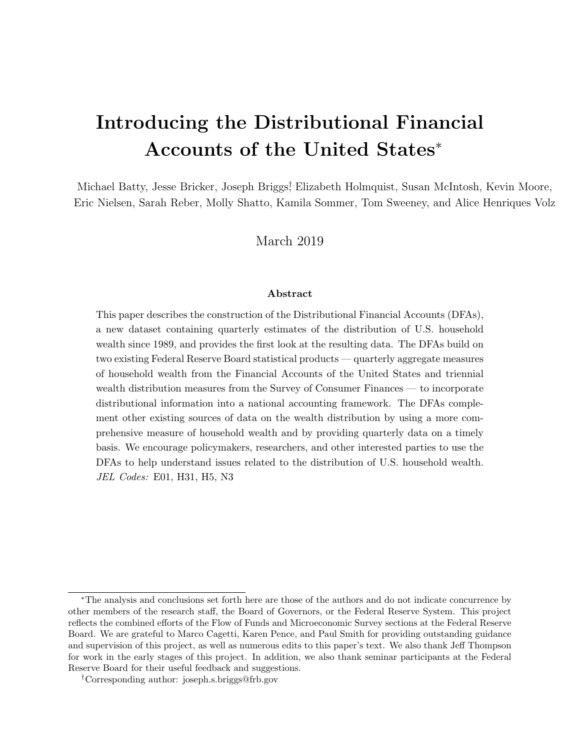# Introducing the Distributional Financial Accounts of the United States*

Michael Batty, Jesse Bricker, Joseph Briggs[†], Elizabeth Holmquist, Susan McIntosh, Kevin Moore, Eric Nielsen, Sarah Reber, Molly Shatto, Kamila Sommer, Tom Sweeney, and Alice Henriques Volz

March 2019

### Abstract

This paper describes the construction of the Distributional Financial Accounts (DFAs), a new dataset containing quarterly estimates of the distribution of U.S. household wealth since 1989, and provides the first look at the resulting data. The DFAs build on two existing Federal Reserve Board statistical products — quarterly aggregate measures of household wealth from the Financial Accounts of the United States and triennial wealth distribution measures from the Survey of Consumer Finances — to incorporate distributional information into a national accounting framework. The DFAs complement other existing sources of data on the wealth distribution by using a more comprehensive measure of household wealth and by providing quarterly data on a timely basis. We encourage policymakers, researchers, and other interested parties to use the DFAs to help understand issues related to the distribution of U.S. household wealth. *JEL Codes:* E01, H31, H5, N3

---

*The analysis and conclusions set forth here are those of the authors and do not indicate concurrence by other members of the research staff, the Board of Governors, or the Federal Reserve System. This project reflects the combined efforts of the Flow of Funds and Microeconomic Survey sections at the Federal Reserve Board. We are grateful to Marco Cagetti, Karen Pence, and Paul Smith for providing outstanding guidance and supervision of this project, as well as numerous edits to this paper's text. We also thank Jeff Thompson for work in the early stages of this project. In addition, we also thank seminar participants at the Federal Reserve Board for their useful feedback and suggestions.

[†]Corresponding author: joseph.s.briggs@frb.gov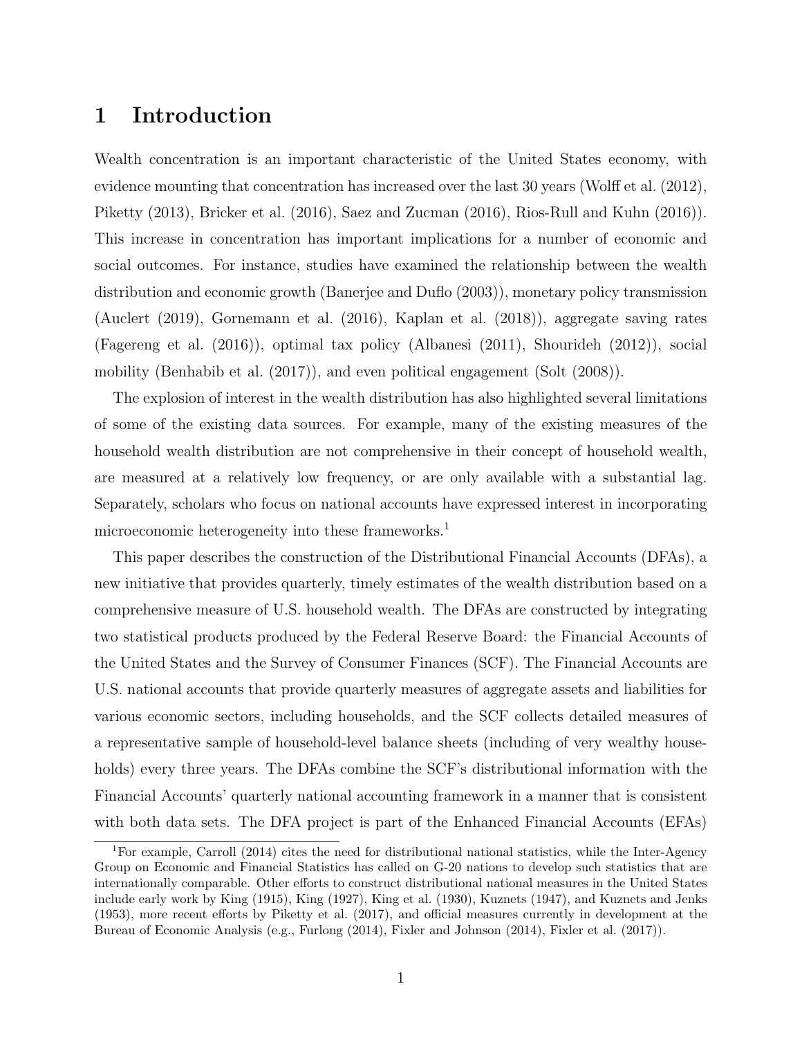# 1 Introduction

Wealth concentration is an important characteristic of the United States economy, with evidence mounting that concentration has increased over the last 30 years (Wolff et al. (2012), Piketty (2013), Bricker et al. (2016), Saez and Zucman (2016), Rios-Rull and Kuhn (2016)). This increase in concentration has important implications for a number of economic and social outcomes. For instance, studies have examined the relationship between the wealth distribution and economic growth (Banerjee and Duflo (2003)), monetary policy transmission (Auclert (2019), Gornemann et al. (2016), Kaplan et al. (2018)), aggregate saving rates (Fagereng et al. (2016)), optimal tax policy (Albanesi (2011), Shourideh (2012)), social mobility (Benhabib et al. (2017)), and even political engagement (Solt (2008)).

The explosion of interest in the wealth distribution has also highlighted several limitations of some of the existing data sources. For example, many of the existing measures of the household wealth distribution are not comprehensive in their concept of household wealth, are measured at a relatively low frequency, or are only available with a substantial lag. Separately, scholars who focus on national accounts have expressed interest in incorporating microeconomic heterogeneity into these frameworks.[1]

This paper describes the construction of the Distributional Financial Accounts (DFAs), a new initiative that provides quarterly, timely estimates of the wealth distribution based on a comprehensive measure of U.S. household wealth. The DFAs are constructed by integrating two statistical products produced by the Federal Reserve Board: the Financial Accounts of the United States and the Survey of Consumer Finances (SCF). The Financial Accounts are U.S. national accounts that provide quarterly measures of aggregate assets and liabilities for various economic sectors, including households, and the SCF collects detailed measures of a representative sample of household-level balance sheets (including of very wealthy households) every three years. The DFAs combine the SCF's distributional information with the Financial Accounts' quarterly national accounting framework in a manner that is consistent with both data sets. The DFA project is part of the Enhanced Financial Accounts (EFAs)

[1] For example, Carroll (2014) cites the need for distributional national statistics, while the Inter-Agency Group on Economic and Financial Statistics has called on G-20 nations to develop such statistics that are internationally comparable. Other efforts to construct distributional national measures in the United States include early work by King (1915), King (1927), King et al. (1930), Kuznets (1947), and Kuznets and Jenks (1953), more recent efforts by Piketty et al. (2017), and official measures currently in development at the Bureau of Economic Analysis (e.g., Furlong (2014), Fixler and Johnson (2014), Fixler et al. (2017)).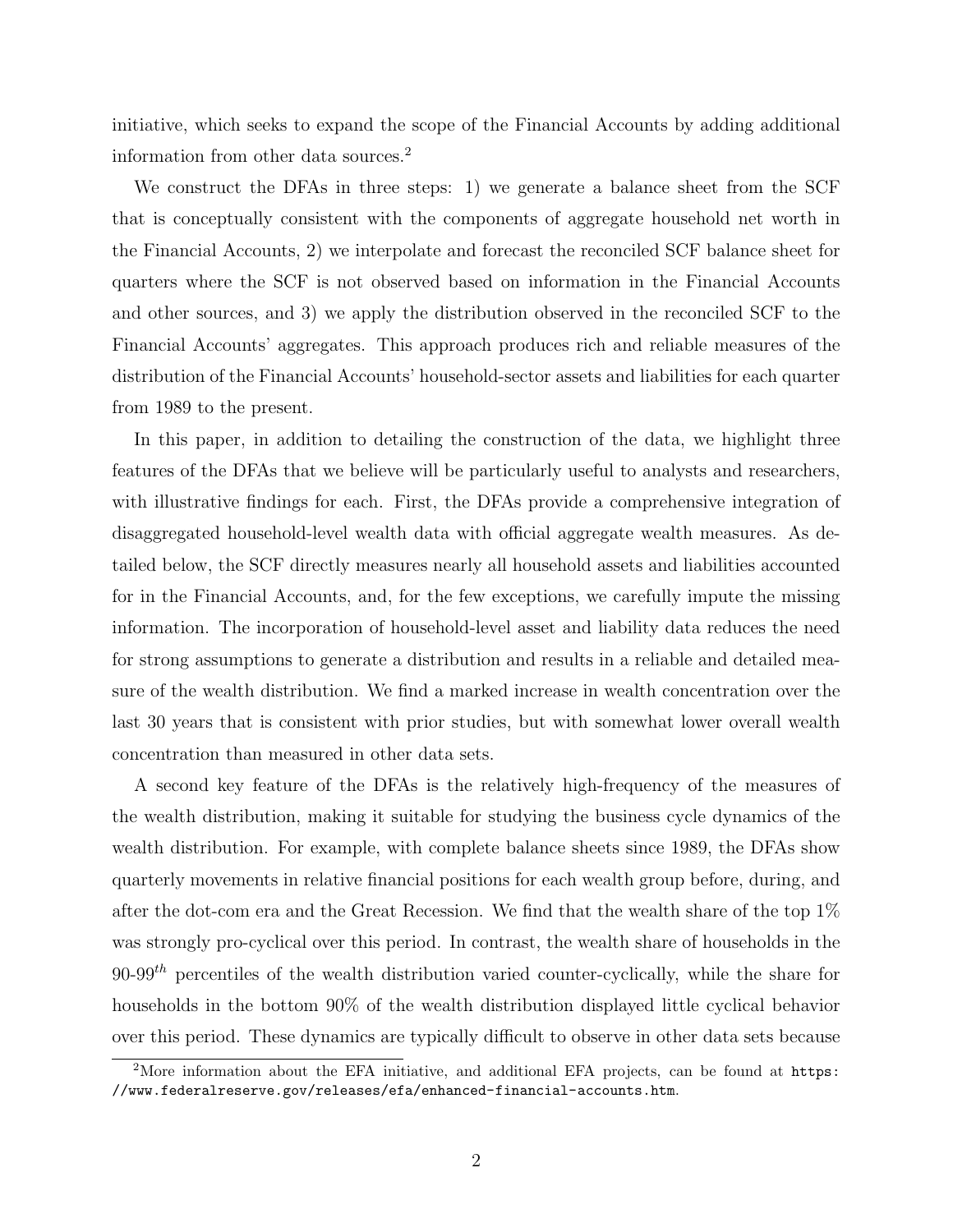initiative, which seeks to expand the scope of the Financial Accounts by adding additional information from other data sources.[2]

We construct the DFAs in three steps: 1) we generate a balance sheet from the SCF that is conceptually consistent with the components of aggregate household net worth in the Financial Accounts, 2) we interpolate and forecast the reconciled SCF balance sheet for quarters where the SCF is not observed based on information in the Financial Accounts and other sources, and 3) we apply the distribution observed in the reconciled SCF to the Financial Accounts' aggregates. This approach produces rich and reliable measures of the distribution of the Financial Accounts' household-sector assets and liabilities for each quarter from 1989 to the present.

In this paper, in addition to detailing the construction of the data, we highlight three features of the DFAs that we believe will be particularly useful to analysts and researchers, with illustrative findings for each. First, the DFAs provide a comprehensive integration of disaggregated household-level wealth data with official aggregate wealth measures. As detailed below, the SCF directly measures nearly all household assets and liabilities accounted for in the Financial Accounts, and, for the few exceptions, we carefully impute the missing information. The incorporation of household-level asset and liability data reduces the need for strong assumptions to generate a distribution and results in a reliable and detailed measure of the wealth distribution. We find a marked increase in wealth concentration over the last 30 years that is consistent with prior studies, but with somewhat lower overall wealth concentration than measured in other data sets.

A second key feature of the DFAs is the relatively high-frequency of the measures of the wealth distribution, making it suitable for studying the business cycle dynamics of the wealth distribution. For example, with complete balance sheets since 1989, the DFAs show quarterly movements in relative financial positions for each wealth group before, during, and after the dot-com era and the Great Recession. We find that the wealth share of the top 1% was strongly pro-cyclical over this period. In contrast, the wealth share of households in the 90-99$^{th}$ percentiles of the wealth distribution varied counter-cyclically, while the share for households in the bottom 90% of the wealth distribution displayed little cyclical behavior over this period. These dynamics are typically difficult to observe in other data sets because

[2] More information about the EFA initiative, and additional EFA projects, can be found at https://www.federalreserve.gov/releases/efa/enhanced-financial-accounts.htm.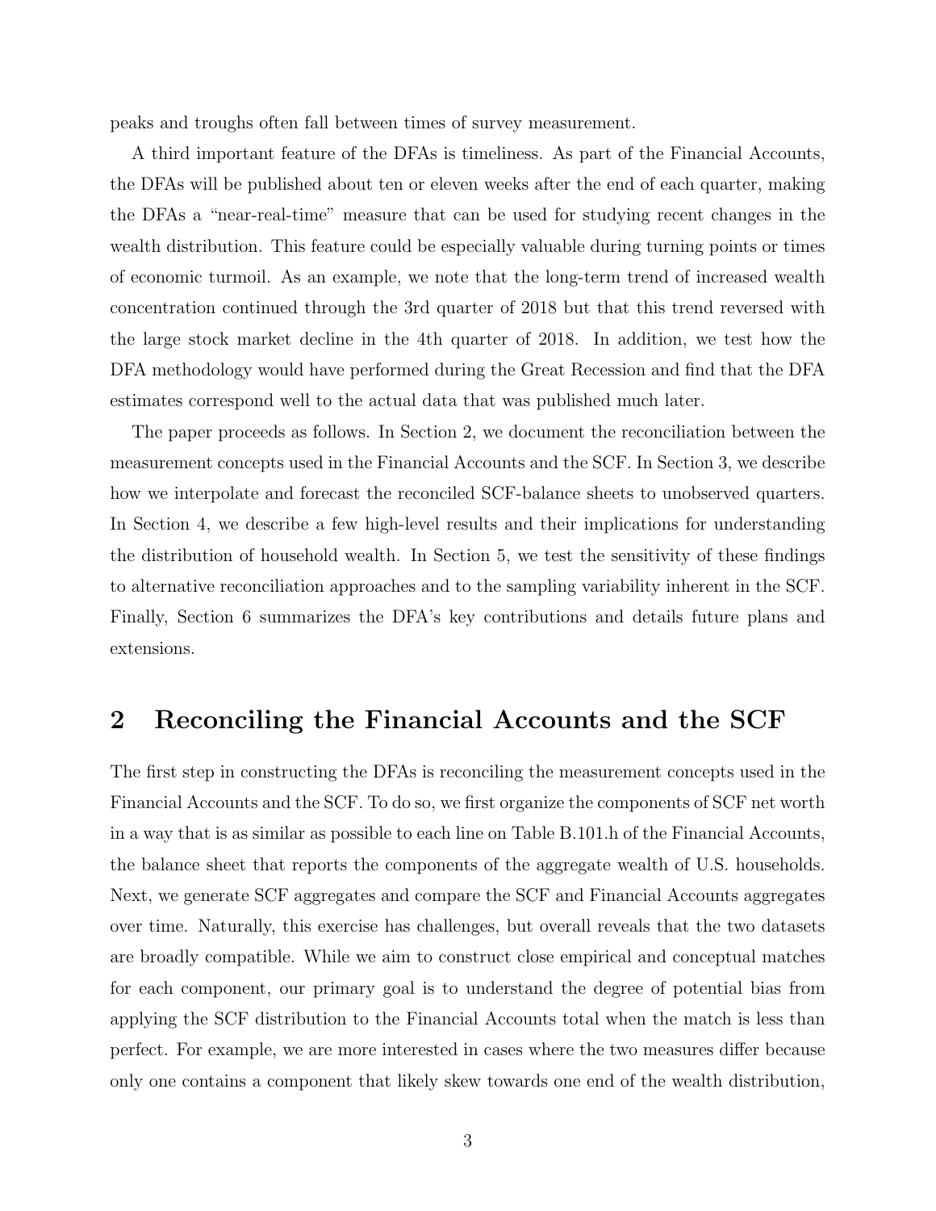peaks and troughs often fall between times of survey measurement.

A third important feature of the DFAs is timeliness. As part of the Financial Accounts, the DFAs will be published about ten or eleven weeks after the end of each quarter, making the DFAs a "near-real-time" measure that can be used for studying recent changes in the wealth distribution. This feature could be especially valuable during turning points or times of economic turmoil. As an example, we note that the long-term trend of increased wealth concentration continued through the 3rd quarter of 2018 but that this trend reversed with the large stock market decline in the 4th quarter of 2018. In addition, we test how the DFA methodology would have performed during the Great Recession and find that the DFA estimates correspond well to the actual data that was published much later.

The paper proceeds as follows. In Section 2, we document the reconciliation between the measurement concepts used in the Financial Accounts and the SCF. In Section 3, we describe how we interpolate and forecast the reconciled SCF-balance sheets to unobserved quarters. In Section 4, we describe a few high-level results and their implications for understanding the distribution of household wealth. In Section 5, we test the sensitivity of these findings to alternative reconciliation approaches and to the sampling variability inherent in the SCF. Finally, Section 6 summarizes the DFA's key contributions and details future plans and extensions.

## 2 Reconciling the Financial Accounts and the SCF

The first step in constructing the DFAs is reconciling the measurement concepts used in the Financial Accounts and the SCF. To do so, we first organize the components of SCF net worth in a way that is as similar as possible to each line on Table B.101.h of the Financial Accounts, the balance sheet that reports the components of the aggregate wealth of U.S. households. Next, we generate SCF aggregates and compare the SCF and Financial Accounts aggregates over time. Naturally, this exercise has challenges, but overall reveals that the two datasets are broadly compatible. While we aim to construct close empirical and conceptual matches for each component, our primary goal is to understand the degree of potential bias from applying the SCF distribution to the Financial Accounts total when the match is less than perfect. For example, we are more interested in cases where the two measures differ because only one contains a component that likely skew towards one end of the wealth distribution,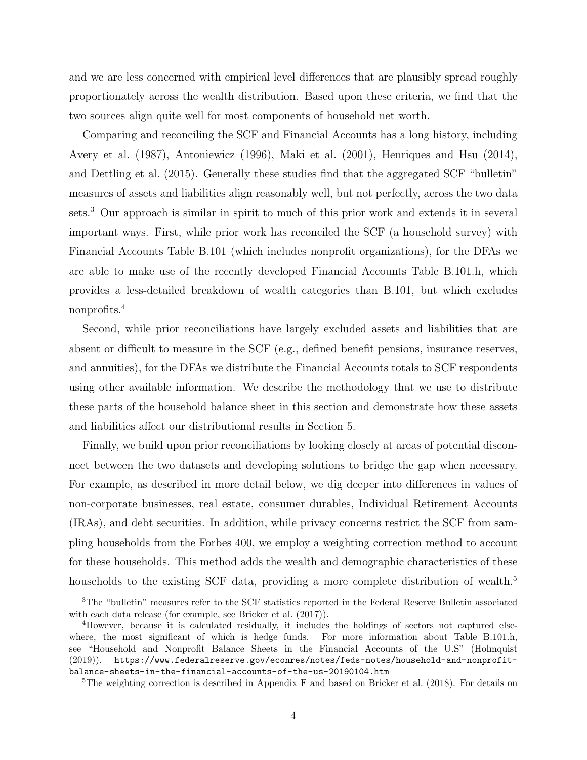and we are less concerned with empirical level differences that are plausibly spread roughly proportionately across the wealth distribution. Based upon these criteria, we find that the two sources align quite well for most components of household net worth.

Comparing and reconciling the SCF and Financial Accounts has a long history, including Avery et al. (1987), Antoniewicz (1996), Maki et al. (2001), Henriques and Hsu (2014), and Dettling et al. (2015). Generally these studies find that the aggregated SCF "bulletin" measures of assets and liabilities align reasonably well, but not perfectly, across the two data sets.[3] Our approach is similar in spirit to much of this prior work and extends it in several important ways. First, while prior work has reconciled the SCF (a household survey) with Financial Accounts Table B.101 (which includes nonprofit organizations), for the DFAs we are able to make use of the recently developed Financial Accounts Table B.101.h, which provides a less-detailed breakdown of wealth categories than B.101, but which excludes nonprofits.[4]

Second, while prior reconciliations have largely excluded assets and liabilities that are absent or difficult to measure in the SCF (e.g., defined benefit pensions, insurance reserves, and annuities), for the DFAs we distribute the Financial Accounts totals to SCF respondents using other available information. We describe the methodology that we use to distribute these parts of the household balance sheet in this section and demonstrate how these assets and liabilities affect our distributional results in Section 5.

Finally, we build upon prior reconciliations by looking closely at areas of potential disconnect between the two datasets and developing solutions to bridge the gap when necessary. For example, as described in more detail below, we dig deeper into differences in values of non-corporate businesses, real estate, consumer durables, Individual Retirement Accounts (IRAs), and debt securities. In addition, while privacy concerns restrict the SCF from sampling households from the Forbes 400, we employ a weighting correction method to account for these households. This method adds the wealth and demographic characteristics of these households to the existing SCF data, providing a more complete distribution of wealth.[5]

[3] The "bulletin" measures refer to the SCF statistics reported in the Federal Reserve Bulletin associated with each data release (for example, see Bricker et al. (2017)).

[4] However, because it is calculated residually, it includes the holdings of sectors not captured elsewhere, the most significant of which is hedge funds. For more information about Table B.101.h, see "Household and Nonprofit Balance Sheets in the Financial Accounts of the U.S" (Holmquist (2019)). https://www.federalreserve.gov/econres/notes/feds-notes/household-and-nonprofit-balance-sheets-in-the-financial-accounts-of-the-us-20190104.htm

[5] The weighting correction is described in Appendix F and based on Bricker et al. (2018). For details on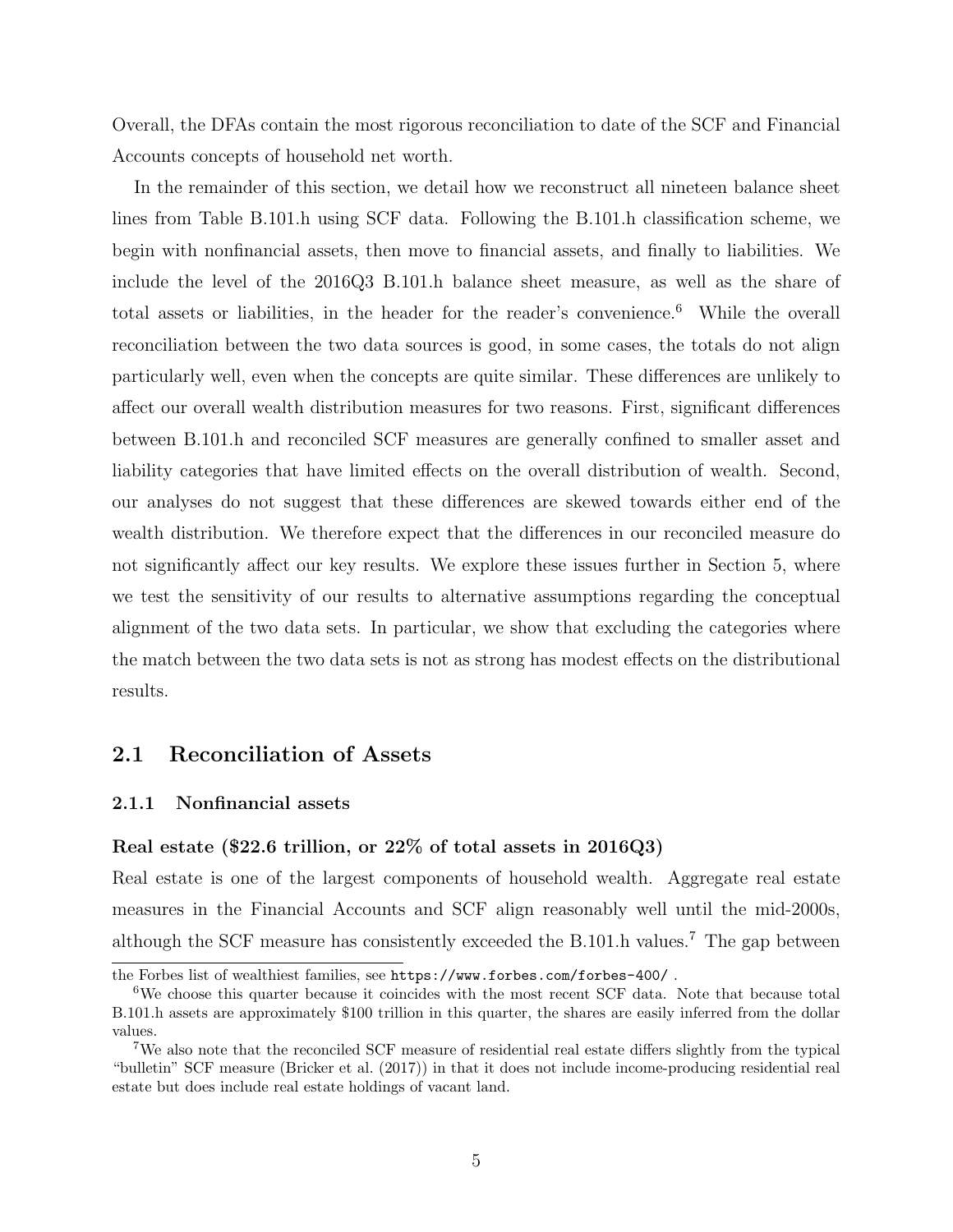Overall, the DFAs contain the most rigorous reconciliation to date of the SCF and Financial Accounts concepts of household net worth.

In the remainder of this section, we detail how we reconstruct all nineteen balance sheet lines from Table B.101.h using SCF data. Following the B.101.h classification scheme, we begin with nonfinancial assets, then move to financial assets, and finally to liabilities. We include the level of the 2016Q3 B.101.h balance sheet measure, as well as the share of total assets or liabilities, in the header for the reader's convenience.[6] While the overall reconciliation between the two data sources is good, in some cases, the totals do not align particularly well, even when the concepts are quite similar. These differences are unlikely to affect our overall wealth distribution measures for two reasons. First, significant differences between B.101.h and reconciled SCF measures are generally confined to smaller asset and liability categories that have limited effects on the overall distribution of wealth. Second, our analyses do not suggest that these differences are skewed towards either end of the wealth distribution. We therefore expect that the differences in our reconciled measure do not significantly affect our key results. We explore these issues further in Section 5, where we test the sensitivity of our results to alternative assumptions regarding the conceptual alignment of the two data sets. In particular, we show that excluding the categories where the match between the two data sets is not as strong has modest effects on the distributional results.

## 2.1 Reconciliation of Assets

### 2.1.1 Nonfinancial assets

**Real estate ($22.6 trillion, or 22% of total assets in 2016Q3)**

Real estate is one of the largest components of household wealth. Aggregate real estate measures in the Financial Accounts and SCF align reasonably well until the mid-2000s, although the SCF measure has consistently exceeded the B.101.h values.[7] The gap between

the Forbes list of wealthiest families, see https://www.forbes.com/forbes-400/ .

[6] We choose this quarter because it coincides with the most recent SCF data. Note that because total B.101.h assets are approximately $100 trillion in this quarter, the shares are easily inferred from the dollar values.

[7] We also note that the reconciled SCF measure of residential real estate differs slightly from the typical "bulletin" SCF measure (Bricker et al. (2017)) in that it does not include income-producing residential real estate but does include real estate holdings of vacant land.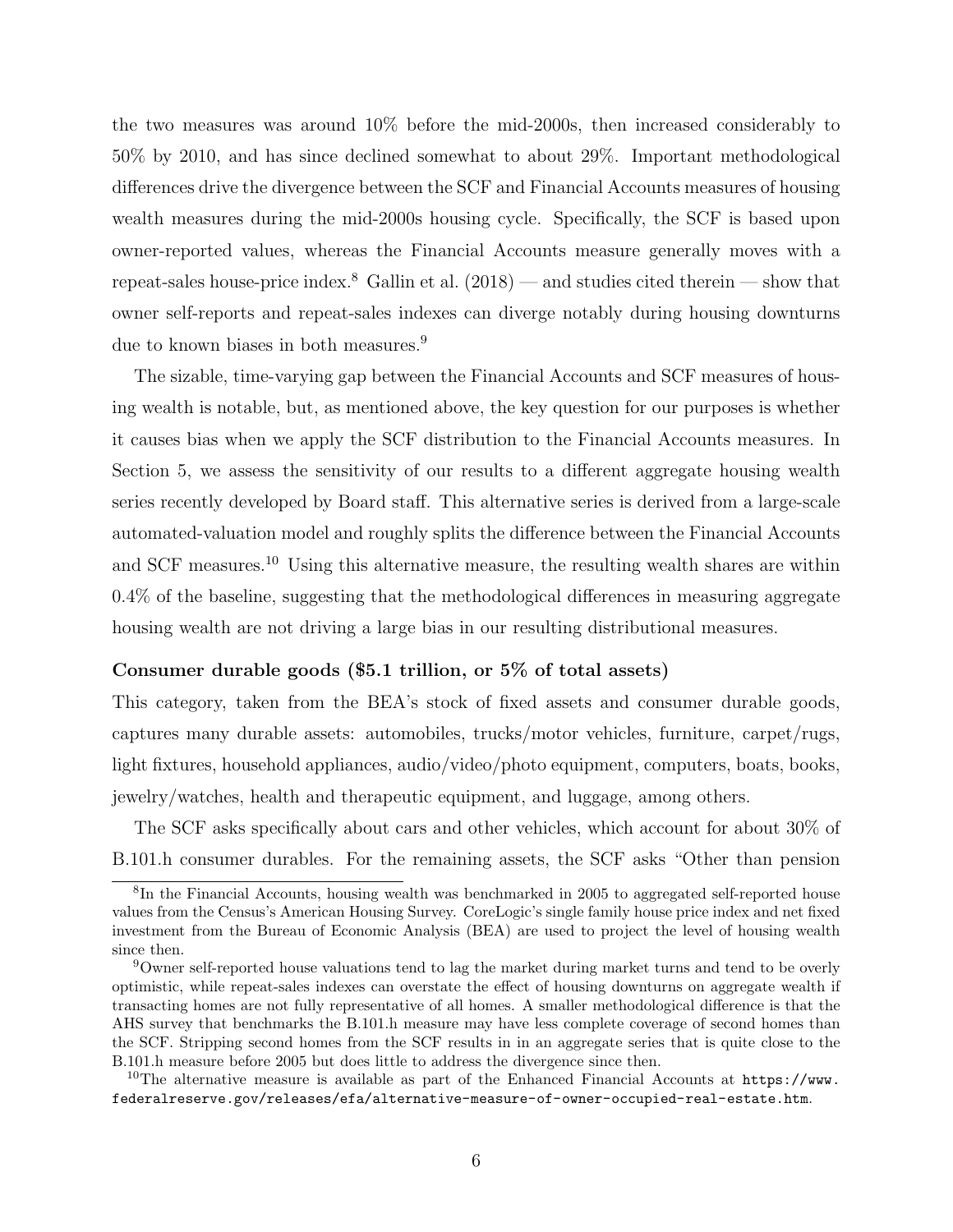the two measures was around 10% before the mid-2000s, then increased considerably to 50% by 2010, and has since declined somewhat to about 29%. Important methodological differences drive the divergence between the SCF and Financial Accounts measures of housing wealth measures during the mid-2000s housing cycle. Specifically, the SCF is based upon owner-reported values, whereas the Financial Accounts measure generally moves with a repeat-sales house-price index.[8] Gallin et al. (2018) — and studies cited therein — show that owner self-reports and repeat-sales indexes can diverge notably during housing downturns due to known biases in both measures.[9]

The sizable, time-varying gap between the Financial Accounts and SCF measures of housing wealth is notable, but, as mentioned above, the key question for our purposes is whether it causes bias when we apply the SCF distribution to the Financial Accounts measures. In Section 5, we assess the sensitivity of our results to a different aggregate housing wealth series recently developed by Board staff. This alternative series is derived from a large-scale automated-valuation model and roughly splits the difference between the Financial Accounts and SCF measures.[10] Using this alternative measure, the resulting wealth shares are within 0.4% of the baseline, suggesting that the methodological differences in measuring aggregate housing wealth are not driving a large bias in our resulting distributional measures.

**Consumer durable goods ($5.1 trillion, or 5% of total assets)**

This category, taken from the BEA's stock of fixed assets and consumer durable goods, captures many durable assets: automobiles, trucks/motor vehicles, furniture, carpet/rugs, light fixtures, household appliances, audio/video/photo equipment, computers, boats, books, jewelry/watches, health and therapeutic equipment, and luggage, among others.

The SCF asks specifically about cars and other vehicles, which account for about 30% of B.101.h consumer durables. For the remaining assets, the SCF asks "Other than pension

---

[8] In the Financial Accounts, housing wealth was benchmarked in 2005 to aggregated self-reported house values from the Census's American Housing Survey. CoreLogic's single family house price index and net fixed investment from the Bureau of Economic Analysis (BEA) are used to project the level of housing wealth since then.

[9] Owner self-reported house valuations tend to lag the market during market turns and tend to be overly optimistic, while repeat-sales indexes can overstate the effect of housing downturns on aggregate wealth if transacting homes are not fully representative of all homes. A smaller methodological difference is that the AHS survey that benchmarks the B.101.h measure may have less complete coverage of second homes than the SCF. Stripping second homes from the SCF results in in an aggregate series that is quite close to the B.101.h measure before 2005 but does little to address the divergence since then.

[10] The alternative measure is available as part of the Enhanced Financial Accounts at `https://www.federalreserve.gov/releases/efa/alternative-measure-of-owner-occupied-real-estate.htm`.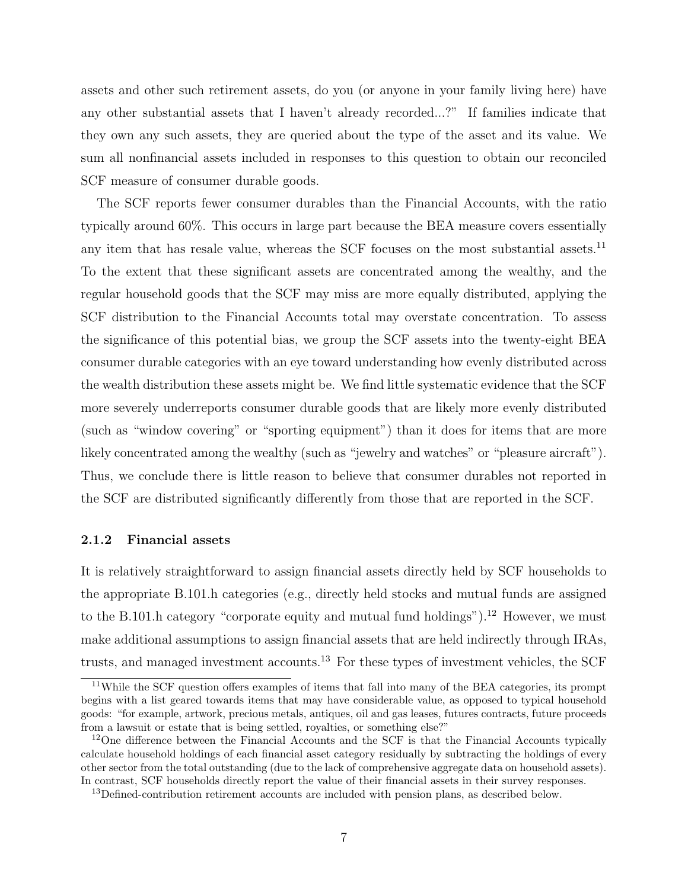assets and other such retirement assets, do you (or anyone in your family living here) have any other substantial assets that I haven't already recorded...?" If families indicate that they own any such assets, they are queried about the type of the asset and its value. We sum all nonfinancial assets included in responses to this question to obtain our reconciled SCF measure of consumer durable goods.

The SCF reports fewer consumer durables than the Financial Accounts, with the ratio typically around 60%. This occurs in large part because the BEA measure covers essentially any item that has resale value, whereas the SCF focuses on the most substantial assets.[11] To the extent that these significant assets are concentrated among the wealthy, and the regular household goods that the SCF may miss are more equally distributed, applying the SCF distribution to the Financial Accounts total may overstate concentration. To assess the significance of this potential bias, we group the SCF assets into the twenty-eight BEA consumer durable categories with an eye toward understanding how evenly distributed across the wealth distribution these assets might be. We find little systematic evidence that the SCF more severely underreports consumer durable goods that are likely more evenly distributed (such as "window covering" or "sporting equipment") than it does for items that are more likely concentrated among the wealthy (such as "jewelry and watches" or "pleasure aircraft"). Thus, we conclude there is little reason to believe that consumer durables not reported in the SCF are distributed significantly differently from those that are reported in the SCF.

### 2.1.2 Financial assets

It is relatively straightforward to assign financial assets directly held by SCF households to the appropriate B.101.h categories (e.g., directly held stocks and mutual funds are assigned to the B.101.h category "corporate equity and mutual fund holdings").[12] However, we must make additional assumptions to assign financial assets that are held indirectly through IRAs, trusts, and managed investment accounts.[13] For these types of investment vehicles, the SCF

[11] While the SCF question offers examples of items that fall into many of the BEA categories, its prompt begins with a list geared towards items that may have considerable value, as opposed to typical household goods: "for example, artwork, precious metals, antiques, oil and gas leases, futures contracts, future proceeds from a lawsuit or estate that is being settled, royalties, or something else?"

[12] One difference between the Financial Accounts and the SCF is that the Financial Accounts typically calculate household holdings of each financial asset category residually by subtracting the holdings of every other sector from the total outstanding (due to the lack of comprehensive aggregate data on household assets). In contrast, SCF households directly report the value of their financial assets in their survey responses.

[13] Defined-contribution retirement accounts are included with pension plans, as described below.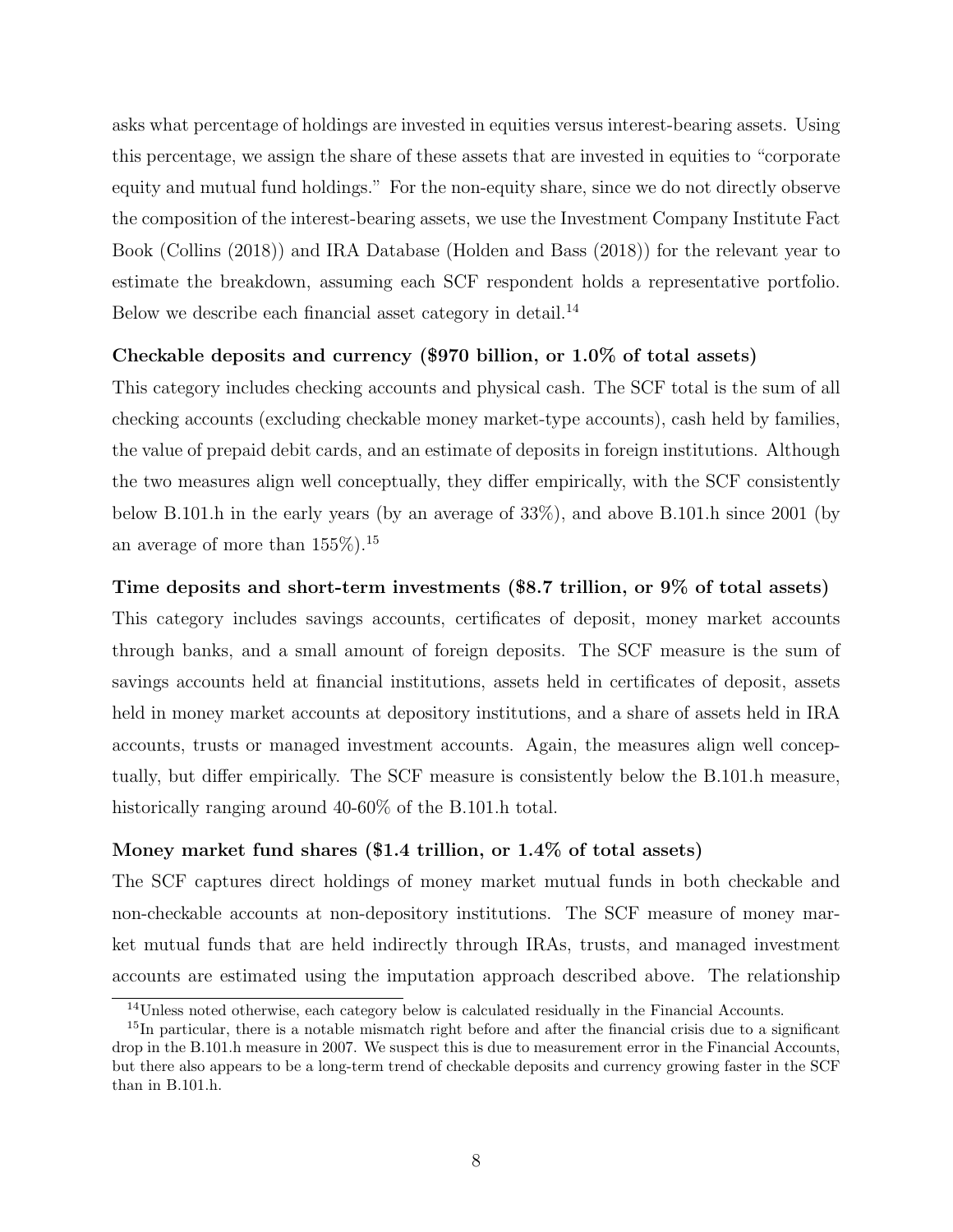asks what percentage of holdings are invested in equities versus interest-bearing assets. Using this percentage, we assign the share of these assets that are invested in equities to "corporate equity and mutual fund holdings." For the non-equity share, since we do not directly observe the composition of the interest-bearing assets, we use the Investment Company Institute Fact Book (Collins (2018)) and IRA Database (Holden and Bass (2018)) for the relevant year to estimate the breakdown, assuming each SCF respondent holds a representative portfolio. Below we describe each financial asset category in detail.[14]

**Checkable deposits and currency ($970 billion, or 1.0% of total assets)**

This category includes checking accounts and physical cash. The SCF total is the sum of all checking accounts (excluding checkable money market-type accounts), cash held by families, the value of prepaid debit cards, and an estimate of deposits in foreign institutions. Although the two measures align well conceptually, they differ empirically, with the SCF consistently below B.101.h in the early years (by an average of 33%), and above B.101.h since 2001 (by an average of more than 155%).[15]

**Time deposits and short-term investments ($8.7 trillion, or 9% of total assets)**

This category includes savings accounts, certificates of deposit, money market accounts through banks, and a small amount of foreign deposits. The SCF measure is the sum of savings accounts held at financial institutions, assets held in certificates of deposit, assets held in money market accounts at depository institutions, and a share of assets held in IRA accounts, trusts or managed investment accounts. Again, the measures align well conceptually, but differ empirically. The SCF measure is consistently below the B.101.h measure, historically ranging around 40-60% of the B.101.h total.

**Money market fund shares ($1.4 trillion, or 1.4% of total assets)**

The SCF captures direct holdings of money market mutual funds in both checkable and non-checkable accounts at non-depository institutions. The SCF measure of money market mutual funds that are held indirectly through IRAs, trusts, and managed investment accounts are estimated using the imputation approach described above. The relationship

[14] Unless noted otherwise, each category below is calculated residually in the Financial Accounts.

[15] In particular, there is a notable mismatch right before and after the financial crisis due to a significant drop in the B.101.h measure in 2007. We suspect this is due to measurement error in the Financial Accounts, but there also appears to be a long-term trend of checkable deposits and currency growing faster in the SCF than in B.101.h.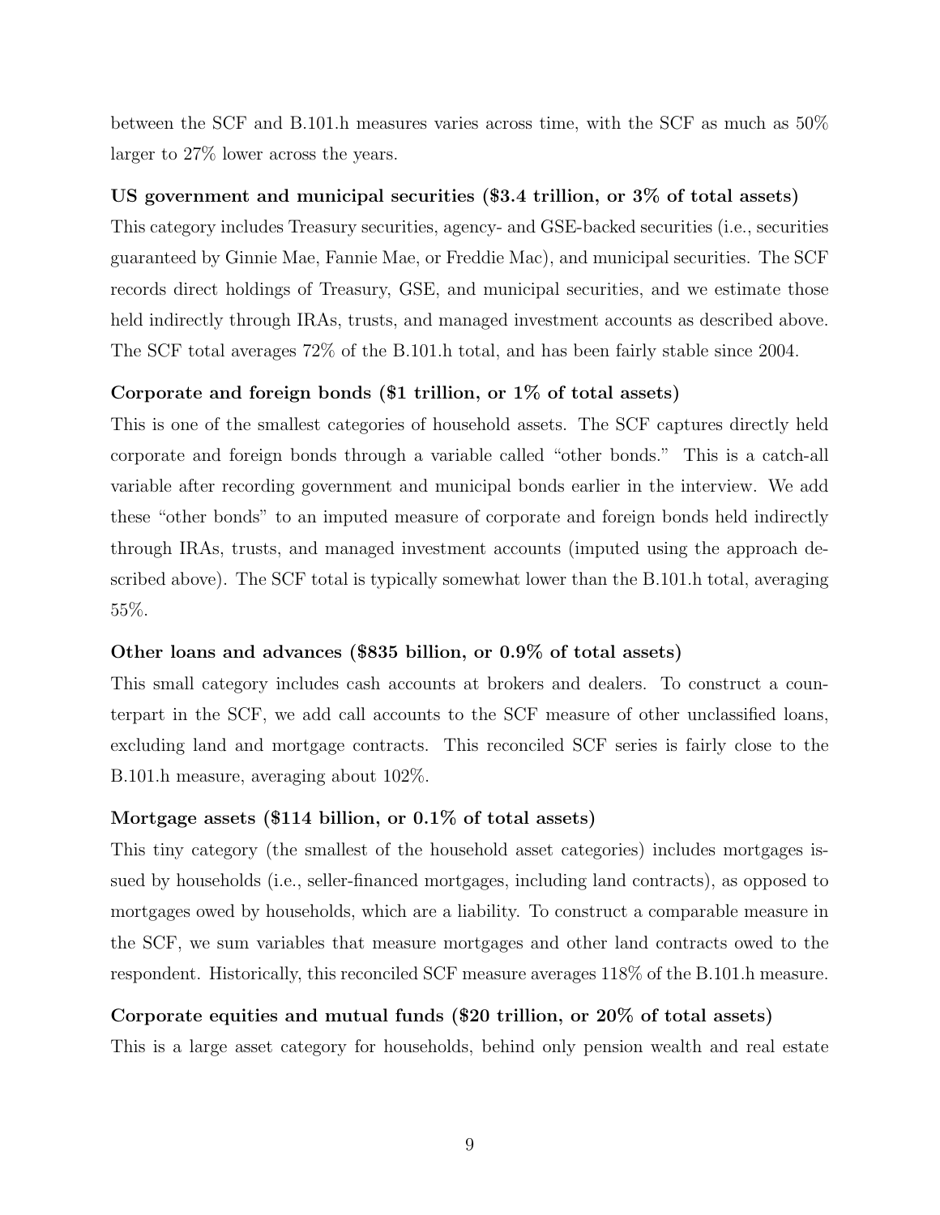between the SCF and B.101.h measures varies across time, with the SCF as much as 50% larger to 27% lower across the years.

**US government and municipal securities ($3.4 trillion, or 3% of total assets)**

This category includes Treasury securities, agency- and GSE-backed securities (i.e., securities guaranteed by Ginnie Mae, Fannie Mae, or Freddie Mac), and municipal securities. The SCF records direct holdings of Treasury, GSE, and municipal securities, and we estimate those held indirectly through IRAs, trusts, and managed investment accounts as described above. The SCF total averages 72% of the B.101.h total, and has been fairly stable since 2004.

**Corporate and foreign bonds ($1 trillion, or 1% of total assets)**

This is one of the smallest categories of household assets. The SCF captures directly held corporate and foreign bonds through a variable called "other bonds." This is a catch-all variable after recording government and municipal bonds earlier in the interview. We add these "other bonds" to an imputed measure of corporate and foreign bonds held indirectly through IRAs, trusts, and managed investment accounts (imputed using the approach described above). The SCF total is typically somewhat lower than the B.101.h total, averaging 55%.

**Other loans and advances ($835 billion, or 0.9% of total assets)**

This small category includes cash accounts at brokers and dealers. To construct a counterpart in the SCF, we add call accounts to the SCF measure of other unclassified loans, excluding land and mortgage contracts. This reconciled SCF series is fairly close to the B.101.h measure, averaging about 102%.

**Mortgage assets ($114 billion, or 0.1% of total assets)**

This tiny category (the smallest of the household asset categories) includes mortgages issued by households (i.e., seller-financed mortgages, including land contracts), as opposed to mortgages owed by households, which are a liability. To construct a comparable measure in the SCF, we sum variables that measure mortgages and other land contracts owed to the respondent. Historically, this reconciled SCF measure averages 118% of the B.101.h measure.

**Corporate equities and mutual funds ($20 trillion, or 20% of total assets)**

This is a large asset category for households, behind only pension wealth and real estate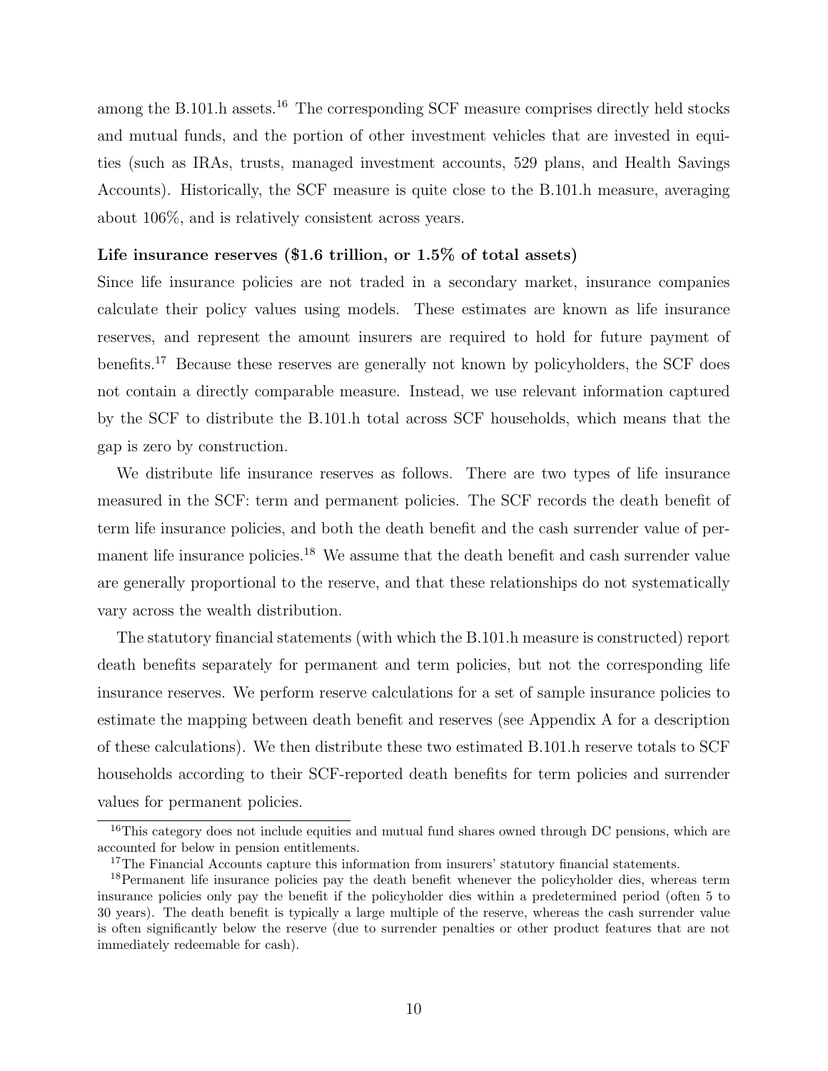among the B.101.h assets.[16] The corresponding SCF measure comprises directly held stocks and mutual funds, and the portion of other investment vehicles that are invested in equities (such as IRAs, trusts, managed investment accounts, 529 plans, and Health Savings Accounts). Historically, the SCF measure is quite close to the B.101.h measure, averaging about 106%, and is relatively consistent across years.

**Life insurance reserves ($1.6 trillion, or 1.5% of total assets)**

Since life insurance policies are not traded in a secondary market, insurance companies calculate their policy values using models. These estimates are known as life insurance reserves, and represent the amount insurers are required to hold for future payment of benefits.[17] Because these reserves are generally not known by policyholders, the SCF does not contain a directly comparable measure. Instead, we use relevant information captured by the SCF to distribute the B.101.h total across SCF households, which means that the gap is zero by construction.

We distribute life insurance reserves as follows. There are two types of life insurance measured in the SCF: term and permanent policies. The SCF records the death benefit of term life insurance policies, and both the death benefit and the cash surrender value of permanent life insurance policies.[18] We assume that the death benefit and cash surrender value are generally proportional to the reserve, and that these relationships do not systematically vary across the wealth distribution.

The statutory financial statements (with which the B.101.h measure is constructed) report death benefits separately for permanent and term policies, but not the corresponding life insurance reserves. We perform reserve calculations for a set of sample insurance policies to estimate the mapping between death benefit and reserves (see Appendix A for a description of these calculations). We then distribute these two estimated B.101.h reserve totals to SCF households according to their SCF-reported death benefits for term policies and surrender values for permanent policies.

[16] This category does not include equities and mutual fund shares owned through DC pensions, which are accounted for below in pension entitlements.

[17] The Financial Accounts capture this information from insurers' statutory financial statements.

[18] Permanent life insurance policies pay the death benefit whenever the policyholder dies, whereas term insurance policies only pay the benefit if the policyholder dies within a predetermined period (often 5 to 30 years). The death benefit is typically a large multiple of the reserve, whereas the cash surrender value is often significantly below the reserve (due to surrender penalties or other product features that are not immediately redeemable for cash).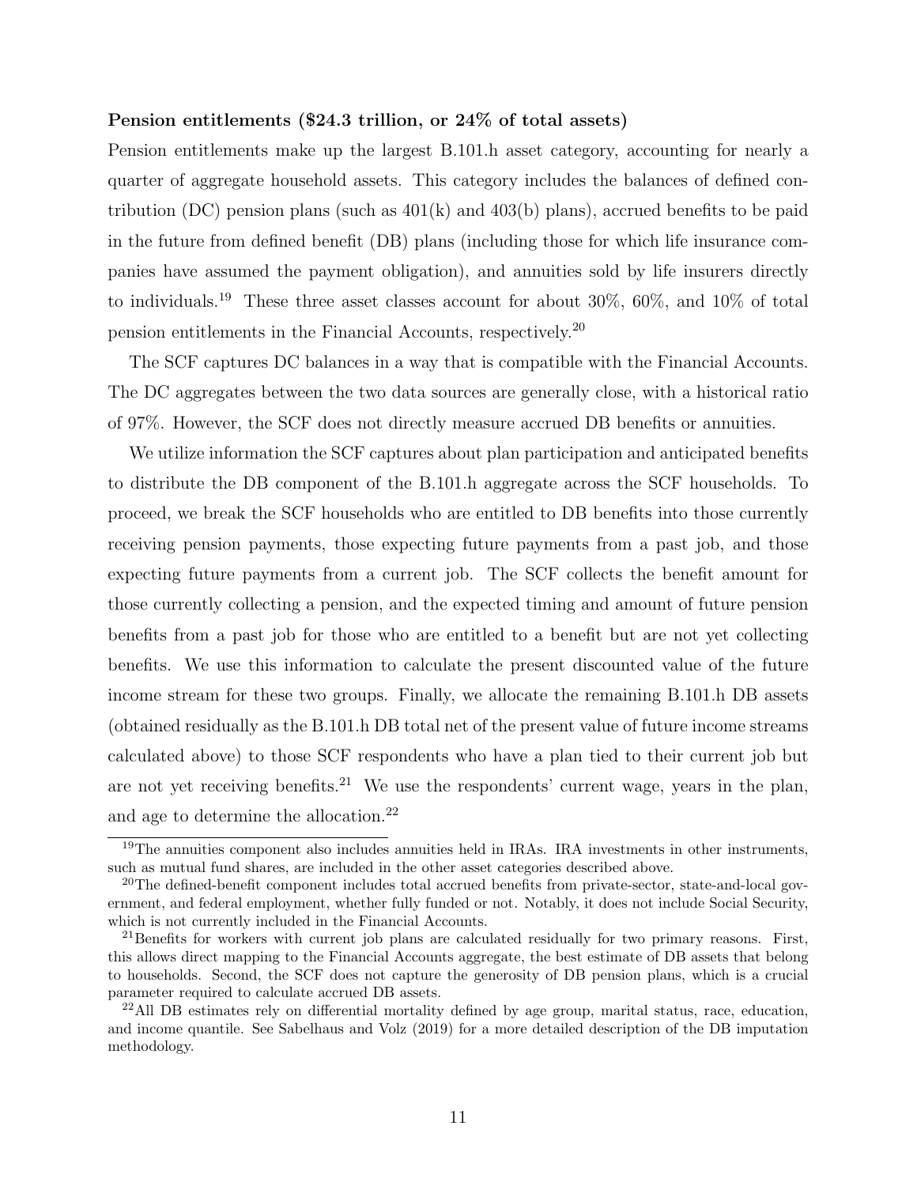**Pension entitlements ($24.3 trillion, or 24% of total assets)**

Pension entitlements make up the largest B.101.h asset category, accounting for nearly a quarter of aggregate household assets. This category includes the balances of defined contribution (DC) pension plans (such as 401(k) and 403(b) plans), accrued benefits to be paid in the future from defined benefit (DB) plans (including those for which life insurance companies have assumed the payment obligation), and annuities sold by life insurers directly to individuals.[19] These three asset classes account for about 30%, 60%, and 10% of total pension entitlements in the Financial Accounts, respectively.[20]

The SCF captures DC balances in a way that is compatible with the Financial Accounts. The DC aggregates between the two data sources are generally close, with a historical ratio of 97%. However, the SCF does not directly measure accrued DB benefits or annuities.

We utilize information the SCF captures about plan participation and anticipated benefits to distribute the DB component of the B.101.h aggregate across the SCF households. To proceed, we break the SCF households who are entitled to DB benefits into those currently receiving pension payments, those expecting future payments from a past job, and those expecting future payments from a current job. The SCF collects the benefit amount for those currently collecting a pension, and the expected timing and amount of future pension benefits from a past job for those who are entitled to a benefit but are not yet collecting benefits. We use this information to calculate the present discounted value of the future income stream for these two groups. Finally, we allocate the remaining B.101.h DB assets (obtained residually as the B.101.h DB total net of the present value of future income streams calculated above) to those SCF respondents who have a plan tied to their current job but are not yet receiving benefits.[21] We use the respondents' current wage, years in the plan, and age to determine the allocation.[22]

---

[19] The annuities component also includes annuities held in IRAs. IRA investments in other instruments, such as mutual fund shares, are included in the other asset categories described above.

[20] The defined-benefit component includes total accrued benefits from private-sector, state-and-local government, and federal employment, whether fully funded or not. Notably, it does not include Social Security, which is not currently included in the Financial Accounts.

[21] Benefits for workers with current job plans are calculated residually for two primary reasons. First, this allows direct mapping to the Financial Accounts aggregate, the best estimate of DB assets that belong to households. Second, the SCF does not capture the generosity of DB pension plans, which is a crucial parameter required to calculate accrued DB assets.

[22] All DB estimates rely on differential mortality defined by age group, marital status, race, education, and income quantile. See Sabelhaus and Volz (2019) for a more detailed description of the DB imputation methodology.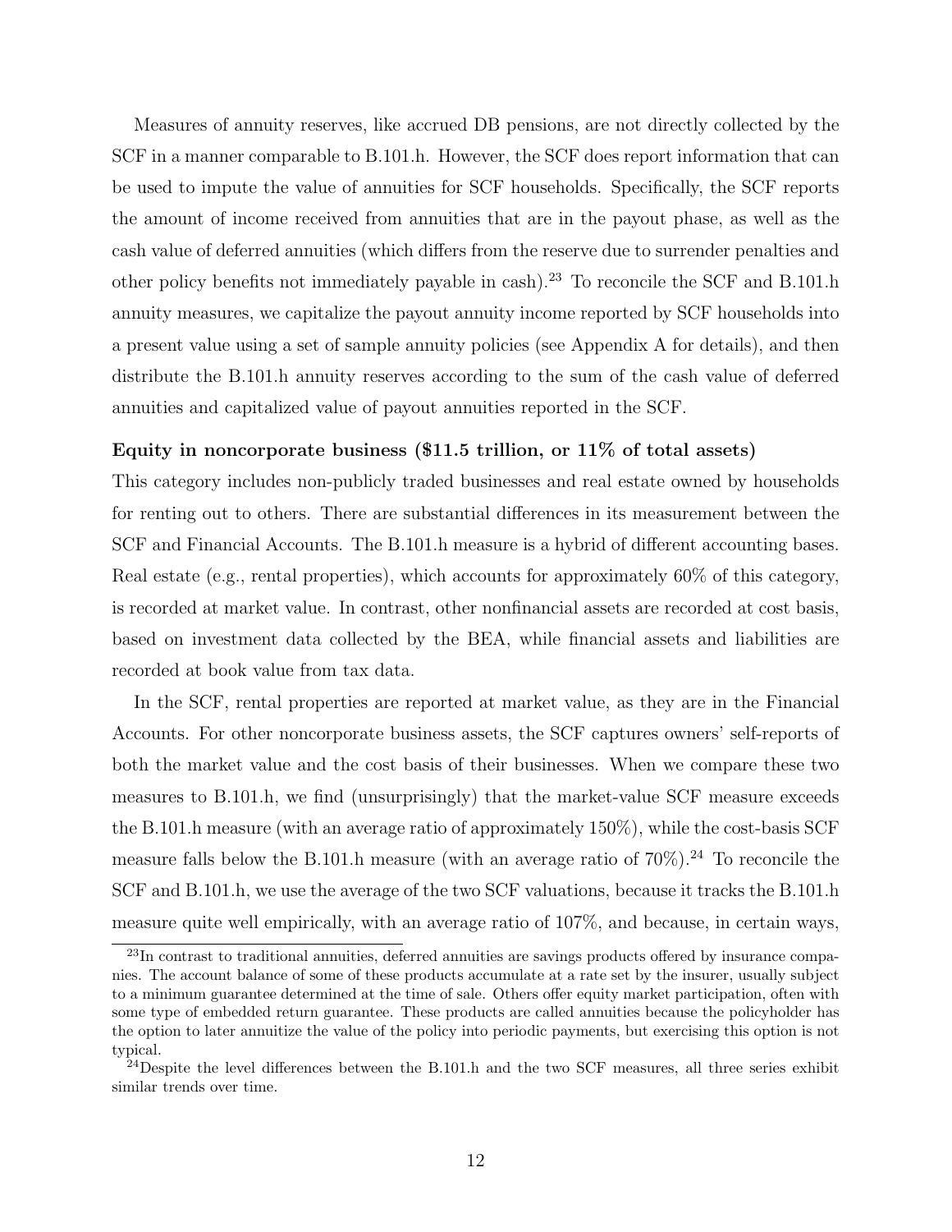Measures of annuity reserves, like accrued DB pensions, are not directly collected by the SCF in a manner comparable to B.101.h. However, the SCF does report information that can be used to impute the value of annuities for SCF households. Specifically, the SCF reports the amount of income received from annuities that are in the payout phase, as well as the cash value of deferred annuities (which differs from the reserve due to surrender penalties and other policy benefits not immediately payable in cash).[23] To reconcile the SCF and B.101.h annuity measures, we capitalize the payout annuity income reported by SCF households into a present value using a set of sample annuity policies (see Appendix A for details), and then distribute the B.101.h annuity reserves according to the sum of the cash value of deferred annuities and capitalized value of payout annuities reported in the SCF.

**Equity in noncorporate business (\$11.5 trillion, or 11% of total assets)**

This category includes non-publicly traded businesses and real estate owned by households for renting out to others. There are substantial differences in its measurement between the SCF and Financial Accounts. The B.101.h measure is a hybrid of different accounting bases. Real estate (e.g., rental properties), which accounts for approximately 60% of this category, is recorded at market value. In contrast, other nonfinancial assets are recorded at cost basis, based on investment data collected by the BEA, while financial assets and liabilities are recorded at book value from tax data.

In the SCF, rental properties are reported at market value, as they are in the Financial Accounts. For other noncorporate business assets, the SCF captures owners' self-reports of both the market value and the cost basis of their businesses. When we compare these two measures to B.101.h, we find (unsurprisingly) that the market-value SCF measure exceeds the B.101.h measure (with an average ratio of approximately 150%), while the cost-basis SCF measure falls below the B.101.h measure (with an average ratio of 70%).[24] To reconcile the SCF and B.101.h, we use the average of the two SCF valuations, because it tracks the B.101.h measure quite well empirically, with an average ratio of 107%, and because, in certain ways,

[23]In contrast to traditional annuities, deferred annuities are savings products offered by insurance companies. The account balance of some of these products accumulate at a rate set by the insurer, usually subject to a minimum guarantee determined at the time of sale. Others offer equity market participation, often with some type of embedded return guarantee. These products are called annuities because the policyholder has the option to later annuitize the value of the policy into periodic payments, but exercising this option is not typical.

[24]Despite the level differences between the B.101.h and the two SCF measures, all three series exhibit similar trends over time.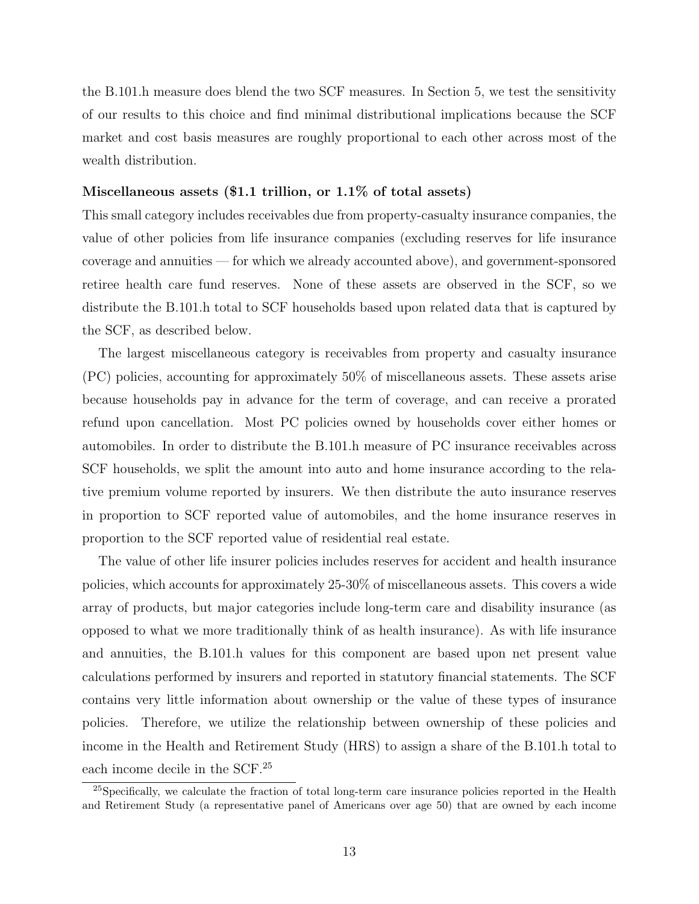the B.101.h measure does blend the two SCF measures. In Section 5, we test the sensitivity of our results to this choice and find minimal distributional implications because the SCF market and cost basis measures are roughly proportional to each other across most of the wealth distribution.

**Miscellaneous assets ($1.1 trillion, or 1.1% of total assets)**

This small category includes receivables due from property-casualty insurance companies, the value of other policies from life insurance companies (excluding reserves for life insurance coverage and annuities — for which we already accounted above), and government-sponsored retiree health care fund reserves. None of these assets are observed in the SCF, so we distribute the B.101.h total to SCF households based upon related data that is captured by the SCF, as described below.

The largest miscellaneous category is receivables from property and casualty insurance (PC) policies, accounting for approximately 50% of miscellaneous assets. These assets arise because households pay in advance for the term of coverage, and can receive a prorated refund upon cancellation. Most PC policies owned by households cover either homes or automobiles. In order to distribute the B.101.h measure of PC insurance receivables across SCF households, we split the amount into auto and home insurance according to the relative premium volume reported by insurers. We then distribute the auto insurance reserves in proportion to SCF reported value of automobiles, and the home insurance reserves in proportion to the SCF reported value of residential real estate.

The value of other life insurer policies includes reserves for accident and health insurance policies, which accounts for approximately 25-30% of miscellaneous assets. This covers a wide array of products, but major categories include long-term care and disability insurance (as opposed to what we more traditionally think of as health insurance). As with life insurance and annuities, the B.101.h values for this component are based upon net present value calculations performed by insurers and reported in statutory financial statements. The SCF contains very little information about ownership or the value of these types of insurance policies. Therefore, we utilize the relationship between ownership of these policies and income in the Health and Retirement Study (HRS) to assign a share of the B.101.h total to each income decile in the SCF.[25]

[25] Specifically, we calculate the fraction of total long-term care insurance policies reported in the Health and Retirement Study (a representative panel of Americans over age 50) that are owned by each income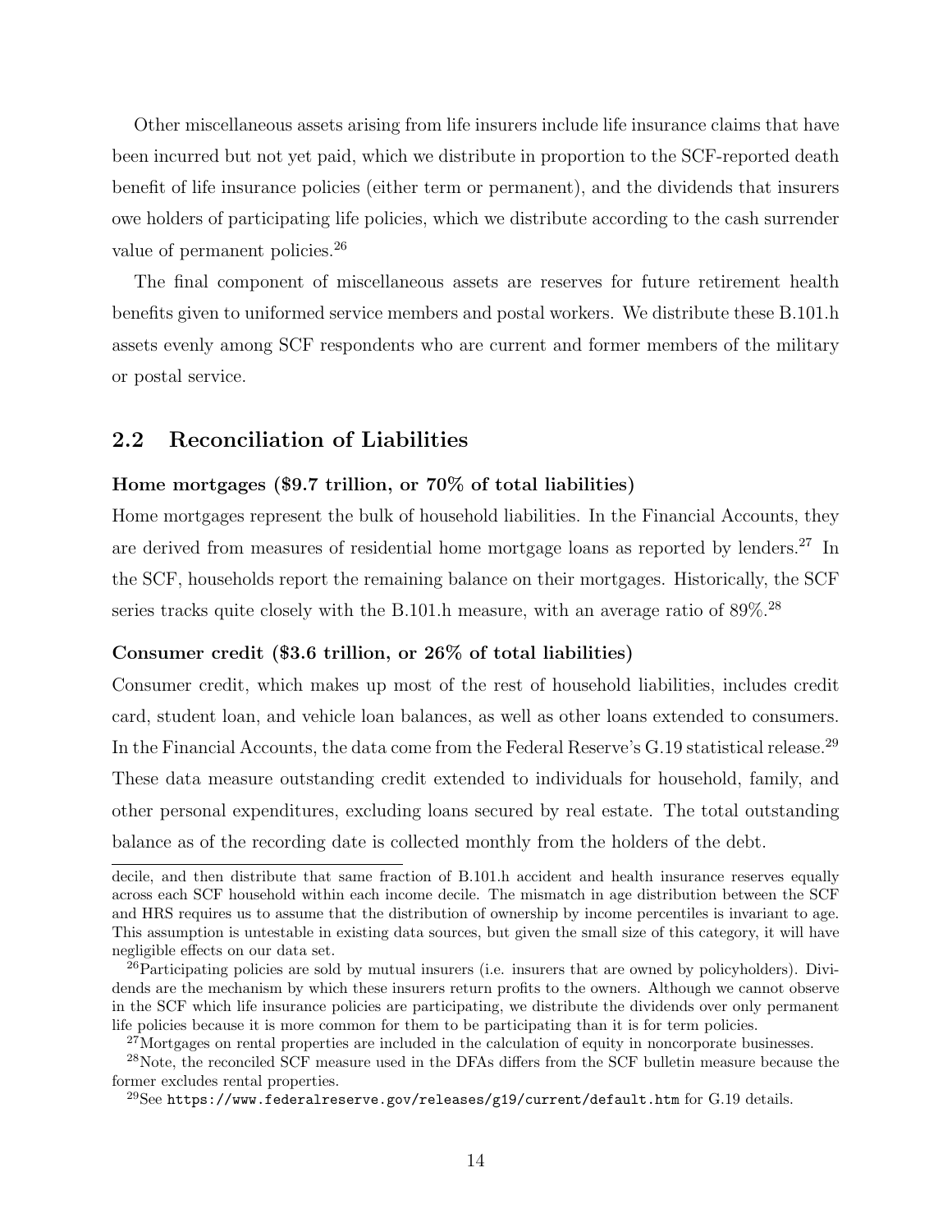Other miscellaneous assets arising from life insurers include life insurance claims that have been incurred but not yet paid, which we distribute in proportion to the SCF-reported death benefit of life insurance policies (either term or permanent), and the dividends that insurers owe holders of participating life policies, which we distribute according to the cash surrender value of permanent policies.[26]

The final component of miscellaneous assets are reserves for future retirement health benefits given to uniformed service members and postal workers. We distribute these B.101.h assets evenly among SCF respondents who are current and former members of the military or postal service.

## 2.2 Reconciliation of Liabilities

**Home mortgages ($9.7 trillion, or 70% of total liabilities)**

Home mortgages represent the bulk of household liabilities. In the Financial Accounts, they are derived from measures of residential home mortgage loans as reported by lenders.[27] In the SCF, households report the remaining balance on their mortgages. Historically, the SCF series tracks quite closely with the B.101.h measure, with an average ratio of 89%.[28]

**Consumer credit ($3.6 trillion, or 26% of total liabilities)**

Consumer credit, which makes up most of the rest of household liabilities, includes credit card, student loan, and vehicle loan balances, as well as other loans extended to consumers. In the Financial Accounts, the data come from the Federal Reserve's G.19 statistical release.[29] These data measure outstanding credit extended to individuals for household, family, and other personal expenditures, excluding loans secured by real estate. The total outstanding balance as of the recording date is collected monthly from the holders of the debt.

---

decile, and then distribute that same fraction of B.101.h accident and health insurance reserves equally across each SCF household within each income decile. The mismatch in age distribution between the SCF and HRS requires us to assume that the distribution of ownership by income percentiles is invariant to age. This assumption is untestable in existing data sources, but given the small size of this category, it will have negligible effects on our data set.

[26] Participating policies are sold by mutual insurers (i.e. insurers that are owned by policyholders). Dividends are the mechanism by which these insurers return profits to the owners. Although we cannot observe in the SCF which life insurance policies are participating, we distribute the dividends over only permanent life policies because it is more common for them to be participating than it is for term policies.

[27] Mortgages on rental properties are included in the calculation of equity in noncorporate businesses.

[28] Note, the reconciled SCF measure used in the DFAs differs from the SCF bulletin measure because the former excludes rental properties.

[29] See https://www.federalreserve.gov/releases/g19/current/default.htm for G.19 details.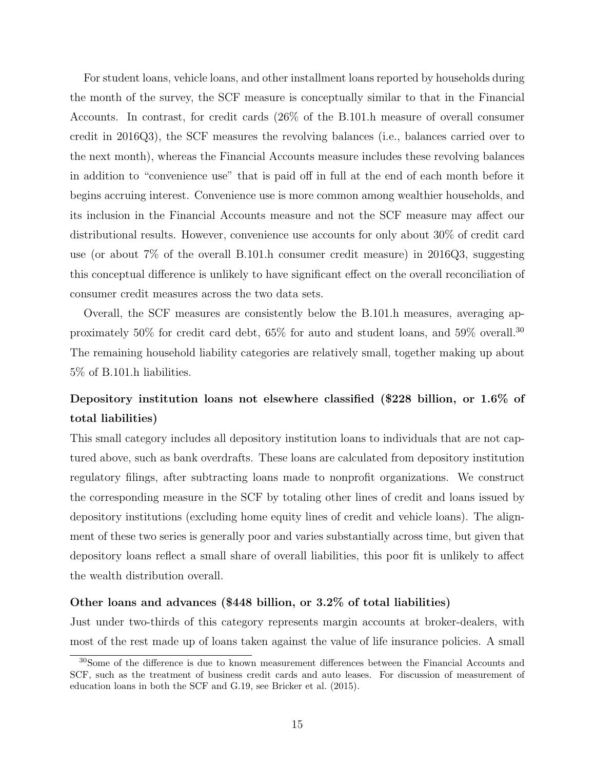For student loans, vehicle loans, and other installment loans reported by households during the month of the survey, the SCF measure is conceptually similar to that in the Financial Accounts. In contrast, for credit cards (26% of the B.101.h measure of overall consumer credit in 2016Q3), the SCF measures the revolving balances (i.e., balances carried over to the next month), whereas the Financial Accounts measure includes these revolving balances in addition to "convenience use" that is paid off in full at the end of each month before it begins accruing interest. Convenience use is more common among wealthier households, and its inclusion in the Financial Accounts measure and not the SCF measure may affect our distributional results. However, convenience use accounts for only about 30% of credit card use (or about 7% of the overall B.101.h consumer credit measure) in 2016Q3, suggesting this conceptual difference is unlikely to have significant effect on the overall reconciliation of consumer credit measures across the two data sets.

Overall, the SCF measures are consistently below the B.101.h measures, averaging approximately 50% for credit card debt, 65% for auto and student loans, and 59% overall.[30] The remaining household liability categories are relatively small, together making up about 5% of B.101.h liabilities.

**Depository institution loans not elsewhere classified ($228 billion, or 1.6% of total liabilities)**

This small category includes all depository institution loans to individuals that are not captured above, such as bank overdrafts. These loans are calculated from depository institution regulatory filings, after subtracting loans made to nonprofit organizations. We construct the corresponding measure in the SCF by totaling other lines of credit and loans issued by depository institutions (excluding home equity lines of credit and vehicle loans). The alignment of these two series is generally poor and varies substantially across time, but given that depository loans reflect a small share of overall liabilities, this poor fit is unlikely to affect the wealth distribution overall.

**Other loans and advances ($448 billion, or 3.2% of total liabilities)**

Just under two-thirds of this category represents margin accounts at broker-dealers, with most of the rest made up of loans taken against the value of life insurance policies. A small

[30] Some of the difference is due to known measurement differences between the Financial Accounts and SCF, such as the treatment of business credit cards and auto leases. For discussion of measurement of education loans in both the SCF and G.19, see Bricker et al. (2015).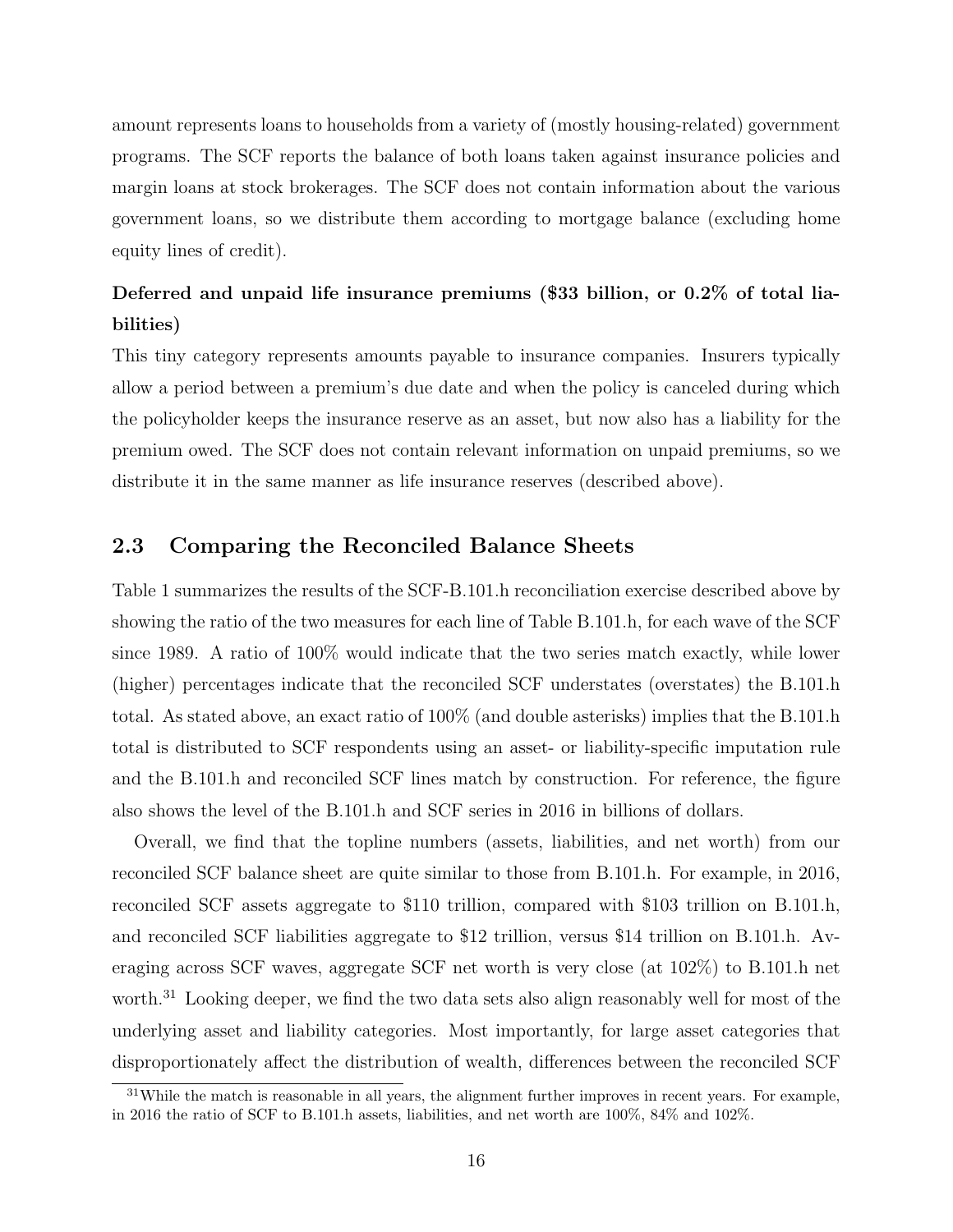amount represents loans to households from a variety of (mostly housing-related) government programs. The SCF reports the balance of both loans taken against insurance policies and margin loans at stock brokerages. The SCF does not contain information about the various government loans, so we distribute them according to mortgage balance (excluding home equity lines of credit).

**Deferred and unpaid life insurance premiums (\$33 billion, or 0.2% of total liabilities)**

This tiny category represents amounts payable to insurance companies. Insurers typically allow a period between a premium's due date and when the policy is canceled during which the policyholder keeps the insurance reserve as an asset, but now also has a liability for the premium owed. The SCF does not contain relevant information on unpaid premiums, so we distribute it in the same manner as life insurance reserves (described above).

## 2.3 Comparing the Reconciled Balance Sheets

Table 1 summarizes the results of the SCF-B.101.h reconciliation exercise described above by showing the ratio of the two measures for each line of Table B.101.h, for each wave of the SCF since 1989. A ratio of 100% would indicate that the two series match exactly, while lower (higher) percentages indicate that the reconciled SCF understates (overstates) the B.101.h total. As stated above, an exact ratio of 100% (and double asterisks) implies that the B.101.h total is distributed to SCF respondents using an asset- or liability-specific imputation rule and the B.101.h and reconciled SCF lines match by construction. For reference, the figure also shows the level of the B.101.h and SCF series in 2016 in billions of dollars.

Overall, we find that the topline numbers (assets, liabilities, and net worth) from our reconciled SCF balance sheet are quite similar to those from B.101.h. For example, in 2016, reconciled SCF assets aggregate to \$110 trillion, compared with \$103 trillion on B.101.h, and reconciled SCF liabilities aggregate to \$12 trillion, versus \$14 trillion on B.101.h. Averaging across SCF waves, aggregate SCF net worth is very close (at 102%) to B.101.h net worth.[31] Looking deeper, we find the two data sets also align reasonably well for most of the underlying asset and liability categories. Most importantly, for large asset categories that disproportionately affect the distribution of wealth, differences between the reconciled SCF

[31] While the match is reasonable in all years, the alignment further improves in recent years. For example, in 2016 the ratio of SCF to B.101.h assets, liabilities, and net worth are 100%, 84% and 102%.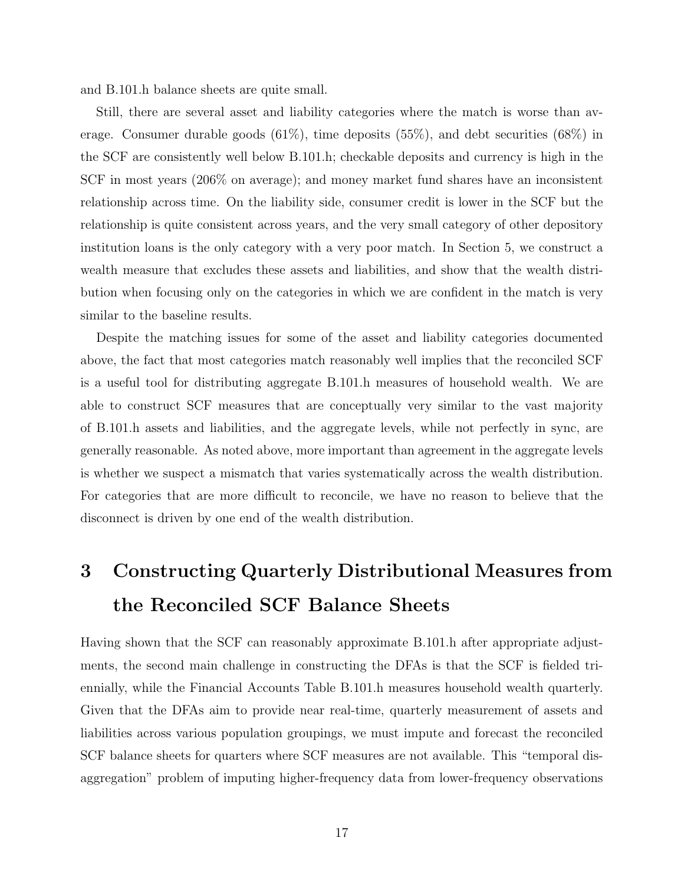and B.101.h balance sheets are quite small.

Still, there are several asset and liability categories where the match is worse than average. Consumer durable goods (61%), time deposits (55%), and debt securities (68%) in the SCF are consistently well below B.101.h; checkable deposits and currency is high in the SCF in most years (206% on average); and money market fund shares have an inconsistent relationship across time. On the liability side, consumer credit is lower in the SCF but the relationship is quite consistent across years, and the very small category of other depository institution loans is the only category with a very poor match. In Section 5, we construct a wealth measure that excludes these assets and liabilities, and show that the wealth distribution when focusing only on the categories in which we are confident in the match is very similar to the baseline results.

Despite the matching issues for some of the asset and liability categories documented above, the fact that most categories match reasonably well implies that the reconciled SCF is a useful tool for distributing aggregate B.101.h measures of household wealth. We are able to construct SCF measures that are conceptually very similar to the vast majority of B.101.h assets and liabilities, and the aggregate levels, while not perfectly in sync, are generally reasonable. As noted above, more important than agreement in the aggregate levels is whether we suspect a mismatch that varies systematically across the wealth distribution. For categories that are more difficult to reconcile, we have no reason to believe that the disconnect is driven by one end of the wealth distribution.

# 3 Constructing Quarterly Distributional Measures from the Reconciled SCF Balance Sheets

Having shown that the SCF can reasonably approximate B.101.h after appropriate adjustments, the second main challenge in constructing the DFAs is that the SCF is fielded triennially, while the Financial Accounts Table B.101.h measures household wealth quarterly. Given that the DFAs aim to provide near real-time, quarterly measurement of assets and liabilities across various population groupings, we must impute and forecast the reconciled SCF balance sheets for quarters where SCF measures are not available. This "temporal disaggregation" problem of imputing higher-frequency data from lower-frequency observations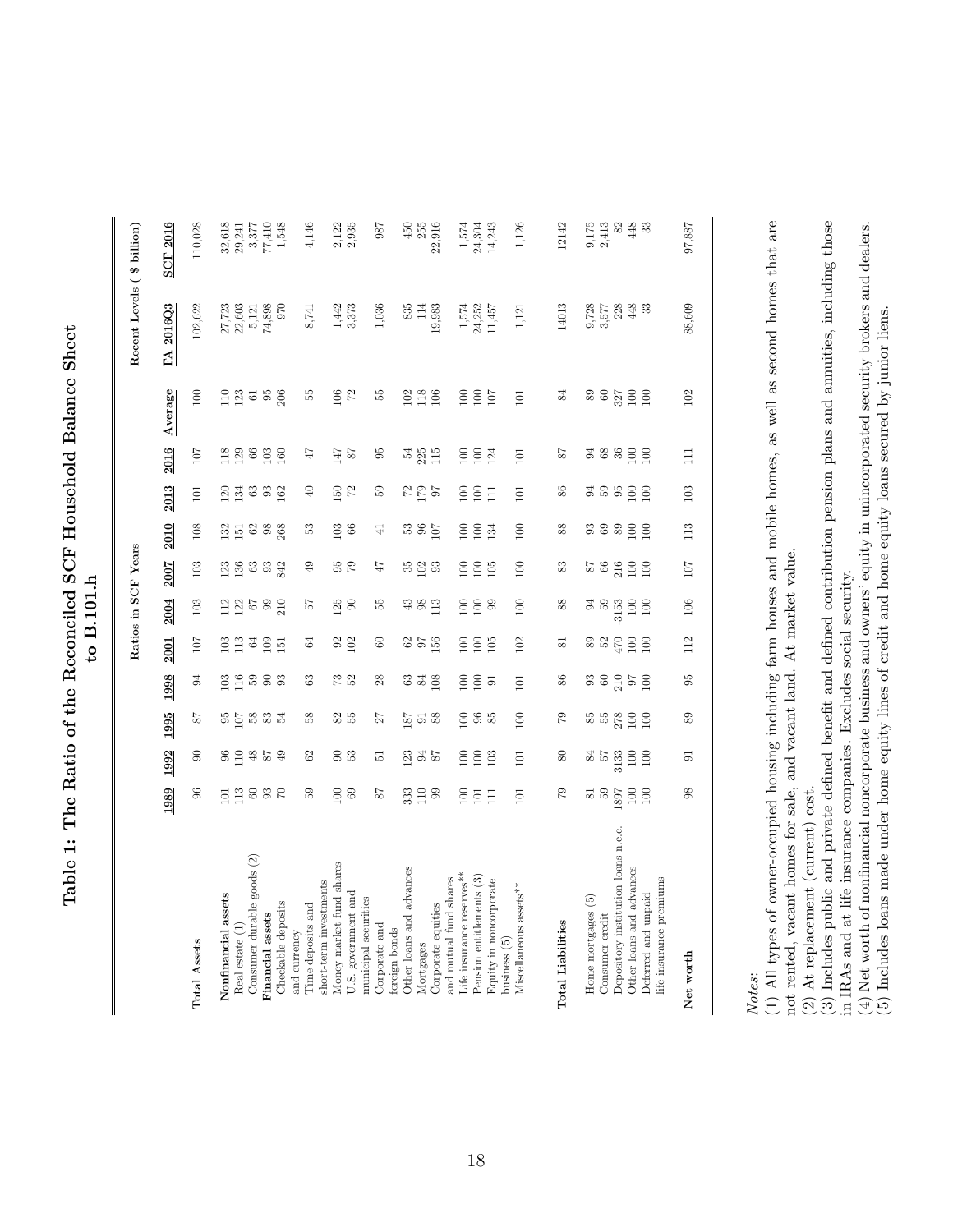# Table 1: The Ratio of the Reconciled SCF Household Balance Sheet to B.101.h

| | Ratios in SCF Years | | | | | | | | | | Recent Levels ( $ billion) | |
|---|---|---|---|---|---|---|---|---|---|---|---|---|
| | 1989 | 1992 | 1995 | 1998 | 2001 | 2004 | 2007 | 2010 | 2013 | 2016 | Average | FA 2016Q3 | SCF 2016 |
| **Total Assets** | 96 | 90 | 87 | 94 | 107 | 103 | 103 | 108 | 101 | 107 | 100 | 102,622 | 110,028 |
| **Nonfinancial assets** | 101 | 96 | 95 | 103 | 103 | 112 | 123 | 132 | 120 | 118 | 110 | 27,723 | 32,618 |
| Real estate (1) | 113 | 110 | 107 | 116 | 113 | 122 | 136 | 151 | 134 | 129 | 123 | 22,603 | 29,241 |
| Consumer durable goods (2) | 60 | 48 | 58 | 59 | 64 | 67 | 63 | 62 | 63 | 66 | 61 | 5,121 | 3,377 |
| **Financial assets** | 93 | 87 | 83 | 90 | 109 | 99 | 93 | 98 | 93 | 103 | 95 | 74,898 | 77,410 |
| Checkable deposits and currency | 70 | 49 | 54 | 93 | 151 | 210 | 842 | 268 | 162 | 160 | 206 | 970 | 1,548 |
| Time deposits and short-term investments | 59 | 62 | 58 | 63 | 64 | 57 | 49 | 53 | 40 | 47 | 55 | 8,741 | 4,146 |
| Money market fund shares | 100 | 90 | 82 | 73 | 92 | 125 | 95 | 103 | 150 | 147 | 106 | 1,442 | 2,122 |
| U.S. government and municipal securities | 69 | 53 | 55 | 52 | 102 | 90 | 79 | 66 | 72 | 87 | 72 | 3,373 | 2,935 |
| Corporate and foreign bonds | 87 | 51 | 27 | 28 | 60 | 55 | 47 | 41 | 59 | 95 | 55 | 1,036 | 987 |
| Other loans and advances | 333 | 123 | 187 | 63 | 62 | 43 | 35 | 53 | 72 | 54 | 102 | 835 | 450 |
| Mortgages | 110 | 94 | 91 | 84 | 97 | 98 | 102 | 96 | 179 | 225 | 118 | 114 | 255 |
| Corporate equities and mutual fund shares | 99 | 87 | 88 | 108 | 156 | 113 | 93 | 107 | 97 | 115 | 106 | 19,983 | 22,916 |
| Life insurance reserves** | 100 | 100 | 100 | 100 | 100 | 100 | 100 | 100 | 100 | 100 | 100 | 1,574 | 1,574 |
| Pension entitlements (3) | 101 | 100 | 96 | 100 | 100 | 100 | 100 | 100 | 100 | 100 | 100 | 24,252 | 24,304 |
| Equity in noncorporate business (5) | 111 | 103 | 85 | 91 | 105 | 99 | 105 | 134 | 111 | 124 | 107 | 11,457 | 14,243 |
| Miscellaneous assets** | 101 | 101 | 100 | 101 | 102 | 100 | 100 | 100 | 101 | 101 | 101 | 1,121 | 1,126 |
| **Total Liabilities** | 79 | 80 | 79 | 86 | 81 | 88 | 83 | 88 | 86 | 87 | 84 | 14013 | 12142 |
| Home mortgages (5) | 81 | 84 | 85 | 93 | 89 | 94 | 87 | 93 | 94 | 94 | 89 | 9,728 | 9,175 |
| Consumer credit | 59 | 57 | 55 | 60 | 52 | 59 | 66 | 69 | 59 | 68 | 60 | 3,577 | 2,413 |
| Depository institution loans n.e.c. | 1897 | 3133 | 278 | 210 | 470 | -3153 | 216 | 89 | 95 | 36 | 327 | 228 | 82 |
| Other loans and advances | 100 | 100 | 100 | 97 | 100 | 100 | 100 | 100 | 100 | 100 | 100 | 448 | 448 |
| Deferred and unpaid life insurance premiums | 100 | 100 | 100 | 100 | 100 | 100 | 100 | 100 | 100 | 100 | 100 | 33 | 33 |
| **Net worth** | 98 | 91 | 89 | 95 | 112 | 106 | 107 | 113 | 103 | 111 | 102 | 88,609 | 97,887 |

*Notes*:
(1) All types of owner-occupied housing including farm houses and mobile homes, as well as second homes that are not rented, vacant homes for sale, and vacant land. At market value.
(2) At replacement (current) cost.
(3) Includes public and private defined benefit and defined contribution pension plans and annuities, including those in IRAs and at life insurance companies. Excludes social security.
(4) Net worth of nonfinancial noncorporate business and owners' equity in unincorporated security brokers and dealers.
(5) Includes loans made under home equity lines of credit and home equity loans secured by junior liens.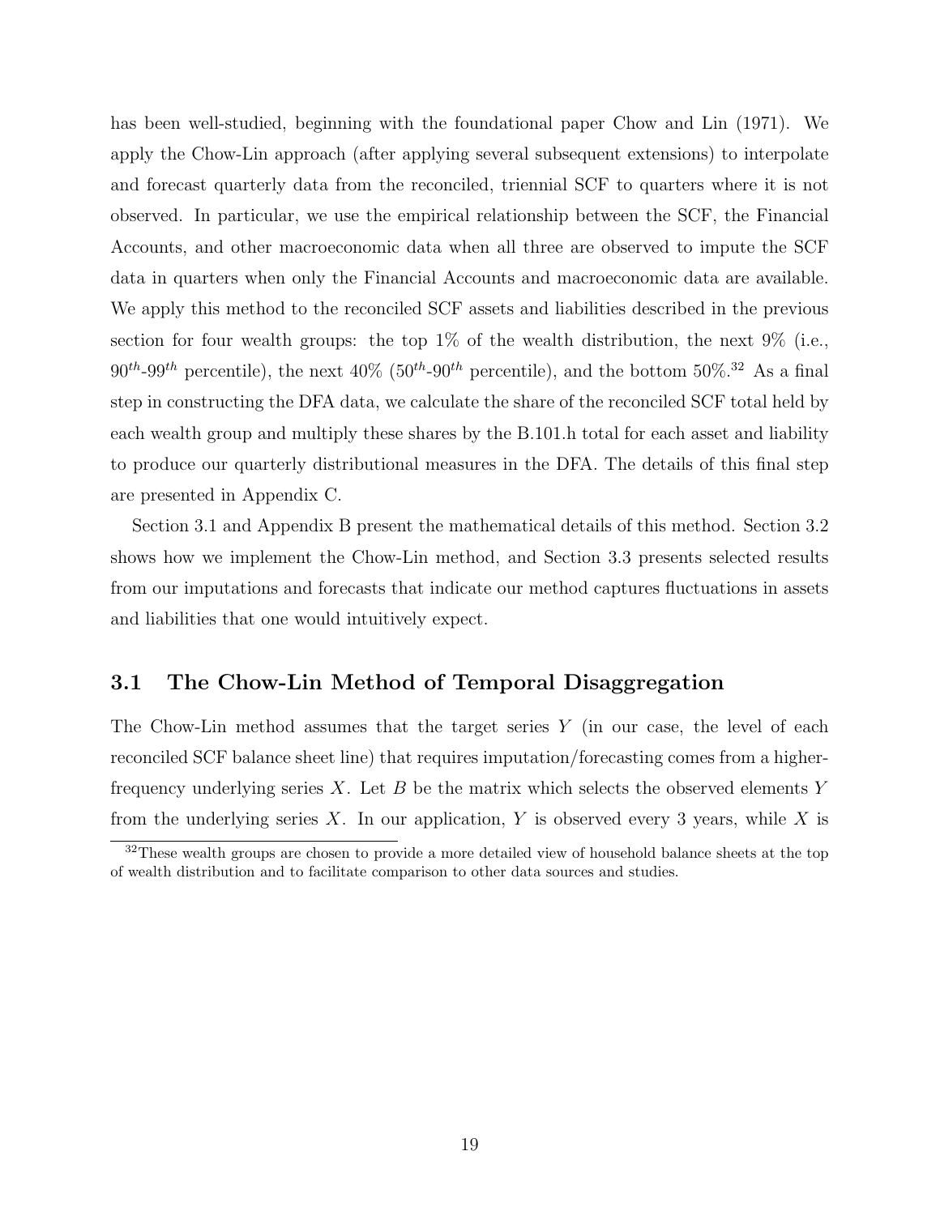has been well-studied, beginning with the foundational paper Chow and Lin (1971). We apply the Chow-Lin approach (after applying several subsequent extensions) to interpolate and forecast quarterly data from the reconciled, triennial SCF to quarters where it is not observed. In particular, we use the empirical relationship between the SCF, the Financial Accounts, and other macroeconomic data when all three are observed to impute the SCF data in quarters when only the Financial Accounts and macroeconomic data are available. We apply this method to the reconciled SCF assets and liabilities described in the previous section for four wealth groups: the top 1% of the wealth distribution, the next 9% (i.e., $90^{th}$-$99^{th}$ percentile), the next 40% ($50^{th}$-$90^{th}$ percentile), and the bottom 50%.[32] As a final step in constructing the DFA data, we calculate the share of the reconciled SCF total held by each wealth group and multiply these shares by the B.101.h total for each asset and liability to produce our quarterly distributional measures in the DFA. The details of this final step are presented in Appendix C.

Section 3.1 and Appendix B present the mathematical details of this method. Section 3.2 shows how we implement the Chow-Lin method, and Section 3.3 presents selected results from our imputations and forecasts that indicate our method captures fluctuations in assets and liabilities that one would intuitively expect.

## 3.1 The Chow-Lin Method of Temporal Disaggregation

The Chow-Lin method assumes that the target series $Y$ (in our case, the level of each reconciled SCF balance sheet line) that requires imputation/forecasting comes from a higher-frequency underlying series $X$. Let $B$ be the matrix which selects the observed elements $Y$ from the underlying series $X$. In our application, $Y$ is observed every 3 years, while $X$ is

[32] These wealth groups are chosen to provide a more detailed view of household balance sheets at the top of wealth distribution and to facilitate comparison to other data sources and studies.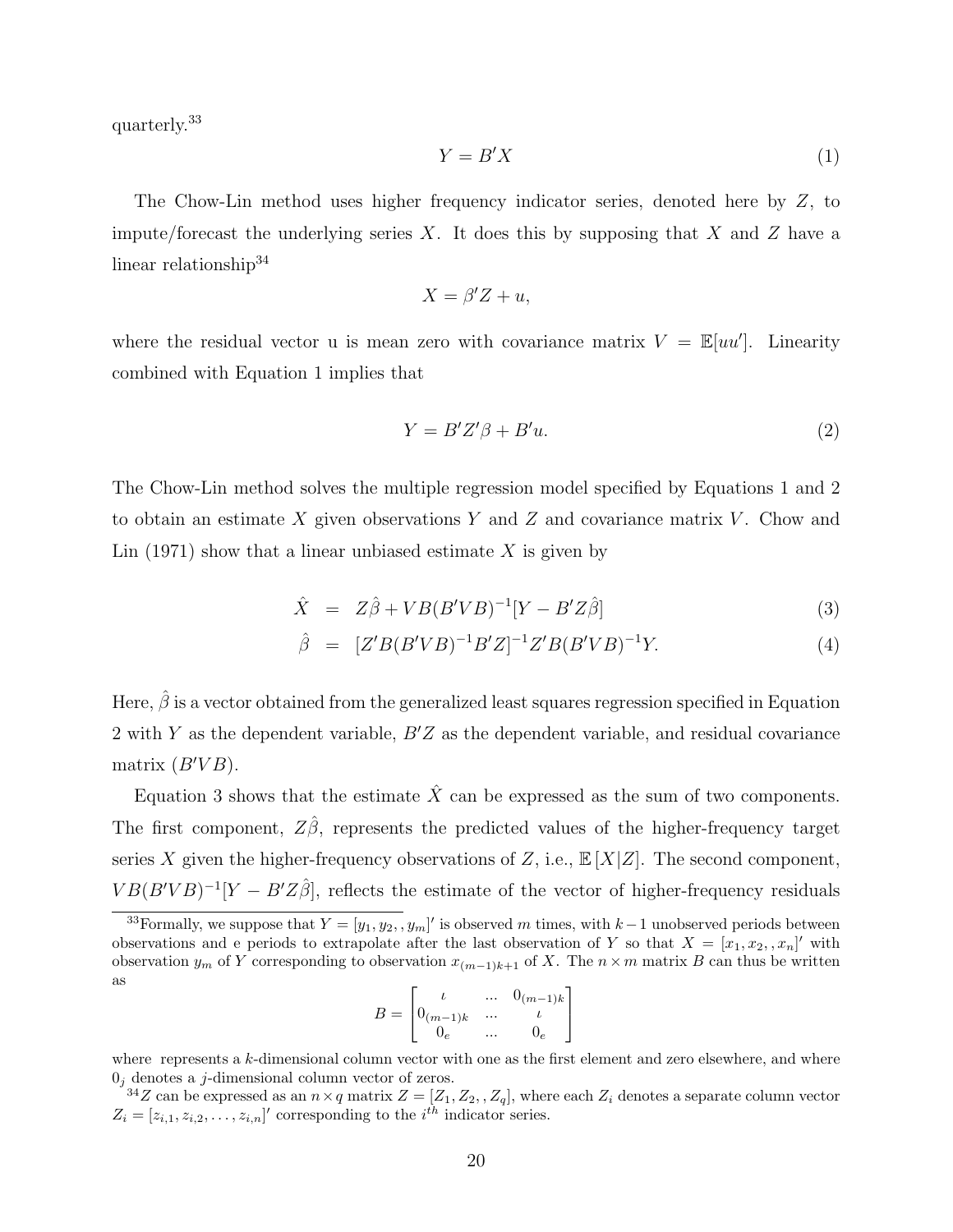quarterly.[33]

$$Y = B'X \tag{1}$$

The Chow-Lin method uses higher frequency indicator series, denoted here by $Z$, to impute/forecast the underlying series $X$. It does this by supposing that $X$ and $Z$ have a linear relationship[34]

$$X = \beta' Z + u,$$

where the residual vector u is mean zero with covariance matrix $V = \mathbb{E}[uu']$. Linearity combined with Equation 1 implies that

$$Y = B'Z'\beta + B'u. \tag{2}$$

The Chow-Lin method solves the multiple regression model specified by Equations 1 and 2 to obtain an estimate $X$ given observations $Y$ and $Z$ and covariance matrix $V$. Chow and Lin (1971) show that a linear unbiased estimate $X$ is given by

$$\hat{X} = Z\hat{\beta} + VB(B'VB)^{-1}[Y - B'Z\hat{\beta}] \tag{3}$$

$$\hat{\beta} = [Z'B(B'VB)^{-1}B'Z]^{-1}Z'B(B'VB)^{-1}Y. \tag{4}$$

Here, $\hat{\beta}$ is a vector obtained from the generalized least squares regression specified in Equation 2 with $Y$ as the dependent variable, $B'Z$ as the dependent variable, and residual covariance matrix $(B'VB)$.

Equation 3 shows that the estimate $\hat{X}$ can be expressed as the sum of two components. The first component, $Z\hat{\beta}$, represents the predicted values of the higher-frequency target series $X$ given the higher-frequency observations of $Z$, i.e., $\mathbb{E}[X|Z]$. The second component, $VB(B'VB)^{-1}[Y - B'Z\hat{\beta}]$, reflects the estimate of the vector of higher-frequency residuals

[33] Formally, we suppose that $Y = [y_1, y_2, , y_m]'$ is observed $m$ times, with $k-1$ unobserved periods between observations and e periods to extrapolate after the last observation of $Y$ so that $X = [x_1, x_2, , x_n]'$ with observation $y_m$ of $Y$ corresponding to observation $x_{(m-1)k+1}$ of $X$. The $n \times m$ matrix $B$ can thus be written as

$$B = \begin{bmatrix} \iota & \ldots & 0_{(m-1)k} \\ 0_{(m-1)k} & \ldots & \iota \\ 0_e & \ldots & 0_e \end{bmatrix}$$

where represents a $k$-dimensional column vector with one as the first element and zero elsewhere, and where $0_j$ denotes a $j$-dimensional column vector of zeros.

[34] $Z$ can be expressed as an $n \times q$ matrix $Z = [Z_1, Z_2, , Z_q]$, where each $Z_i$ denotes a separate column vector $Z_i = [z_{i,1}, z_{i,2}, \ldots, z_{i,n}]'$ corresponding to the $i^{th}$ indicator series.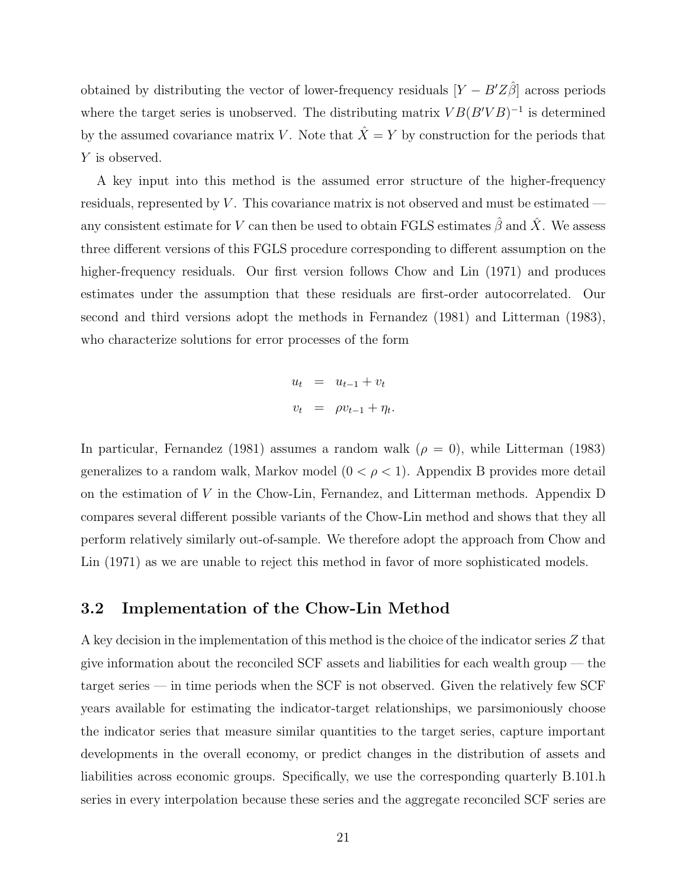obtained by distributing the vector of lower-frequency residuals $[Y - B'Z\hat{\beta}]$ across periods where the target series is unobserved. The distributing matrix $VB(B'VB)^{-1}$ is determined by the assumed covariance matrix $V$. Note that $\hat{X} = Y$ by construction for the periods that $Y$ is observed.

A key input into this method is the assumed error structure of the higher-frequency residuals, represented by $V$. This covariance matrix is not observed and must be estimated — any consistent estimate for $V$ can then be used to obtain FGLS estimates $\hat{\beta}$ and $\hat{X}$. We assess three different versions of this FGLS procedure corresponding to different assumption on the higher-frequency residuals. Our first version follows Chow and Lin (1971) and produces estimates under the assumption that these residuals are first-order autocorrelated. Our second and third versions adopt the methods in Fernandez (1981) and Litterman (1983), who characterize solutions for error processes of the form

$$
\begin{aligned}
u_t &= u_{t-1} + v_t \\
v_t &= \rho v_{t-1} + \eta_t.
\end{aligned}
$$

In particular, Fernandez (1981) assumes a random walk ($\rho = 0$), while Litterman (1983) generalizes to a random walk, Markov model ($0 < \rho < 1$). Appendix B provides more detail on the estimation of $V$ in the Chow-Lin, Fernandez, and Litterman methods. Appendix D compares several different possible variants of the Chow-Lin method and shows that they all perform relatively similarly out-of-sample. We therefore adopt the approach from Chow and Lin (1971) as we are unable to reject this method in favor of more sophisticated models.

## 3.2 Implementation of the Chow-Lin Method

A key decision in the implementation of this method is the choice of the indicator series $Z$ that give information about the reconciled SCF assets and liabilities for each wealth group — the target series — in time periods when the SCF is not observed. Given the relatively few SCF years available for estimating the indicator-target relationships, we parsimoniously choose the indicator series that measure similar quantities to the target series, capture important developments in the overall economy, or predict changes in the distribution of assets and liabilities across economic groups. Specifically, we use the corresponding quarterly B.101.h series in every interpolation because these series and the aggregate reconciled SCF series are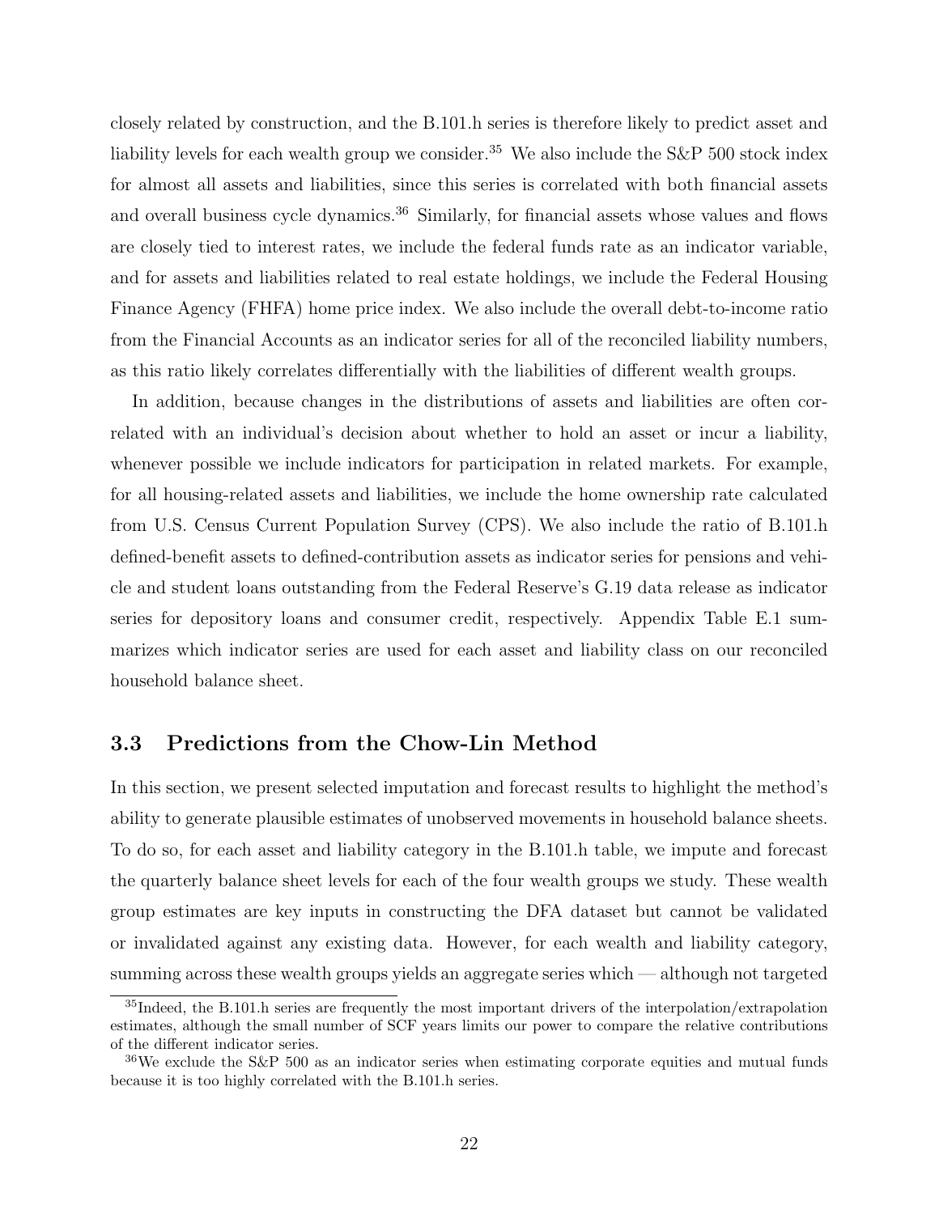closely related by construction, and the B.101.h series is therefore likely to predict asset and liability levels for each wealth group we consider.[35] We also include the S&P 500 stock index for almost all assets and liabilities, since this series is correlated with both financial assets and overall business cycle dynamics.[36] Similarly, for financial assets whose values and flows are closely tied to interest rates, we include the federal funds rate as an indicator variable, and for assets and liabilities related to real estate holdings, we include the Federal Housing Finance Agency (FHFA) home price index. We also include the overall debt-to-income ratio from the Financial Accounts as an indicator series for all of the reconciled liability numbers, as this ratio likely correlates differentially with the liabilities of different wealth groups.

In addition, because changes in the distributions of assets and liabilities are often correlated with an individual's decision about whether to hold an asset or incur a liability, whenever possible we include indicators for participation in related markets. For example, for all housing-related assets and liabilities, we include the home ownership rate calculated from U.S. Census Current Population Survey (CPS). We also include the ratio of B.101.h defined-benefit assets to defined-contribution assets as indicator series for pensions and vehicle and student loans outstanding from the Federal Reserve's G.19 data release as indicator series for depository loans and consumer credit, respectively. Appendix Table E.1 summarizes which indicator series are used for each asset and liability class on our reconciled household balance sheet.

## 3.3 Predictions from the Chow-Lin Method

In this section, we present selected imputation and forecast results to highlight the method's ability to generate plausible estimates of unobserved movements in household balance sheets. To do so, for each asset and liability category in the B.101.h table, we impute and forecast the quarterly balance sheet levels for each of the four wealth groups we study. These wealth group estimates are key inputs in constructing the DFA dataset but cannot be validated or invalidated against any existing data. However, for each wealth and liability category, summing across these wealth groups yields an aggregate series which — although not targeted

[35] Indeed, the B.101.h series are frequently the most important drivers of the interpolation/extrapolation estimates, although the small number of SCF years limits our power to compare the relative contributions of the different indicator series.

[36] We exclude the S&P 500 as an indicator series when estimating corporate equities and mutual funds because it is too highly correlated with the B.101.h series.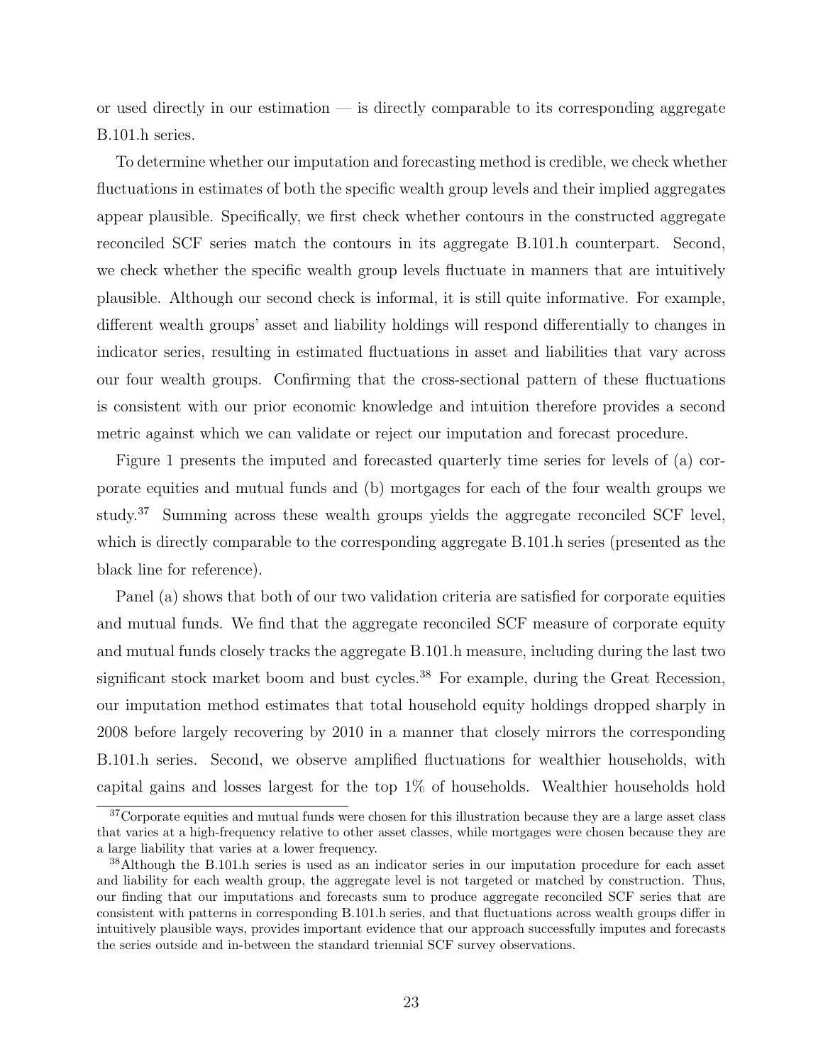or used directly in our estimation — is directly comparable to its corresponding aggregate B.101.h series.

To determine whether our imputation and forecasting method is credible, we check whether fluctuations in estimates of both the specific wealth group levels and their implied aggregates appear plausible. Specifically, we first check whether contours in the constructed aggregate reconciled SCF series match the contours in its aggregate B.101.h counterpart. Second, we check whether the specific wealth group levels fluctuate in manners that are intuitively plausible. Although our second check is informal, it is still quite informative. For example, different wealth groups' asset and liability holdings will respond differentially to changes in indicator series, resulting in estimated fluctuations in asset and liabilities that vary across our four wealth groups. Confirming that the cross-sectional pattern of these fluctuations is consistent with our prior economic knowledge and intuition therefore provides a second metric against which we can validate or reject our imputation and forecast procedure.

Figure 1 presents the imputed and forecasted quarterly time series for levels of (a) corporate equities and mutual funds and (b) mortgages for each of the four wealth groups we study.[37] Summing across these wealth groups yields the aggregate reconciled SCF level, which is directly comparable to the corresponding aggregate B.101.h series (presented as the black line for reference).

Panel (a) shows that both of our two validation criteria are satisfied for corporate equities and mutual funds. We find that the aggregate reconciled SCF measure of corporate equity and mutual funds closely tracks the aggregate B.101.h measure, including during the last two significant stock market boom and bust cycles.[38] For example, during the Great Recession, our imputation method estimates that total household equity holdings dropped sharply in 2008 before largely recovering by 2010 in a manner that closely mirrors the corresponding B.101.h series. Second, we observe amplified fluctuations for wealthier households, with capital gains and losses largest for the top 1% of households. Wealthier households hold

[37]Corporate equities and mutual funds were chosen for this illustration because they are a large asset class that varies at a high-frequency relative to other asset classes, while mortgages were chosen because they are a large liability that varies at a lower frequency.

[38]Although the B.101.h series is used as an indicator series in our imputation procedure for each asset and liability for each wealth group, the aggregate level is not targeted or matched by construction. Thus, our finding that our imputations and forecasts sum to produce aggregate reconciled SCF series that are consistent with patterns in corresponding B.101.h series, and that fluctuations across wealth groups differ in intuitively plausible ways, provides important evidence that our approach successfully imputes and forecasts the series outside and in-between the standard triennial SCF survey observations.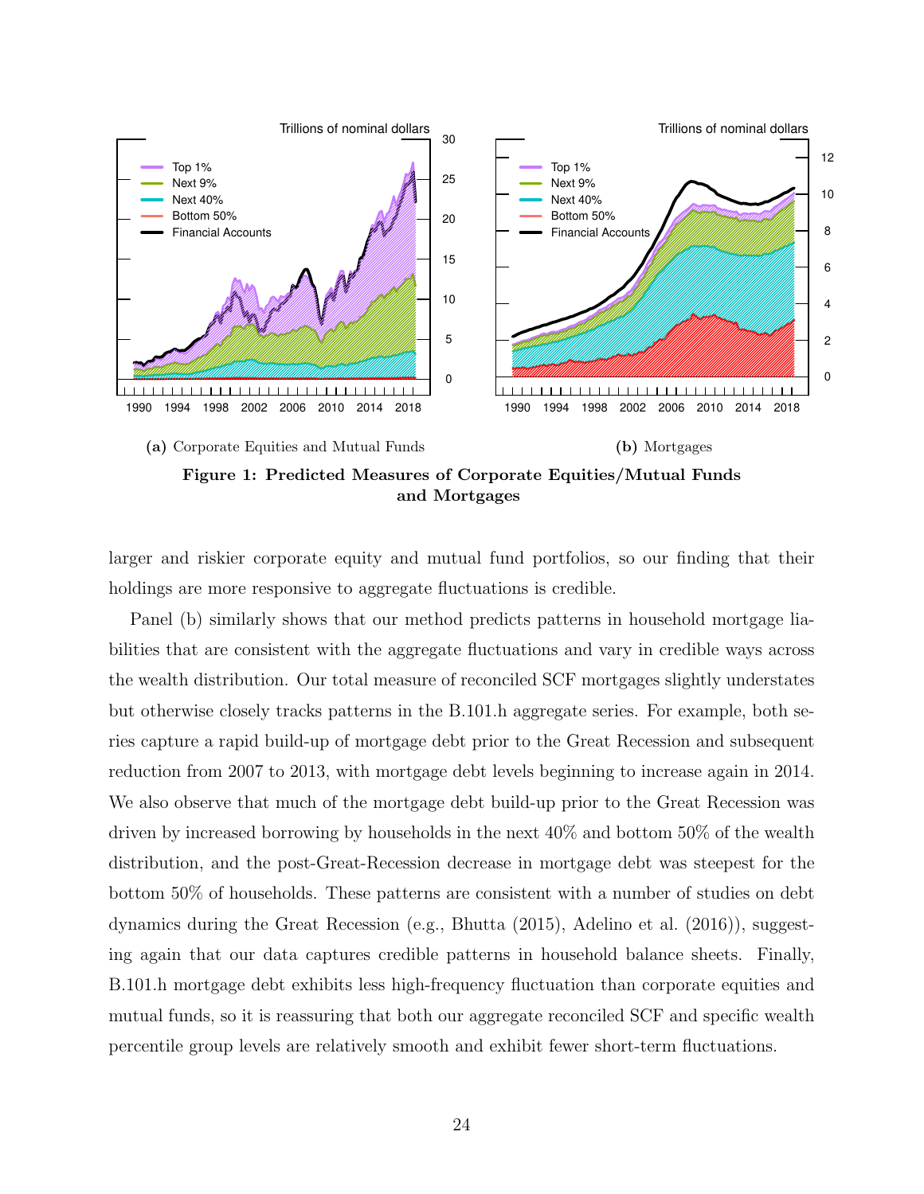(a) Corporate Equities and Mutual Funds

(b) Mortgages

**Figure 1: Predicted Measures of Corporate Equities/Mutual Funds and Mortgages**

larger and riskier corporate equity and mutual fund portfolios, so our finding that their holdings are more responsive to aggregate fluctuations is credible.

Panel (b) similarly shows that our method predicts patterns in household mortgage liabilities that are consistent with the aggregate fluctuations and vary in credible ways across the wealth distribution. Our total measure of reconciled SCF mortgages slightly understates but otherwise closely tracks patterns in the B.101.h aggregate series. For example, both series capture a rapid build-up of mortgage debt prior to the Great Recession and subsequent reduction from 2007 to 2013, with mortgage debt levels beginning to increase again in 2014. We also observe that much of the mortgage debt build-up prior to the Great Recession was driven by increased borrowing by households in the next 40% and bottom 50% of the wealth distribution, and the post-Great-Recession decrease in mortgage debt was steepest for the bottom 50% of households. These patterns are consistent with a number of studies on debt dynamics during the Great Recession (e.g., Bhutta (2015), Adelino et al. (2016)), suggesting again that our data captures credible patterns in household balance sheets. Finally, B.101.h mortgage debt exhibits less high-frequency fluctuation than corporate equities and mutual funds, so it is reassuring that both our aggregate reconciled SCF and specific wealth percentile group levels are relatively smooth and exhibit fewer short-term fluctuations.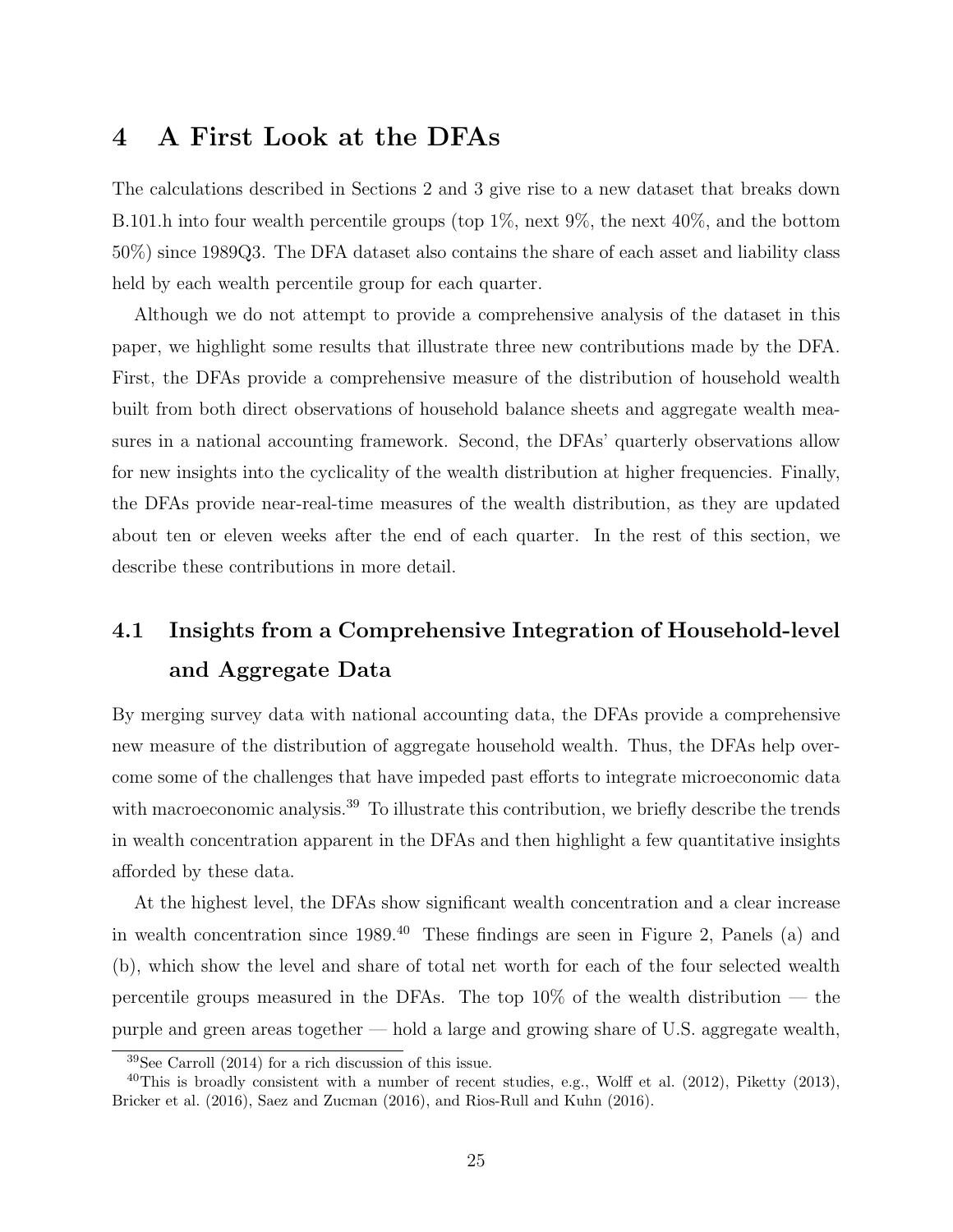# 4 A First Look at the DFAs

The calculations described in Sections 2 and 3 give rise to a new dataset that breaks down B.101.h into four wealth percentile groups (top 1%, next 9%, the next 40%, and the bottom 50%) since 1989Q3. The DFA dataset also contains the share of each asset and liability class held by each wealth percentile group for each quarter.

Although we do not attempt to provide a comprehensive analysis of the dataset in this paper, we highlight some results that illustrate three new contributions made by the DFA. First, the DFAs provide a comprehensive measure of the distribution of household wealth built from both direct observations of household balance sheets and aggregate wealth measures in a national accounting framework. Second, the DFAs' quarterly observations allow for new insights into the cyclicality of the wealth distribution at higher frequencies. Finally, the DFAs provide near-real-time measures of the wealth distribution, as they are updated about ten or eleven weeks after the end of each quarter. In the rest of this section, we describe these contributions in more detail.

## 4.1 Insights from a Comprehensive Integration of Household-level and Aggregate Data

By merging survey data with national accounting data, the DFAs provide a comprehensive new measure of the distribution of aggregate household wealth. Thus, the DFAs help overcome some of the challenges that have impeded past efforts to integrate microeconomic data with macroeconomic analysis.[39] To illustrate this contribution, we briefly describe the trends in wealth concentration apparent in the DFAs and then highlight a few quantitative insights afforded by these data.

At the highest level, the DFAs show significant wealth concentration and a clear increase in wealth concentration since 1989.[40] These findings are seen in Figure 2, Panels (a) and (b), which show the level and share of total net worth for each of the four selected wealth percentile groups measured in the DFAs. The top 10% of the wealth distribution — the purple and green areas together — hold a large and growing share of U.S. aggregate wealth,

[39] See Carroll (2014) for a rich discussion of this issue.

[40] This is broadly consistent with a number of recent studies, e.g., Wolff et al. (2012), Piketty (2013), Bricker et al. (2016), Saez and Zucman (2016), and Rios-Rull and Kuhn (2016).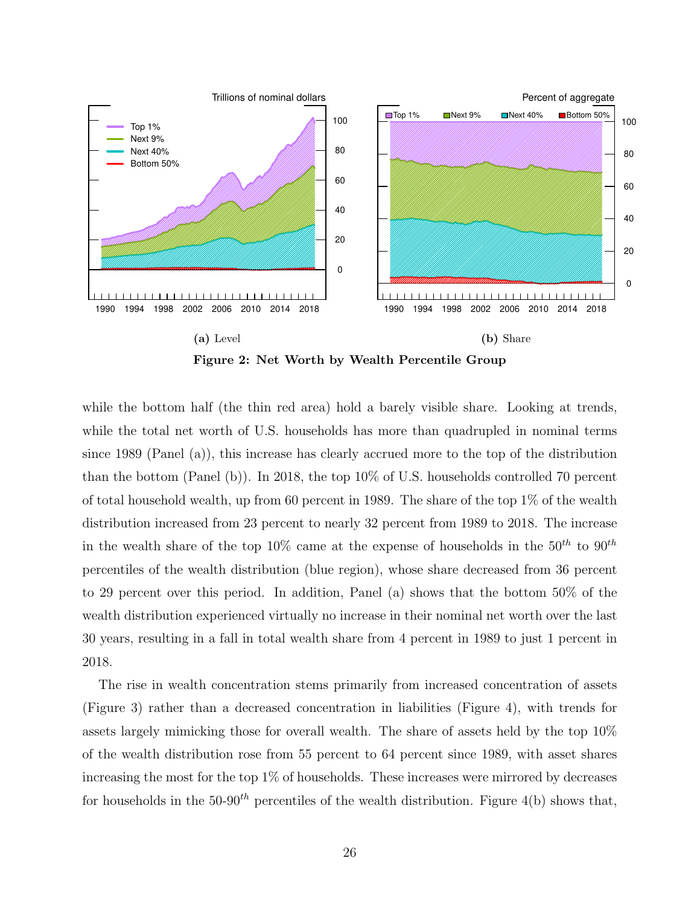(a) Level

(b) Share

**Figure 2: Net Worth by Wealth Percentile Group**

while the bottom half (the thin red area) hold a barely visible share. Looking at trends, while the total net worth of U.S. households has more than quadrupled in nominal terms since 1989 (Panel (a)), this increase has clearly accrued more to the top of the distribution than the bottom (Panel (b)). In 2018, the top 10% of U.S. households controlled 70 percent of total household wealth, up from 60 percent in 1989. The share of the top 1% of the wealth distribution increased from 23 percent to nearly 32 percent from 1989 to 2018. The increase in the wealth share of the top 10% came at the expense of households in the $50^{th}$ to $90^{th}$ percentiles of the wealth distribution (blue region), whose share decreased from 36 percent to 29 percent over this period. In addition, Panel (a) shows that the bottom 50% of the wealth distribution experienced virtually no increase in their nominal net worth over the last 30 years, resulting in a fall in total wealth share from 4 percent in 1989 to just 1 percent in 2018.

The rise in wealth concentration stems primarily from increased concentration of assets (Figure 3) rather than a decreased concentration in liabilities (Figure 4), with trends for assets largely mimicking those for overall wealth. The share of assets held by the top 10% of the wealth distribution rose from 55 percent to 64 percent since 1989, with asset shares increasing the most for the top 1% of households. These increases were mirrored by decreases for households in the $50\text{-}90^{th}$ percentiles of the wealth distribution. Figure 4(b) shows that,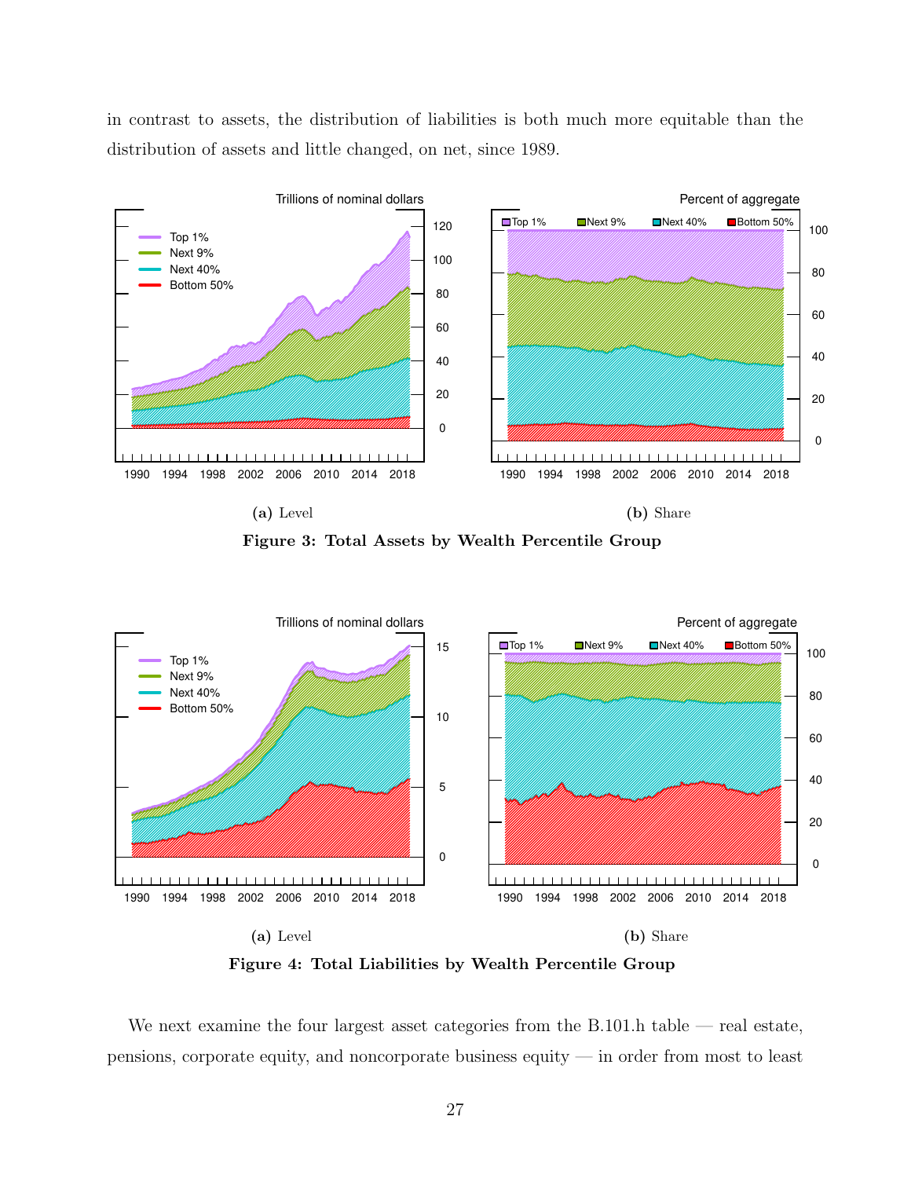in contrast to assets, the distribution of liabilities is both much more equitable than the distribution of assets and little changed, on net, since 1989.

(a) Level

(b) Share

**Figure 3: Total Assets by Wealth Percentile Group**

(a) Level

(b) Share

**Figure 4: Total Liabilities by Wealth Percentile Group**

We next examine the four largest asset categories from the B.101.h table — real estate, pensions, corporate equity, and noncorporate business equity — in order from most to least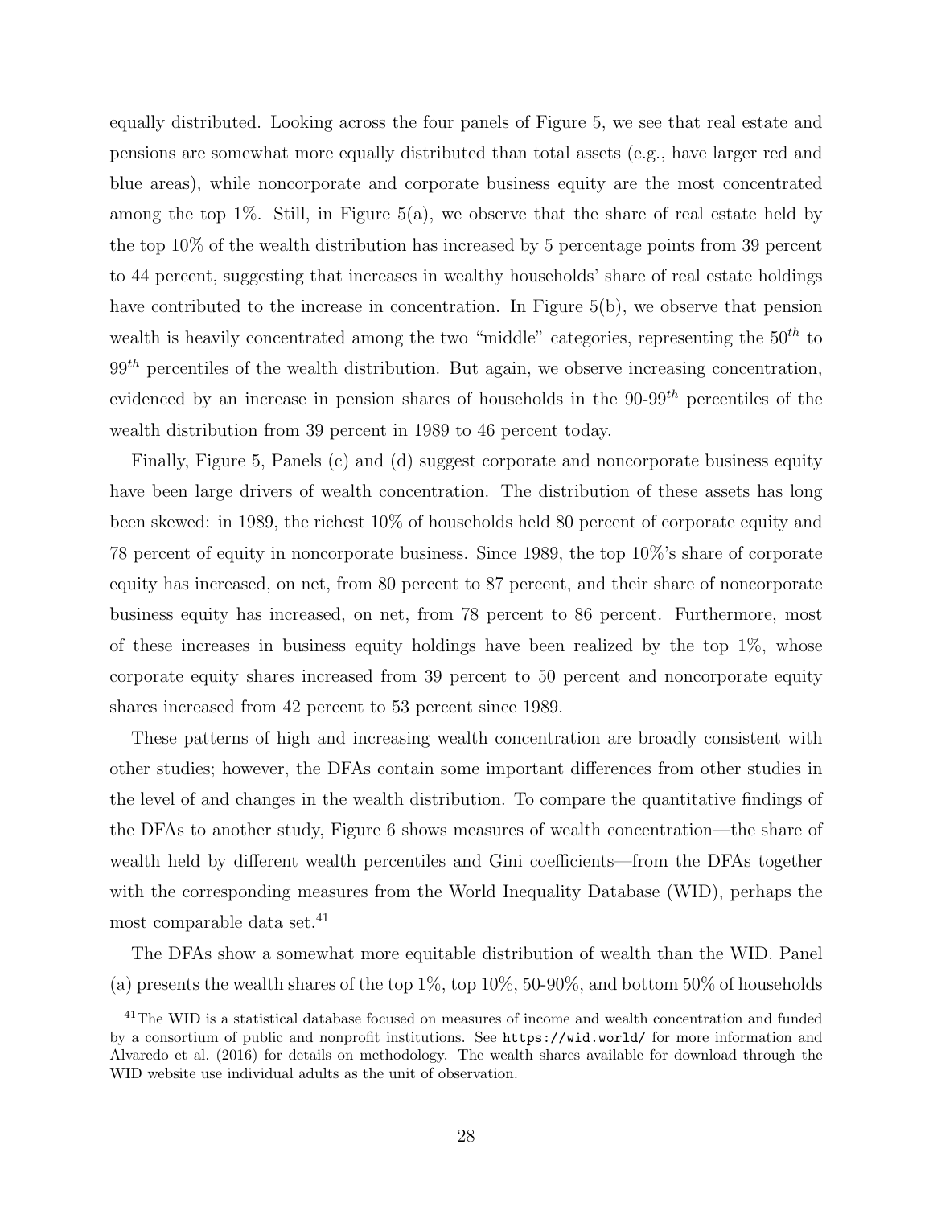equally distributed. Looking across the four panels of Figure 5, we see that real estate and pensions are somewhat more equally distributed than total assets (e.g., have larger red and blue areas), while noncorporate and corporate business equity are the most concentrated among the top 1%. Still, in Figure 5(a), we observe that the share of real estate held by the top 10% of the wealth distribution has increased by 5 percentage points from 39 percent to 44 percent, suggesting that increases in wealthy households' share of real estate holdings have contributed to the increase in concentration. In Figure 5(b), we observe that pension wealth is heavily concentrated among the two "middle" categories, representing the $50^{th}$ to $99^{th}$ percentiles of the wealth distribution. But again, we observe increasing concentration, evidenced by an increase in pension shares of households in the 90-$99^{th}$ percentiles of the wealth distribution from 39 percent in 1989 to 46 percent today.

Finally, Figure 5, Panels (c) and (d) suggest corporate and noncorporate business equity have been large drivers of wealth concentration. The distribution of these assets has long been skewed: in 1989, the richest 10% of households held 80 percent of corporate equity and 78 percent of equity in noncorporate business. Since 1989, the top 10%'s share of corporate equity has increased, on net, from 80 percent to 87 percent, and their share of noncorporate business equity has increased, on net, from 78 percent to 86 percent. Furthermore, most of these increases in business equity holdings have been realized by the top 1%, whose corporate equity shares increased from 39 percent to 50 percent and noncorporate equity shares increased from 42 percent to 53 percent since 1989.

These patterns of high and increasing wealth concentration are broadly consistent with other studies; however, the DFAs contain some important differences from other studies in the level of and changes in the wealth distribution. To compare the quantitative findings of the DFAs to another study, Figure 6 shows measures of wealth concentration—the share of wealth held by different wealth percentiles and Gini coefficients—from the DFAs together with the corresponding measures from the World Inequality Database (WID), perhaps the most comparable data set.[41]

The DFAs show a somewhat more equitable distribution of wealth than the WID. Panel (a) presents the wealth shares of the top 1%, top 10%, 50-90%, and bottom 50% of households

[41] The WID is a statistical database focused on measures of income and wealth concentration and funded by a consortium of public and nonprofit institutions. See `https://wid.world/` for more information and Alvaredo et al. (2016) for details on methodology. The wealth shares available for download through the WID website use individual adults as the unit of observation.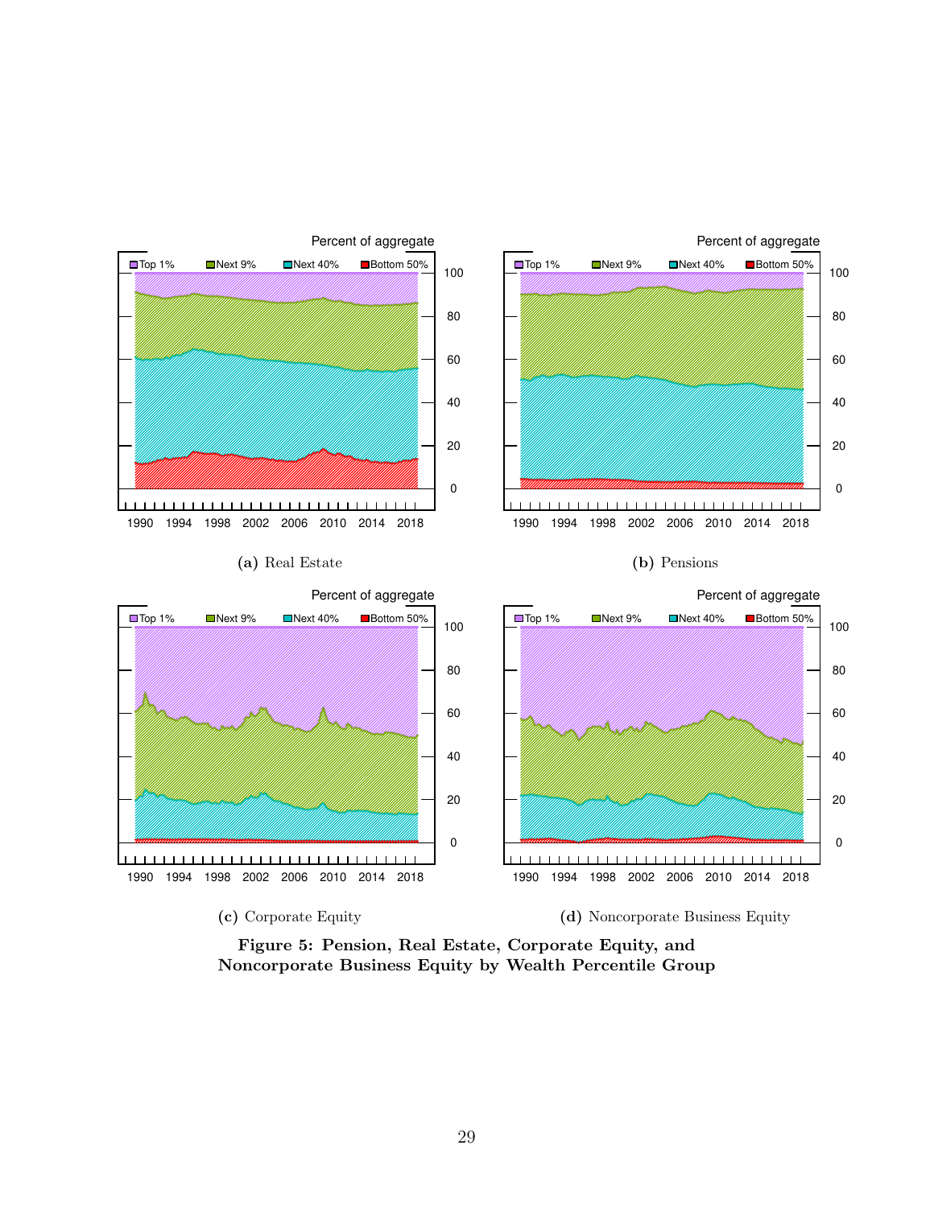(a) Real Estate

(b) Pensions

(c) Corporate Equity

(d) Noncorporate Business Equity

**Figure 5: Pension, Real Estate, Corporate Equity, and Noncorporate Business Equity by Wealth Percentile Group**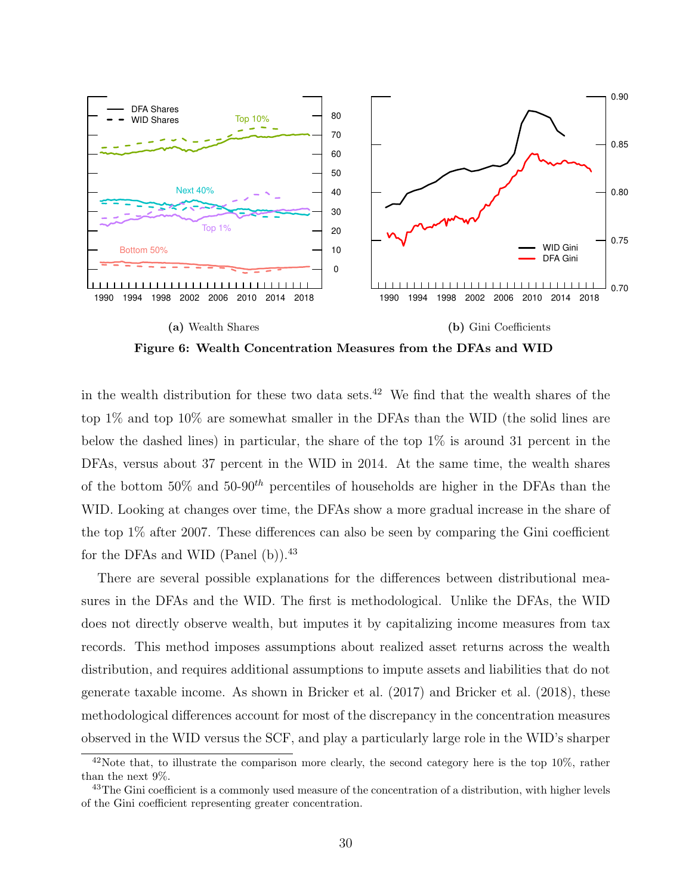**(a)** Wealth Shares

**(b)** Gini Coefficients

**Figure 6: Wealth Concentration Measures from the DFAs and WID**

in the wealth distribution for these two data sets.[42] We find that the wealth shares of the top 1% and top 10% are somewhat smaller in the DFAs than the WID (the solid lines are below the dashed lines) in particular, the share of the top 1% is around 31 percent in the DFAs, versus about 37 percent in the WID in 2014. At the same time, the wealth shares of the bottom 50% and 50-90$^{th}$ percentiles of households are higher in the DFAs than the WID. Looking at changes over time, the DFAs show a more gradual increase in the share of the top 1% after 2007. These differences can also be seen by comparing the Gini coefficient for the DFAs and WID (Panel (b)).[43]

There are several possible explanations for the differences between distributional measures in the DFAs and the WID. The first is methodological. Unlike the DFAs, the WID does not directly observe wealth, but imputes it by capitalizing income measures from tax records. This method imposes assumptions about realized asset returns across the wealth distribution, and requires additional assumptions to impute assets and liabilities that do not generate taxable income. As shown in Bricker et al. (2017) and Bricker et al. (2018), these methodological differences account for most of the discrepancy in the concentration measures observed in the WID versus the SCF, and play a particularly large role in the WID's sharper

[42] Note that, to illustrate the comparison more clearly, the second category here is the top 10%, rather than the next 9%.

[43] The Gini coefficient is a commonly used measure of the concentration of a distribution, with higher levels of the Gini coefficient representing greater concentration.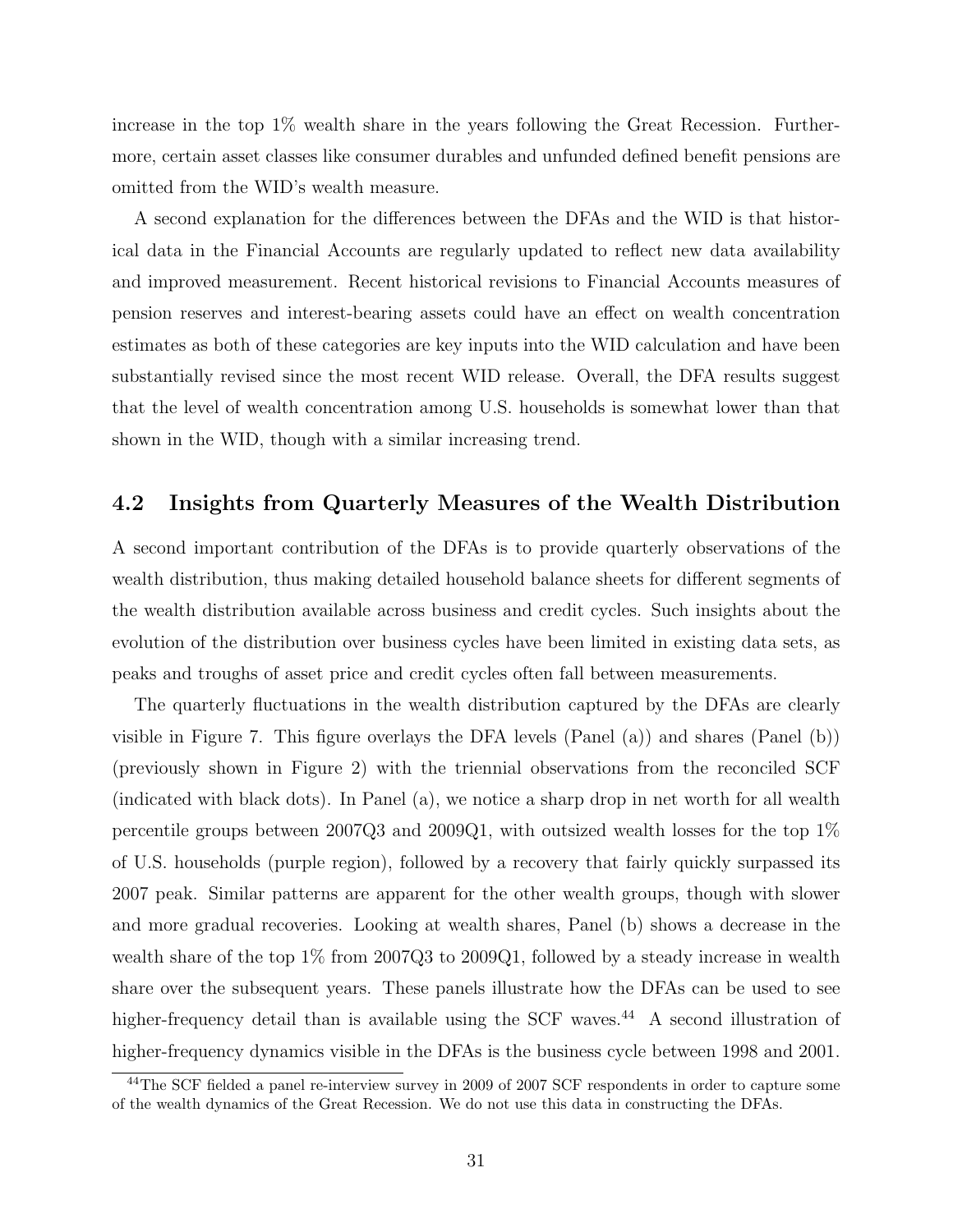increase in the top 1% wealth share in the years following the Great Recession. Furthermore, certain asset classes like consumer durables and unfunded defined benefit pensions are omitted from the WID's wealth measure.

A second explanation for the differences between the DFAs and the WID is that historical data in the Financial Accounts are regularly updated to reflect new data availability and improved measurement. Recent historical revisions to Financial Accounts measures of pension reserves and interest-bearing assets could have an effect on wealth concentration estimates as both of these categories are key inputs into the WID calculation and have been substantially revised since the most recent WID release. Overall, the DFA results suggest that the level of wealth concentration among U.S. households is somewhat lower than that shown in the WID, though with a similar increasing trend.

## 4.2 Insights from Quarterly Measures of the Wealth Distribution

A second important contribution of the DFAs is to provide quarterly observations of the wealth distribution, thus making detailed household balance sheets for different segments of the wealth distribution available across business and credit cycles. Such insights about the evolution of the distribution over business cycles have been limited in existing data sets, as peaks and troughs of asset price and credit cycles often fall between measurements.

The quarterly fluctuations in the wealth distribution captured by the DFAs are clearly visible in Figure 7. This figure overlays the DFA levels (Panel (a)) and shares (Panel (b)) (previously shown in Figure 2) with the triennial observations from the reconciled SCF (indicated with black dots). In Panel (a), we notice a sharp drop in net worth for all wealth percentile groups between 2007Q3 and 2009Q1, with outsized wealth losses for the top 1% of U.S. households (purple region), followed by a recovery that fairly quickly surpassed its 2007 peak. Similar patterns are apparent for the other wealth groups, though with slower and more gradual recoveries. Looking at wealth shares, Panel (b) shows a decrease in the wealth share of the top 1% from 2007Q3 to 2009Q1, followed by a steady increase in wealth share over the subsequent years. These panels illustrate how the DFAs can be used to see higher-frequency detail than is available using the SCF waves.[44] A second illustration of higher-frequency dynamics visible in the DFAs is the business cycle between 1998 and 2001.

[44] The SCF fielded a panel re-interview survey in 2009 of 2007 SCF respondents in order to capture some of the wealth dynamics of the Great Recession. We do not use this data in constructing the DFAs.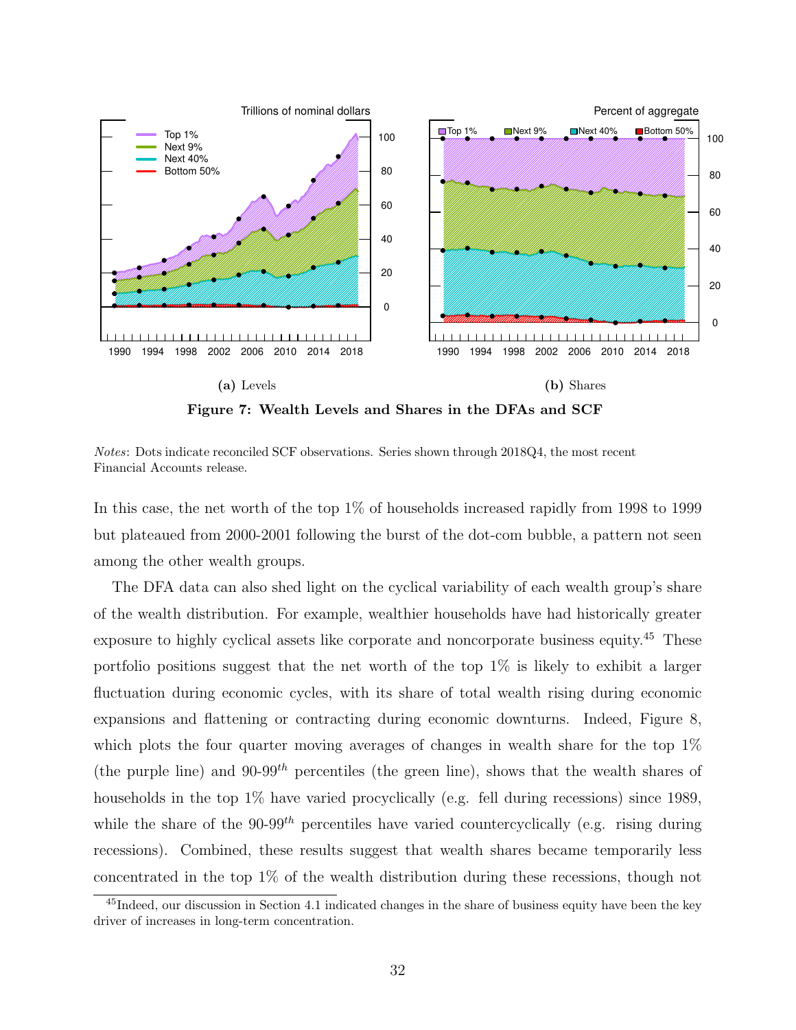(a) Levels

(b) Shares

**Figure 7: Wealth Levels and Shares in the DFAs and SCF**

*Notes*: Dots indicate reconciled SCF observations. Series shown through 2018Q4, the most recent Financial Accounts release.

In this case, the net worth of the top 1% of households increased rapidly from 1998 to 1999 but plateaued from 2000-2001 following the burst of the dot-com bubble, a pattern not seen among the other wealth groups.

The DFA data can also shed light on the cyclical variability of each wealth group's share of the wealth distribution. For example, wealthier households have had historically greater exposure to highly cyclical assets like corporate and noncorporate business equity.[45] These portfolio positions suggest that the net worth of the top 1% is likely to exhibit a larger fluctuation during economic cycles, with its share of total wealth rising during economic expansions and flattening or contracting during economic downturns. Indeed, Figure 8, which plots the four quarter moving averages of changes in wealth share for the top 1% (the purple line) and 90-99$^{th}$ percentiles (the green line), shows that the wealth shares of households in the top 1% have varied procyclically (e.g. fell during recessions) since 1989, while the share of the 90-99$^{th}$ percentiles have varied countercyclically (e.g. rising during recessions). Combined, these results suggest that wealth shares became temporarily less concentrated in the top 1% of the wealth distribution during these recessions, though not

[45] Indeed, our discussion in Section 4.1 indicated changes in the share of business equity have been the key driver of increases in long-term concentration.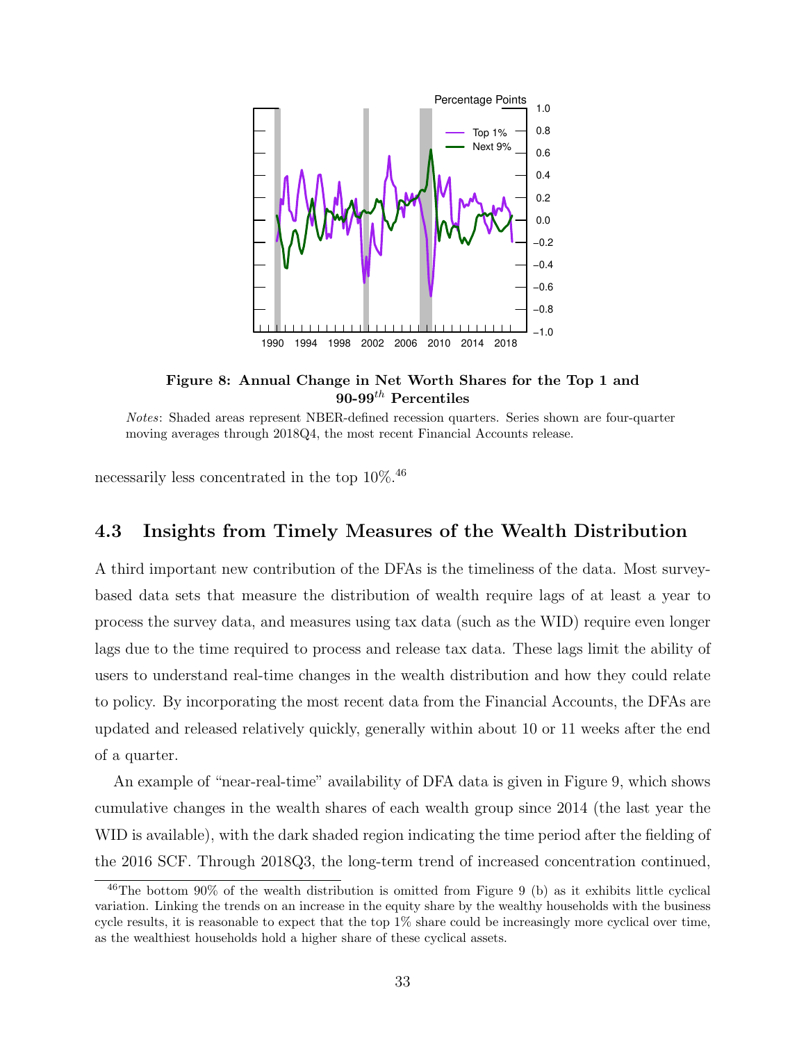**Figure 8: Annual Change in Net Worth Shares for the Top 1 and 90-99$^{th}$ Percentiles**

*Notes*: Shaded areas represent NBER-defined recession quarters. Series shown are four-quarter moving averages through 2018Q4, the most recent Financial Accounts release.

necessarily less concentrated in the top 10%.[46]

## 4.3 Insights from Timely Measures of the Wealth Distribution

A third important new contribution of the DFAs is the timeliness of the data. Most survey-based data sets that measure the distribution of wealth require lags of at least a year to process the survey data, and measures using tax data (such as the WID) require even longer lags due to the time required to process and release tax data. These lags limit the ability of users to understand real-time changes in the wealth distribution and how they could relate to policy. By incorporating the most recent data from the Financial Accounts, the DFAs are updated and released relatively quickly, generally within about 10 or 11 weeks after the end of a quarter.

An example of "near-real-time" availability of DFA data is given in Figure 9, which shows cumulative changes in the wealth shares of each wealth group since 2014 (the last year the WID is available), with the dark shaded region indicating the time period after the fielding of the 2016 SCF. Through 2018Q3, the long-term trend of increased concentration continued,

[46] The bottom 90% of the wealth distribution is omitted from Figure 9 (b) as it exhibits little cyclical variation. Linking the trends on an increase in the equity share by the wealthy households with the business cycle results, it is reasonable to expect that the top 1% share could be increasingly more cyclical over time, as the wealthiest households hold a higher share of these cyclical assets.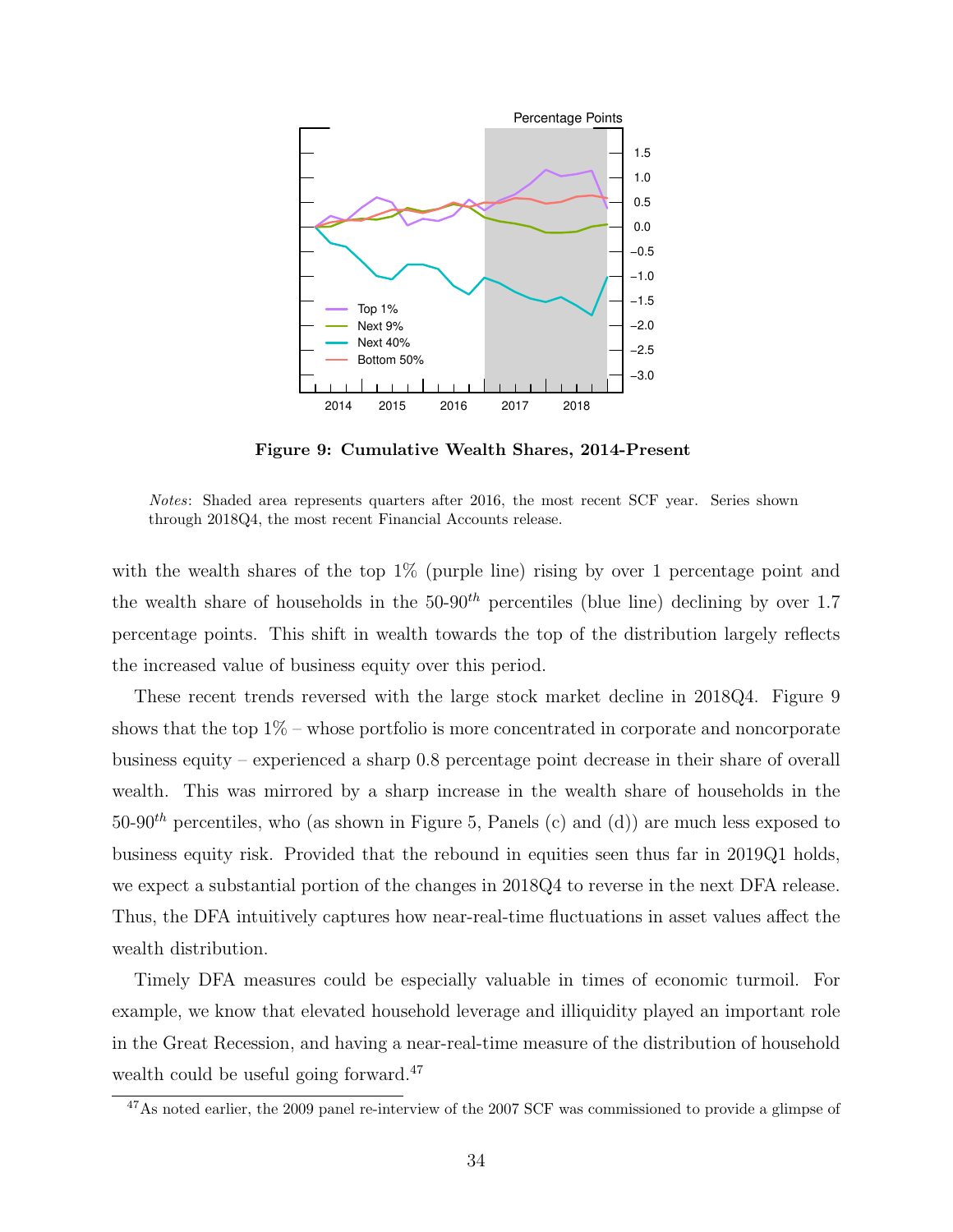**Figure 9: Cumulative Wealth Shares, 2014-Present**

*Notes*: Shaded area represents quarters after 2016, the most recent SCF year. Series shown through 2018Q4, the most recent Financial Accounts release.

with the wealth shares of the top 1% (purple line) rising by over 1 percentage point and the wealth share of households in the 50-90$^{th}$ percentiles (blue line) declining by over 1.7 percentage points. This shift in wealth towards the top of the distribution largely reflects the increased value of business equity over this period.

These recent trends reversed with the large stock market decline in 2018Q4. Figure 9 shows that the top 1% – whose portfolio is more concentrated in corporate and noncorporate business equity – experienced a sharp 0.8 percentage point decrease in their share of overall wealth. This was mirrored by a sharp increase in the wealth share of households in the 50-90$^{th}$ percentiles, who (as shown in Figure 5, Panels (c) and (d)) are much less exposed to business equity risk. Provided that the rebound in equities seen thus far in 2019Q1 holds, we expect a substantial portion of the changes in 2018Q4 to reverse in the next DFA release. Thus, the DFA intuitively captures how near-real-time fluctuations in asset values affect the wealth distribution.

Timely DFA measures could be especially valuable in times of economic turmoil. For example, we know that elevated household leverage and illiquidity played an important role in the Great Recession, and having a near-real-time measure of the distribution of household wealth could be useful going forward.[47]

[47] As noted earlier, the 2009 panel re-interview of the 2007 SCF was commissioned to provide a glimpse of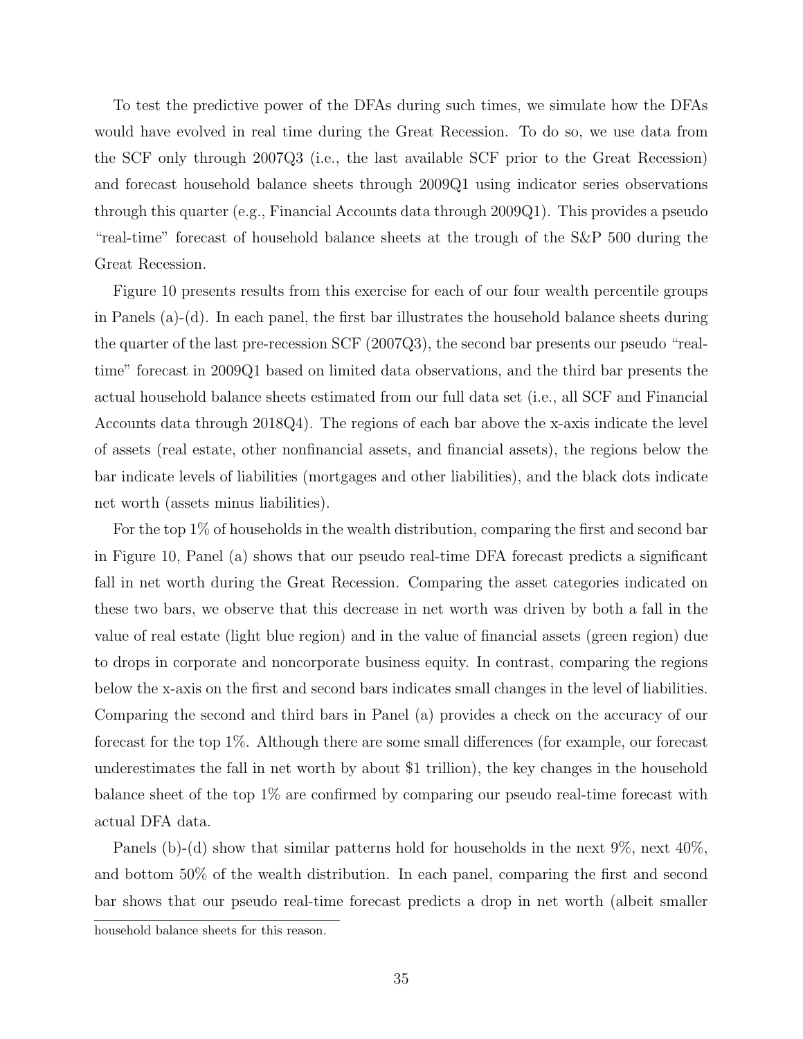To test the predictive power of the DFAs during such times, we simulate how the DFAs would have evolved in real time during the Great Recession. To do so, we use data from the SCF only through 2007Q3 (i.e., the last available SCF prior to the Great Recession) and forecast household balance sheets through 2009Q1 using indicator series observations through this quarter (e.g., Financial Accounts data through 2009Q1). This provides a pseudo "real-time" forecast of household balance sheets at the trough of the S&P 500 during the Great Recession.

Figure 10 presents results from this exercise for each of our four wealth percentile groups in Panels (a)-(d). In each panel, the first bar illustrates the household balance sheets during the quarter of the last pre-recession SCF (2007Q3), the second bar presents our pseudo "real-time" forecast in 2009Q1 based on limited data observations, and the third bar presents the actual household balance sheets estimated from our full data set (i.e., all SCF and Financial Accounts data through 2018Q4). The regions of each bar above the x-axis indicate the level of assets (real estate, other nonfinancial assets, and financial assets), the regions below the bar indicate levels of liabilities (mortgages and other liabilities), and the black dots indicate net worth (assets minus liabilities).

For the top 1% of households in the wealth distribution, comparing the first and second bar in Figure 10, Panel (a) shows that our pseudo real-time DFA forecast predicts a significant fall in net worth during the Great Recession. Comparing the asset categories indicated on these two bars, we observe that this decrease in net worth was driven by both a fall in the value of real estate (light blue region) and in the value of financial assets (green region) due to drops in corporate and noncorporate business equity. In contrast, comparing the regions below the x-axis on the first and second bars indicates small changes in the level of liabilities. Comparing the second and third bars in Panel (a) provides a check on the accuracy of our forecast for the top 1%. Although there are some small differences (for example, our forecast underestimates the fall in net worth by about $1 trillion), the key changes in the household balance sheet of the top 1% are confirmed by comparing our pseudo real-time forecast with actual DFA data.

Panels (b)-(d) show that similar patterns hold for households in the next 9%, next 40%, and bottom 50% of the wealth distribution. In each panel, comparing the first and second bar shows that our pseudo real-time forecast predicts a drop in net worth (albeit smaller

household balance sheets for this reason.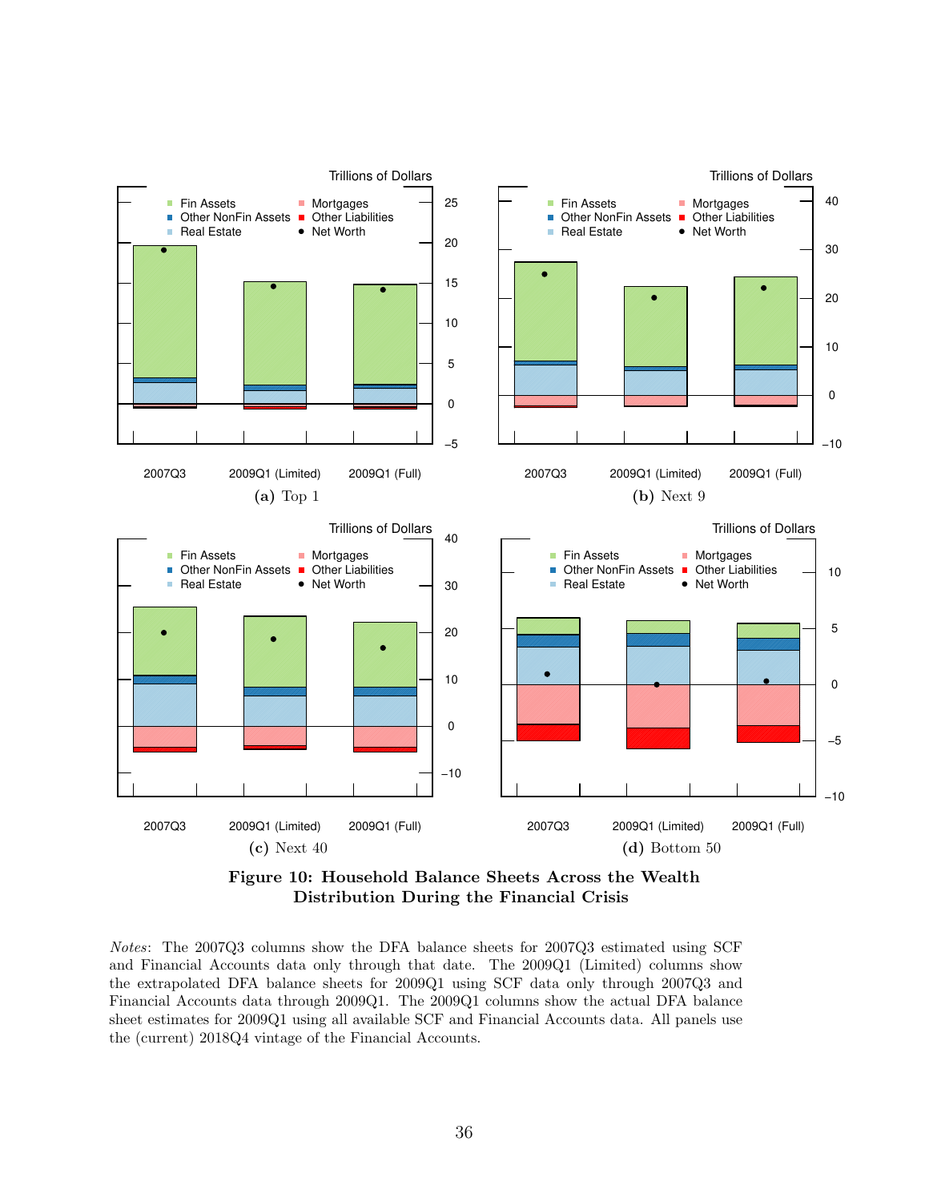Trillions of Dollars

(a) Top 1

Trillions of Dollars

(b) Next 9

Trillions of Dollars

(c) Next 40

Trillions of Dollars

(d) Bottom 50

**Figure 10: Household Balance Sheets Across the Wealth Distribution During the Financial Crisis**

*Notes*: The 2007Q3 columns show the DFA balance sheets for 2007Q3 estimated using SCF and Financial Accounts data only through that date. The 2009Q1 (Limited) columns show the extrapolated DFA balance sheets for 2009Q1 using SCF data only through 2007Q3 and Financial Accounts data through 2009Q1. The 2009Q1 columns show the actual DFA balance sheet estimates for 2009Q1 using all available SCF and Financial Accounts data. All panels use the (current) 2018Q4 vintage of the Financial Accounts.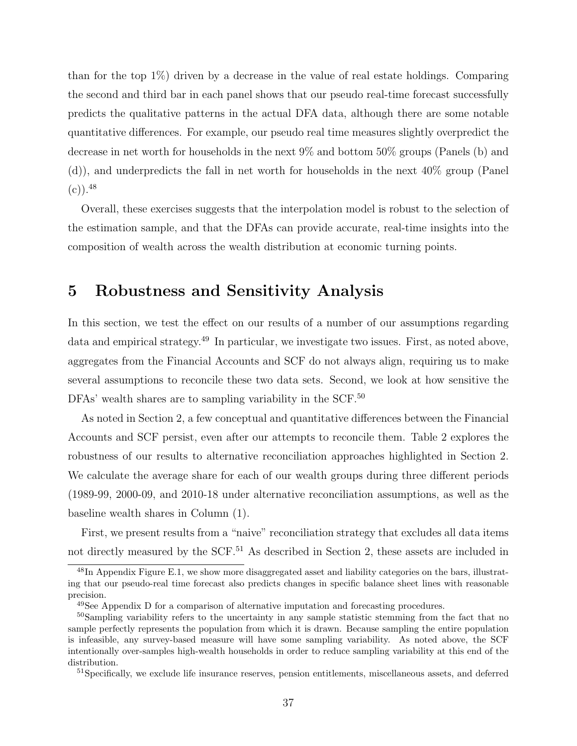than for the top 1%) driven by a decrease in the value of real estate holdings. Comparing the second and third bar in each panel shows that our pseudo real-time forecast successfully predicts the qualitative patterns in the actual DFA data, although there are some notable quantitative differences. For example, our pseudo real time measures slightly overpredict the decrease in net worth for households in the next 9% and bottom 50% groups (Panels (b) and (d)), and underpredicts the fall in net worth for households in the next 40% group (Panel (c)).[48]

Overall, these exercises suggests that the interpolation model is robust to the selection of the estimation sample, and that the DFAs can provide accurate, real-time insights into the composition of wealth across the wealth distribution at economic turning points.

# 5 Robustness and Sensitivity Analysis

In this section, we test the effect on our results of a number of our assumptions regarding data and empirical strategy.[49] In particular, we investigate two issues. First, as noted above, aggregates from the Financial Accounts and SCF do not always align, requiring us to make several assumptions to reconcile these two data sets. Second, we look at how sensitive the DFAs' wealth shares are to sampling variability in the SCF.[50]

As noted in Section 2, a few conceptual and quantitative differences between the Financial Accounts and SCF persist, even after our attempts to reconcile them. Table 2 explores the robustness of our results to alternative reconciliation approaches highlighted in Section 2. We calculate the average share for each of our wealth groups during three different periods (1989-99, 2000-09, and 2010-18 under alternative reconciliation assumptions, as well as the baseline wealth shares in Column (1).

First, we present results from a "naive" reconciliation strategy that excludes all data items not directly measured by the SCF.[51] As described in Section 2, these assets are included in

[48] In Appendix Figure E.1, we show more disaggregated asset and liability categories on the bars, illustrating that our pseudo-real time forecast also predicts changes in specific balance sheet lines with reasonable precision.

[49] See Appendix D for a comparison of alternative imputation and forecasting procedures.

[50] Sampling variability refers to the uncertainty in any sample statistic stemming from the fact that no sample perfectly represents the population from which it is drawn. Because sampling the entire population is infeasible, any survey-based measure will have some sampling variability. As noted above, the SCF intentionally over-samples high-wealth households in order to reduce sampling variability at this end of the distribution.

[51] Specifically, we exclude life insurance reserves, pension entitlements, miscellaneous assets, and deferred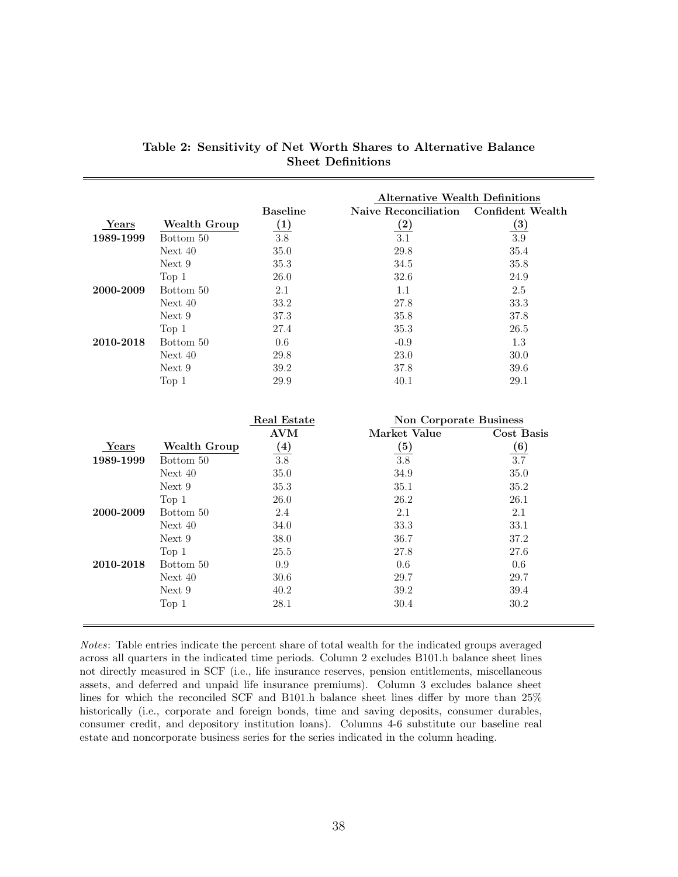**Table 2: Sensitivity of Net Worth Shares to Alternative Balance Sheet Definitions**

| | | | Alternative Wealth Definitions | |
|---|---|---|---|---|
| | | Baseline | Naive Reconciliation | Confident Wealth |
| Years | Wealth Group | (1) | (2) | (3) |
| **1989-1999** | Bottom 50 | 3.8 | 3.1 | 3.9 |
| | Next 40 | 35.0 | 29.8 | 35.4 |
| | Next 9 | 35.3 | 34.5 | 35.8 |
| | Top 1 | 26.0 | 32.6 | 24.9 |
| **2000-2009** | Bottom 50 | 2.1 | 1.1 | 2.5 |
| | Next 40 | 33.2 | 27.8 | 33.3 |
| | Next 9 | 37.3 | 35.8 | 37.8 |
| | Top 1 | 27.4 | 35.3 | 26.5 |
| **2010-2018** | Bottom 50 | 0.6 | -0.9 | 1.3 |
| | Next 40 | 29.8 | 23.0 | 30.0 |
| | Next 9 | 39.2 | 37.8 | 39.6 |
| | Top 1 | 29.9 | 40.1 | 29.1 |

| | | Real Estate | Non Corporate Business | |
|---|---|---|---|---|
| | | AVM | Market Value | Cost Basis |
| Years | Wealth Group | (4) | (5) | (6) |
| **1989-1999** | Bottom 50 | 3.8 | 3.8 | 3.7 |
| | Next 40 | 35.0 | 34.9 | 35.0 |
| | Next 9 | 35.3 | 35.1 | 35.2 |
| | Top 1 | 26.0 | 26.2 | 26.1 |
| **2000-2009** | Bottom 50 | 2.4 | 2.1 | 2.1 |
| | Next 40 | 34.0 | 33.3 | 33.1 |
| | Next 9 | 38.0 | 36.7 | 37.2 |
| | Top 1 | 25.5 | 27.8 | 27.6 |
| **2010-2018** | Bottom 50 | 0.9 | 0.6 | 0.6 |
| | Next 40 | 30.6 | 29.7 | 29.7 |
| | Next 9 | 40.2 | 39.2 | 39.4 |
| | Top 1 | 28.1 | 30.4 | 30.2 |

*Notes*: Table entries indicate the percent share of total wealth for the indicated groups averaged across all quarters in the indicated time periods. Column 2 excludes B101.h balance sheet lines not directly measured in SCF (i.e., life insurance reserves, pension entitlements, miscellaneous assets, and deferred and unpaid life insurance premiums). Column 3 excludes balance sheet lines for which the reconciled SCF and B101.h balance sheet lines differ by more than 25% historically (i.e., corporate and foreign bonds, time and saving deposits, consumer durables, consumer credit, and depository institution loans). Columns 4-6 substitute our baseline real estate and noncorporate business series for the series indicated in the column heading.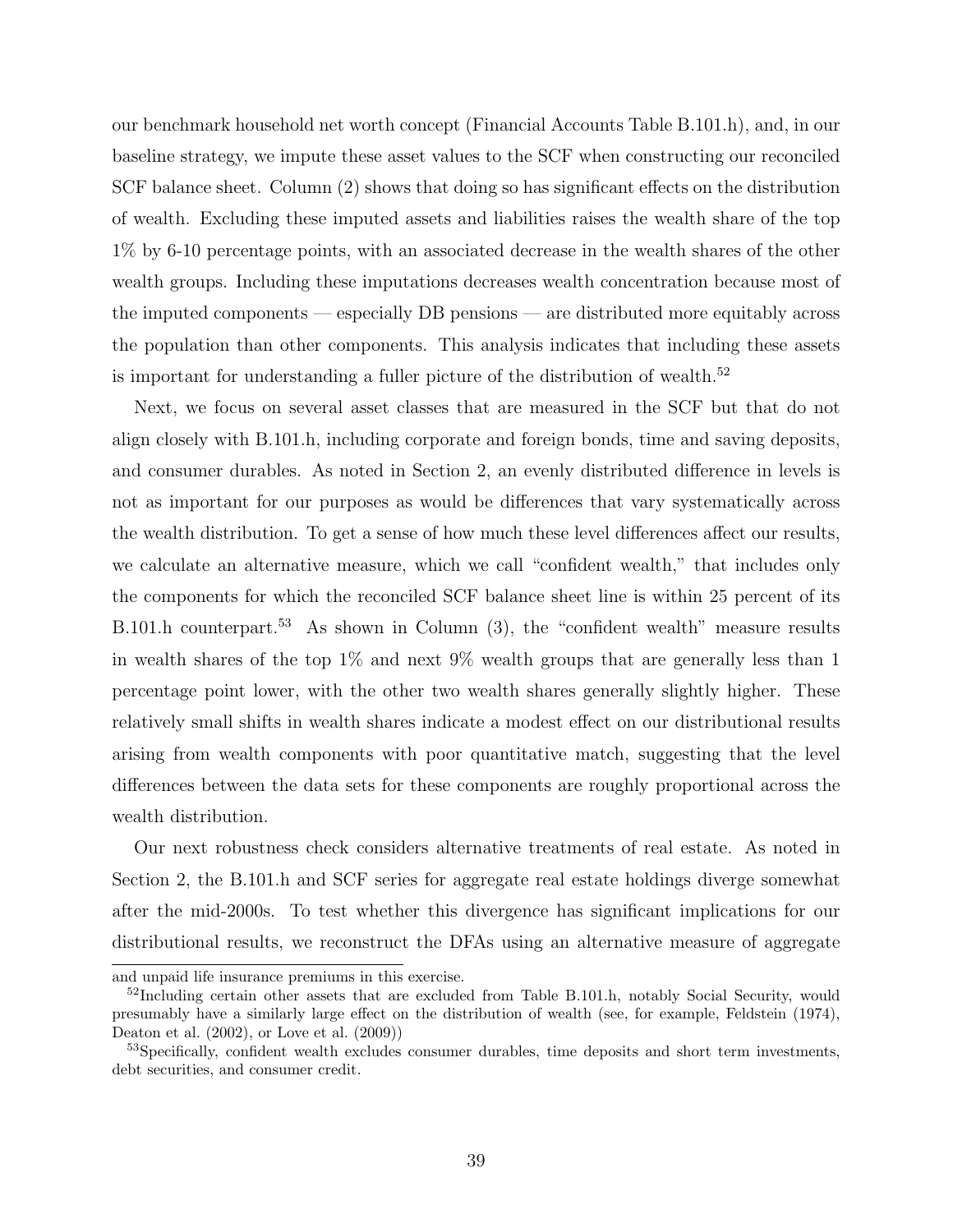our benchmark household net worth concept (Financial Accounts Table B.101.h), and, in our baseline strategy, we impute these asset values to the SCF when constructing our reconciled SCF balance sheet. Column (2) shows that doing so has significant effects on the distribution of wealth. Excluding these imputed assets and liabilities raises the wealth share of the top 1% by 6-10 percentage points, with an associated decrease in the wealth shares of the other wealth groups. Including these imputations decreases wealth concentration because most of the imputed components — especially DB pensions — are distributed more equitably across the population than other components. This analysis indicates that including these assets is important for understanding a fuller picture of the distribution of wealth.[52]

Next, we focus on several asset classes that are measured in the SCF but that do not align closely with B.101.h, including corporate and foreign bonds, time and saving deposits, and consumer durables. As noted in Section 2, an evenly distributed difference in levels is not as important for our purposes as would be differences that vary systematically across the wealth distribution. To get a sense of how much these level differences affect our results, we calculate an alternative measure, which we call "confident wealth," that includes only the components for which the reconciled SCF balance sheet line is within 25 percent of its B.101.h counterpart.[53] As shown in Column (3), the "confident wealth" measure results in wealth shares of the top 1% and next 9% wealth groups that are generally less than 1 percentage point lower, with the other two wealth shares generally slightly higher. These relatively small shifts in wealth shares indicate a modest effect on our distributional results arising from wealth components with poor quantitative match, suggesting that the level differences between the data sets for these components are roughly proportional across the wealth distribution.

Our next robustness check considers alternative treatments of real estate. As noted in Section 2, the B.101.h and SCF series for aggregate real estate holdings diverge somewhat after the mid-2000s. To test whether this divergence has significant implications for our distributional results, we reconstruct the DFAs using an alternative measure of aggregate

and unpaid life insurance premiums in this exercise.

[52]Including certain other assets that are excluded from Table B.101.h, notably Social Security, would presumably have a similarly large effect on the distribution of wealth (see, for example, Feldstein (1974), Deaton et al. (2002), or Love et al. (2009))

[53]Specifically, confident wealth excludes consumer durables, time deposits and short term investments, debt securities, and consumer credit.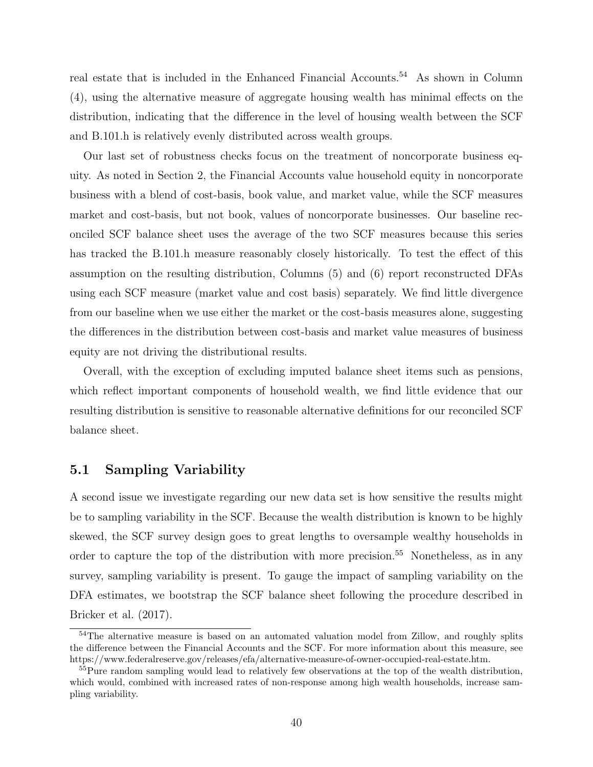real estate that is included in the Enhanced Financial Accounts.[54] As shown in Column (4), using the alternative measure of aggregate housing wealth has minimal effects on the distribution, indicating that the difference in the level of housing wealth between the SCF and B.101.h is relatively evenly distributed across wealth groups.

Our last set of robustness checks focus on the treatment of noncorporate business equity. As noted in Section 2, the Financial Accounts value household equity in noncorporate business with a blend of cost-basis, book value, and market value, while the SCF measures market and cost-basis, but not book, values of noncorporate businesses. Our baseline reconciled SCF balance sheet uses the average of the two SCF measures because this series has tracked the B.101.h measure reasonably closely historically. To test the effect of this assumption on the resulting distribution, Columns (5) and (6) report reconstructed DFAs using each SCF measure (market value and cost basis) separately. We find little divergence from our baseline when we use either the market or the cost-basis measures alone, suggesting the differences in the distribution between cost-basis and market value measures of business equity are not driving the distributional results.

Overall, with the exception of excluding imputed balance sheet items such as pensions, which reflect important components of household wealth, we find little evidence that our resulting distribution is sensitive to reasonable alternative definitions for our reconciled SCF balance sheet.

## 5.1 Sampling Variability

A second issue we investigate regarding our new data set is how sensitive the results might be to sampling variability in the SCF. Because the wealth distribution is known to be highly skewed, the SCF survey design goes to great lengths to oversample wealthy households in order to capture the top of the distribution with more precision.[55] Nonetheless, as in any survey, sampling variability is present. To gauge the impact of sampling variability on the DFA estimates, we bootstrap the SCF balance sheet following the procedure described in Bricker et al. (2017).

[54] The alternative measure is based on an automated valuation model from Zillow, and roughly splits the difference between the Financial Accounts and the SCF. For more information about this measure, see https://www.federalreserve.gov/releases/efa/alternative-measure-of-owner-occupied-real-estate.htm.

[55] Pure random sampling would lead to relatively few observations at the top of the wealth distribution, which would, combined with increased rates of non-response among high wealth households, increase sampling variability.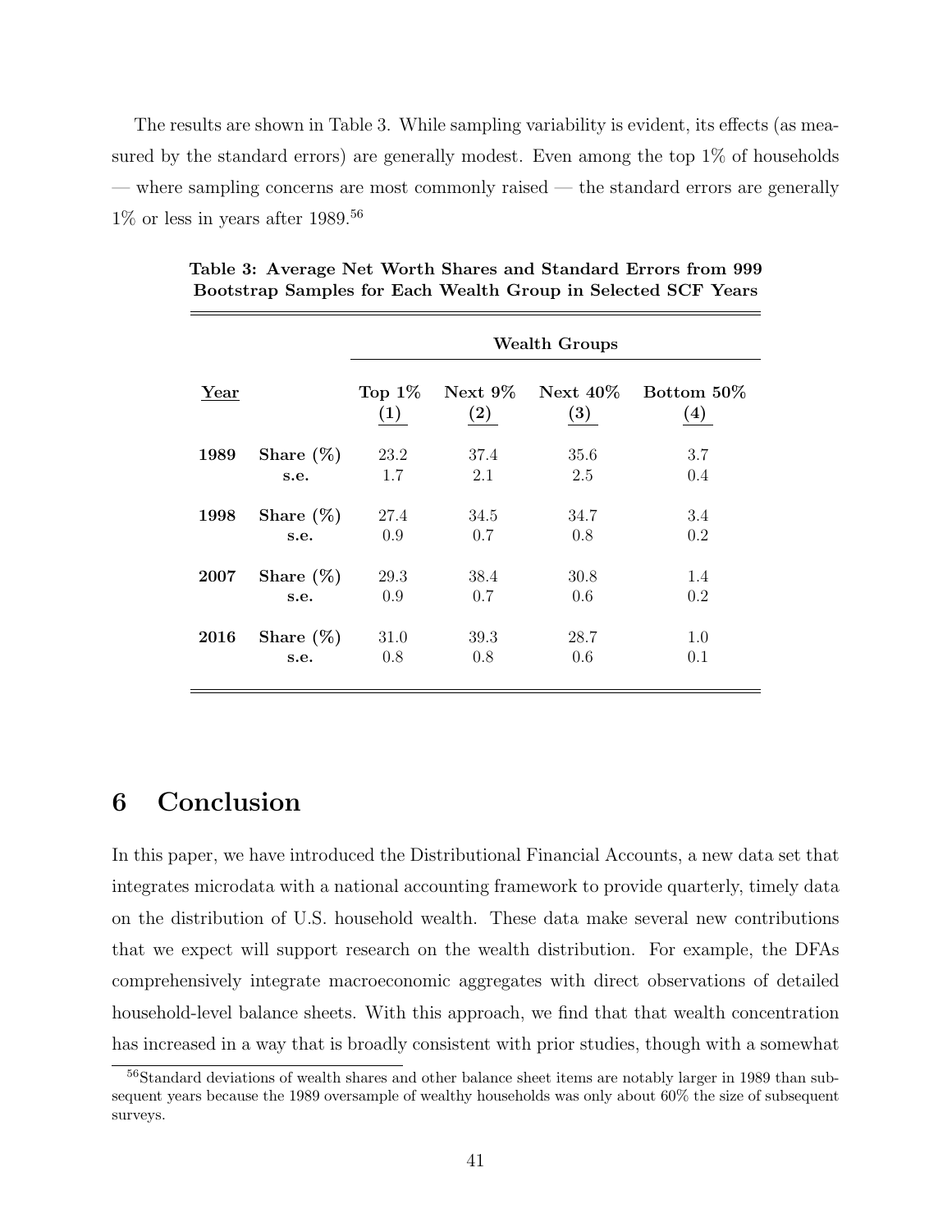The results are shown in Table 3. While sampling variability is evident, its effects (as measured by the standard errors) are generally modest. Even among the top 1% of households — where sampling concerns are most commonly raised — the standard errors are generally 1% or less in years after 1989.[56]

**Table 3: Average Net Worth Shares and Standard Errors from 999 Bootstrap Samples for Each Wealth Group in Selected SCF Years**

| | | Wealth Groups | | | |
|---|---|---|---|---|---|
| Year | | Top 1% (1) | Next 9% (2) | Next 40% (3) | Bottom 50% (4) |
| **1989** | **Share (%)** | 23.2 | 37.4 | 35.6 | 3.7 |
| | **s.e.** | 1.7 | 2.1 | 2.5 | 0.4 |
| **1998** | **Share (%)** | 27.4 | 34.5 | 34.7 | 3.4 |
| | **s.e.** | 0.9 | 0.7 | 0.8 | 0.2 |
| **2007** | **Share (%)** | 29.3 | 38.4 | 30.8 | 1.4 |
| | **s.e.** | 0.9 | 0.7 | 0.6 | 0.2 |
| **2016** | **Share (%)** | 31.0 | 39.3 | 28.7 | 1.0 |
| | **s.e.** | 0.8 | 0.8 | 0.6 | 0.1 |

# 6 Conclusion

In this paper, we have introduced the Distributional Financial Accounts, a new data set that integrates microdata with a national accounting framework to provide quarterly, timely data on the distribution of U.S. household wealth. These data make several new contributions that we expect will support research on the wealth distribution. For example, the DFAs comprehensively integrate macroeconomic aggregates with direct observations of detailed household-level balance sheets. With this approach, we find that that wealth concentration has increased in a way that is broadly consistent with prior studies, though with a somewhat

[56] Standard deviations of wealth shares and other balance sheet items are notably larger in 1989 than subsequent years because the 1989 oversample of wealthy households was only about 60% the size of subsequent surveys.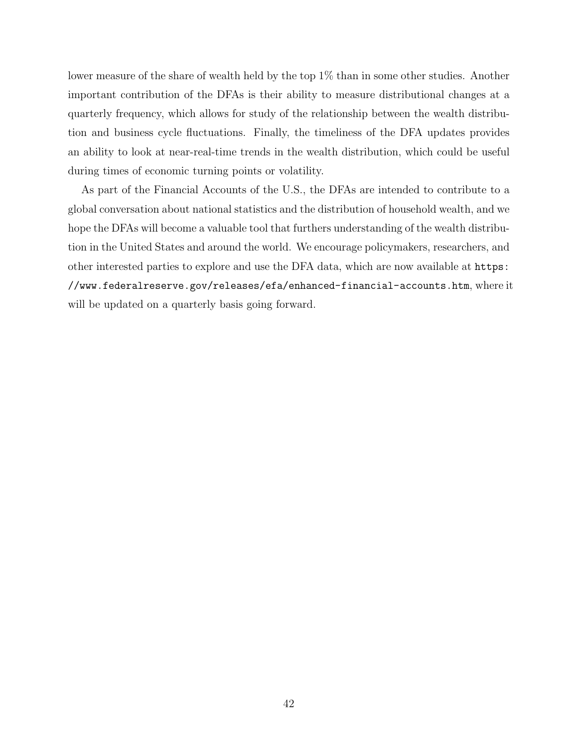lower measure of the share of wealth held by the top 1% than in some other studies. Another important contribution of the DFAs is their ability to measure distributional changes at a quarterly frequency, which allows for study of the relationship between the wealth distribution and business cycle fluctuations. Finally, the timeliness of the DFA updates provides an ability to look at near-real-time trends in the wealth distribution, which could be useful during times of economic turning points or volatility.

As part of the Financial Accounts of the U.S., the DFAs are intended to contribute to a global conversation about national statistics and the distribution of household wealth, and we hope the DFAs will become a valuable tool that furthers understanding of the wealth distribution in the United States and around the world. We encourage policymakers, researchers, and other interested parties to explore and use the DFA data, which are now available at `https://www.federalreserve.gov/releases/efa/enhanced-financial-accounts.htm`, where it will be updated on a quarterly basis going forward.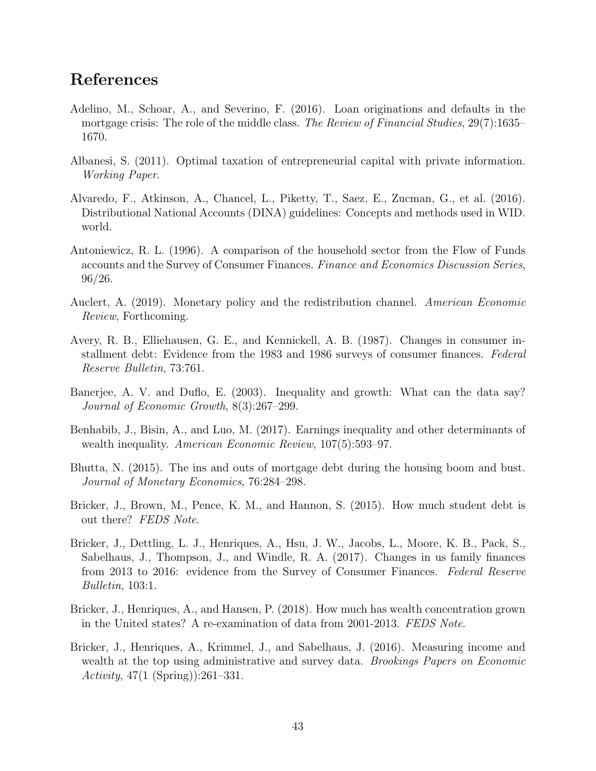# References

Adelino, M., Schoar, A., and Severino, F. (2016). Loan originations and defaults in the mortgage crisis: The role of the middle class. *The Review of Financial Studies*, 29(7):1635–1670.

Albanesi, S. (2011). Optimal taxation of entrepreneurial capital with private information. *Working Paper*.

Alvaredo, F., Atkinson, A., Chancel, L., Piketty, T., Saez, E., Zucman, G., et al. (2016). Distributional National Accounts (DINA) guidelines: Concepts and methods used in WID. world.

Antoniewicz, R. L. (1996). A comparison of the household sector from the Flow of Funds accounts and the Survey of Consumer Finances. *Finance and Economics Discussion Series*, 96/26.

Auclert, A. (2019). Monetary policy and the redistribution channel. *American Economic Review*, Forthcoming.

Avery, R. B., Elliehausen, G. E., and Kennickell, A. B. (1987). Changes in consumer installment debt: Evidence from the 1983 and 1986 surveys of consumer finances. *Federal Reserve Bulletin*, 73:761.

Banerjee, A. V. and Duflo, E. (2003). Inequality and growth: What can the data say? *Journal of Economic Growth*, 8(3):267–299.

Benhabib, J., Bisin, A., and Luo, M. (2017). Earnings inequality and other determinants of wealth inequality. *American Economic Review*, 107(5):593–97.

Bhutta, N. (2015). The ins and outs of mortgage debt during the housing boom and bust. *Journal of Monetary Economics*, 76:284–298.

Bricker, J., Brown, M., Pence, K. M., and Hannon, S. (2015). How much student debt is out there? *FEDS Note*.

Bricker, J., Dettling, L. J., Henriques, A., Hsu, J. W., Jacobs, L., Moore, K. B., Pack, S., Sabelhaus, J., Thompson, J., and Windle, R. A. (2017). Changes in us family finances from 2013 to 2016: evidence from the Survey of Consumer Finances. *Federal Reserve Bulletin*, 103:1.

Bricker, J., Henriques, A., and Hansen, P. (2018). How much has wealth concentration grown in the United states? A re-examination of data from 2001-2013. *FEDS Note*.

Bricker, J., Henriques, A., Krimmel, J., and Sabelhaus, J. (2016). Measuring income and wealth at the top using administrative and survey data. *Brookings Papers on Economic Activity*, 47(1 (Spring)):261–331.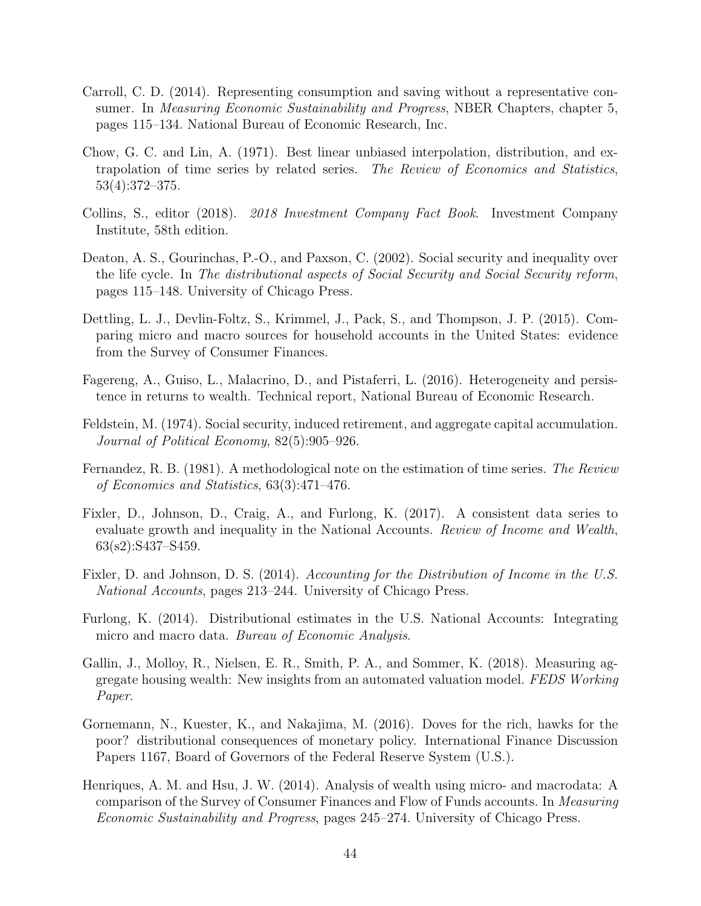Carroll, C. D. (2014). Representing consumption and saving without a representative consumer. In *Measuring Economic Sustainability and Progress*, NBER Chapters, chapter 5, pages 115–134. National Bureau of Economic Research, Inc.

Chow, G. C. and Lin, A. (1971). Best linear unbiased interpolation, distribution, and extrapolation of time series by related series. *The Review of Economics and Statistics*, 53(4):372–375.

Collins, S., editor (2018). *2018 Investment Company Fact Book*. Investment Company Institute, 58th edition.

Deaton, A. S., Gourinchas, P.-O., and Paxson, C. (2002). Social security and inequality over the life cycle. In *The distributional aspects of Social Security and Social Security reform*, pages 115–148. University of Chicago Press.

Dettling, L. J., Devlin-Foltz, S., Krimmel, J., Pack, S., and Thompson, J. P. (2015). Comparing micro and macro sources for household accounts in the United States: evidence from the Survey of Consumer Finances.

Fagereng, A., Guiso, L., Malacrino, D., and Pistaferri, L. (2016). Heterogeneity and persistence in returns to wealth. Technical report, National Bureau of Economic Research.

Feldstein, M. (1974). Social security, induced retirement, and aggregate capital accumulation. *Journal of Political Economy*, 82(5):905–926.

Fernandez, R. B. (1981). A methodological note on the estimation of time series. *The Review of Economics and Statistics*, 63(3):471–476.

Fixler, D., Johnson, D., Craig, A., and Furlong, K. (2017). A consistent data series to evaluate growth and inequality in the National Accounts. *Review of Income and Wealth*, 63(s2):S437–S459.

Fixler, D. and Johnson, D. S. (2014). *Accounting for the Distribution of Income in the U.S. National Accounts*, pages 213–244. University of Chicago Press.

Furlong, K. (2014). Distributional estimates in the U.S. National Accounts: Integrating micro and macro data. *Bureau of Economic Analysis*.

Gallin, J., Molloy, R., Nielsen, E. R., Smith, P. A., and Sommer, K. (2018). Measuring aggregate housing wealth: New insights from an automated valuation model. *FEDS Working Paper*.

Gornemann, N., Kuester, K., and Nakajima, M. (2016). Doves for the rich, hawks for the poor? distributional consequences of monetary policy. International Finance Discussion Papers 1167, Board of Governors of the Federal Reserve System (U.S.).

Henriques, A. M. and Hsu, J. W. (2014). Analysis of wealth using micro- and macrodata: A comparison of the Survey of Consumer Finances and Flow of Funds accounts. In *Measuring Economic Sustainability and Progress*, pages 245–274. University of Chicago Press.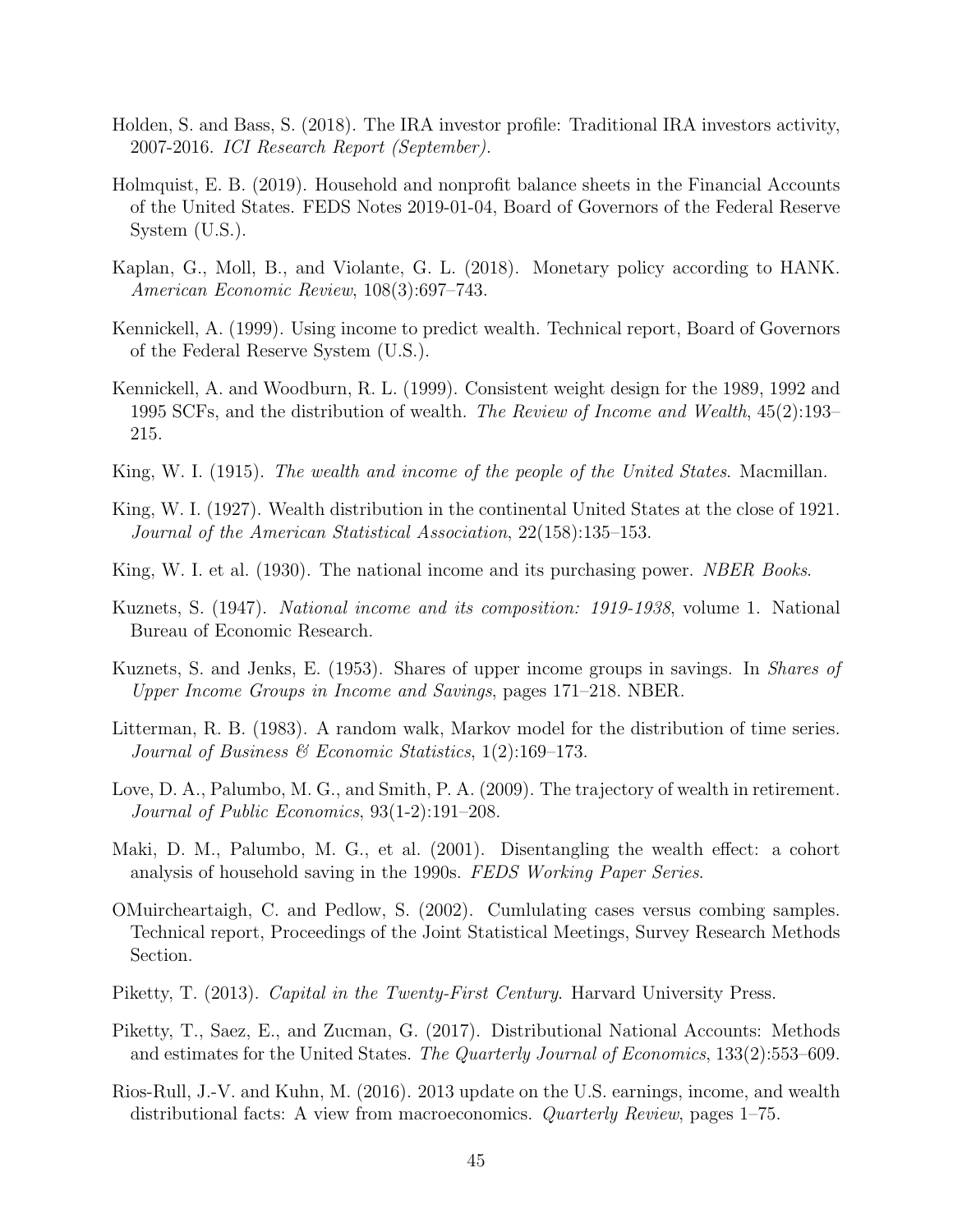Holden, S. and Bass, S. (2018). The IRA investor profile: Traditional IRA investors activity, 2007-2016. *ICI Research Report (September).*

Holmquist, E. B. (2019). Household and nonprofit balance sheets in the Financial Accounts of the United States. FEDS Notes 2019-01-04, Board of Governors of the Federal Reserve System (U.S.).

Kaplan, G., Moll, B., and Violante, G. L. (2018). Monetary policy according to HANK. *American Economic Review*, 108(3):697–743.

Kennickell, A. (1999). Using income to predict wealth. Technical report, Board of Governors of the Federal Reserve System (U.S.).

Kennickell, A. and Woodburn, R. L. (1999). Consistent weight design for the 1989, 1992 and 1995 SCFs, and the distribution of wealth. *The Review of Income and Wealth*, 45(2):193–215.

King, W. I. (1915). *The wealth and income of the people of the United States*. Macmillan.

King, W. I. (1927). Wealth distribution in the continental United States at the close of 1921. *Journal of the American Statistical Association*, 22(158):135–153.

King, W. I. et al. (1930). The national income and its purchasing power. *NBER Books*.

Kuznets, S. (1947). *National income and its composition: 1919-1938*, volume 1. National Bureau of Economic Research.

Kuznets, S. and Jenks, E. (1953). Shares of upper income groups in savings. In *Shares of Upper Income Groups in Income and Savings*, pages 171–218. NBER.

Litterman, R. B. (1983). A random walk, Markov model for the distribution of time series. *Journal of Business & Economic Statistics*, 1(2):169–173.

Love, D. A., Palumbo, M. G., and Smith, P. A. (2009). The trajectory of wealth in retirement. *Journal of Public Economics*, 93(1-2):191–208.

Maki, D. M., Palumbo, M. G., et al. (2001). Disentangling the wealth effect: a cohort analysis of household saving in the 1990s. *FEDS Working Paper Series*.

OMuircheartaigh, C. and Pedlow, S. (2002). Cumlulating cases versus combing samples. Technical report, Proceedings of the Joint Statistical Meetings, Survey Research Methods Section.

Piketty, T. (2013). *Capital in the Twenty-First Century*. Harvard University Press.

Piketty, T., Saez, E., and Zucman, G. (2017). Distributional National Accounts: Methods and estimates for the United States. *The Quarterly Journal of Economics*, 133(2):553–609.

Rios-Rull, J.-V. and Kuhn, M. (2016). 2013 update on the U.S. earnings, income, and wealth distributional facts: A view from macroeconomics. *Quarterly Review*, pages 1–75.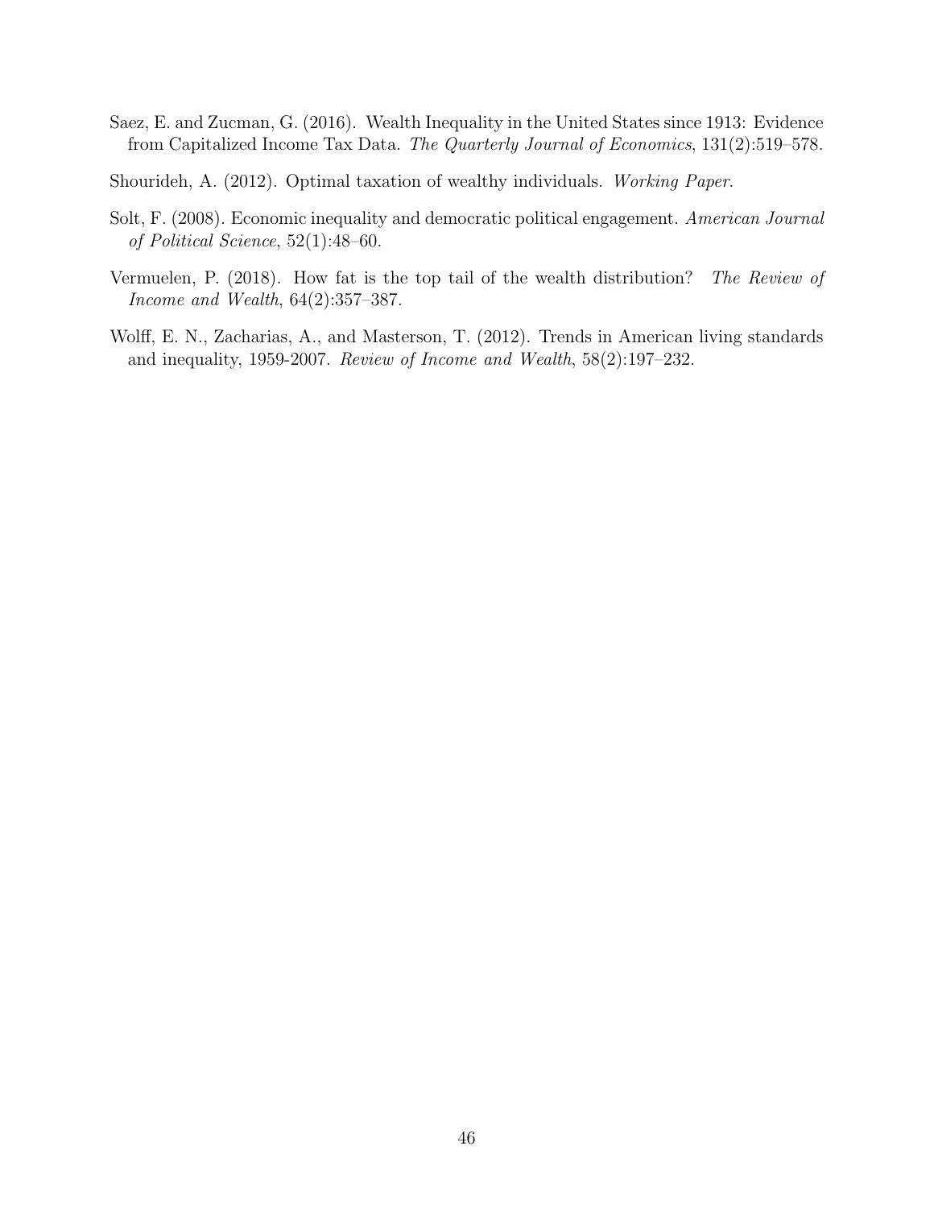Saez, E. and Zucman, G. (2016). Wealth Inequality in the United States since 1913: Evidence from Capitalized Income Tax Data. *The Quarterly Journal of Economics*, 131(2):519–578.

Shourideh, A. (2012). Optimal taxation of wealthy individuals. *Working Paper*.

Solt, F. (2008). Economic inequality and democratic political engagement. *American Journal of Political Science*, 52(1):48–60.

Vermuelen, P. (2018). How fat is the top tail of the wealth distribution? *The Review of Income and Wealth*, 64(2):357–387.

Wolff, E. N., Zacharias, A., and Masterson, T. (2012). Trends in American living standards and inequality, 1959-2007. *Review of Income and Wealth*, 58(2):197–232.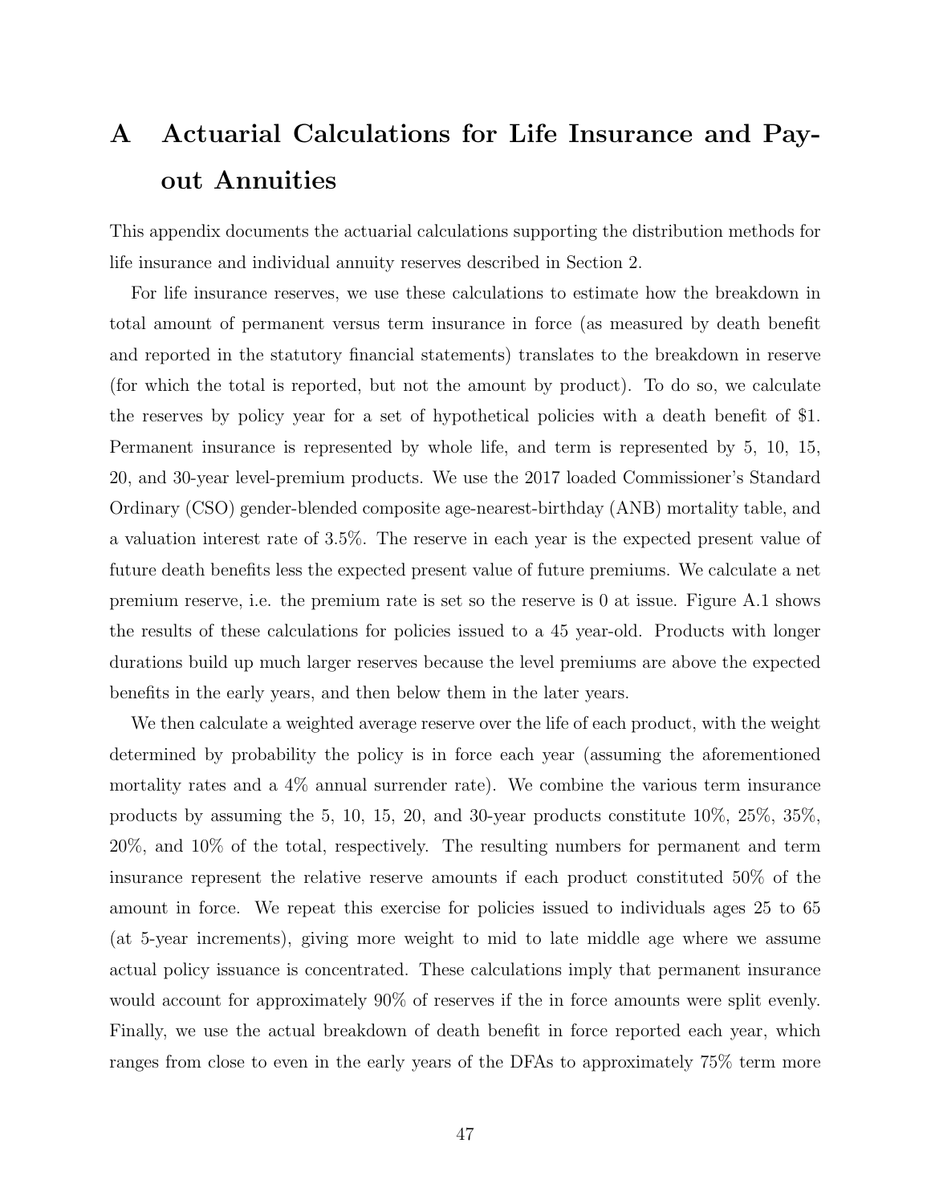# A Actuarial Calculations for Life Insurance and Payout Annuities

This appendix documents the actuarial calculations supporting the distribution methods for life insurance and individual annuity reserves described in Section 2.

For life insurance reserves, we use these calculations to estimate how the breakdown in total amount of permanent versus term insurance in force (as measured by death benefit and reported in the statutory financial statements) translates to the breakdown in reserve (for which the total is reported, but not the amount by product). To do so, we calculate the reserves by policy year for a set of hypothetical policies with a death benefit of $1. Permanent insurance is represented by whole life, and term is represented by 5, 10, 15, 20, and 30-year level-premium products. We use the 2017 loaded Commissioner's Standard Ordinary (CSO) gender-blended composite age-nearest-birthday (ANB) mortality table, and a valuation interest rate of 3.5%. The reserve in each year is the expected present value of future death benefits less the expected present value of future premiums. We calculate a net premium reserve, i.e. the premium rate is set so the reserve is 0 at issue. Figure A.1 shows the results of these calculations for policies issued to a 45 year-old. Products with longer durations build up much larger reserves because the level premiums are above the expected benefits in the early years, and then below them in the later years.

We then calculate a weighted average reserve over the life of each product, with the weight determined by probability the policy is in force each year (assuming the aforementioned mortality rates and a 4% annual surrender rate). We combine the various term insurance products by assuming the 5, 10, 15, 20, and 30-year products constitute 10%, 25%, 35%, 20%, and 10% of the total, respectively. The resulting numbers for permanent and term insurance represent the relative reserve amounts if each product constituted 50% of the amount in force. We repeat this exercise for policies issued to individuals ages 25 to 65 (at 5-year increments), giving more weight to mid to late middle age where we assume actual policy issuance is concentrated. These calculations imply that permanent insurance would account for approximately 90% of reserves if the in force amounts were split evenly. Finally, we use the actual breakdown of death benefit in force reported each year, which ranges from close to even in the early years of the DFAs to approximately 75% term more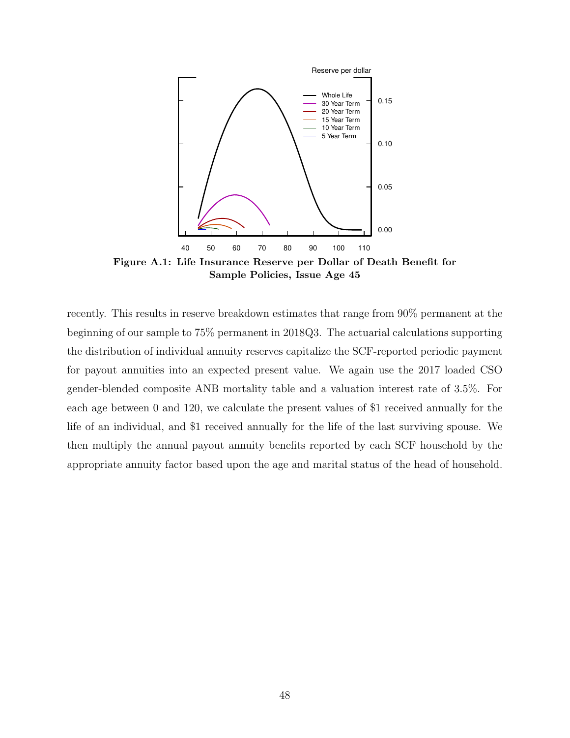**Figure A.1: Life Insurance Reserve per Dollar of Death Benefit for Sample Policies, Issue Age 45**

recently. This results in reserve breakdown estimates that range from 90% permanent at the beginning of our sample to 75% permanent in 2018Q3. The actuarial calculations supporting the distribution of individual annuity reserves capitalize the SCF-reported periodic payment for payout annuities into an expected present value. We again use the 2017 loaded CSO gender-blended composite ANB mortality table and a valuation interest rate of 3.5%. For each age between 0 and 120, we calculate the present values of $1 received annually for the life of an individual, and $1 received annually for the life of the last surviving spouse. We then multiply the annual payout annuity benefits reported by each SCF household by the appropriate annuity factor based upon the age and marital status of the head of household.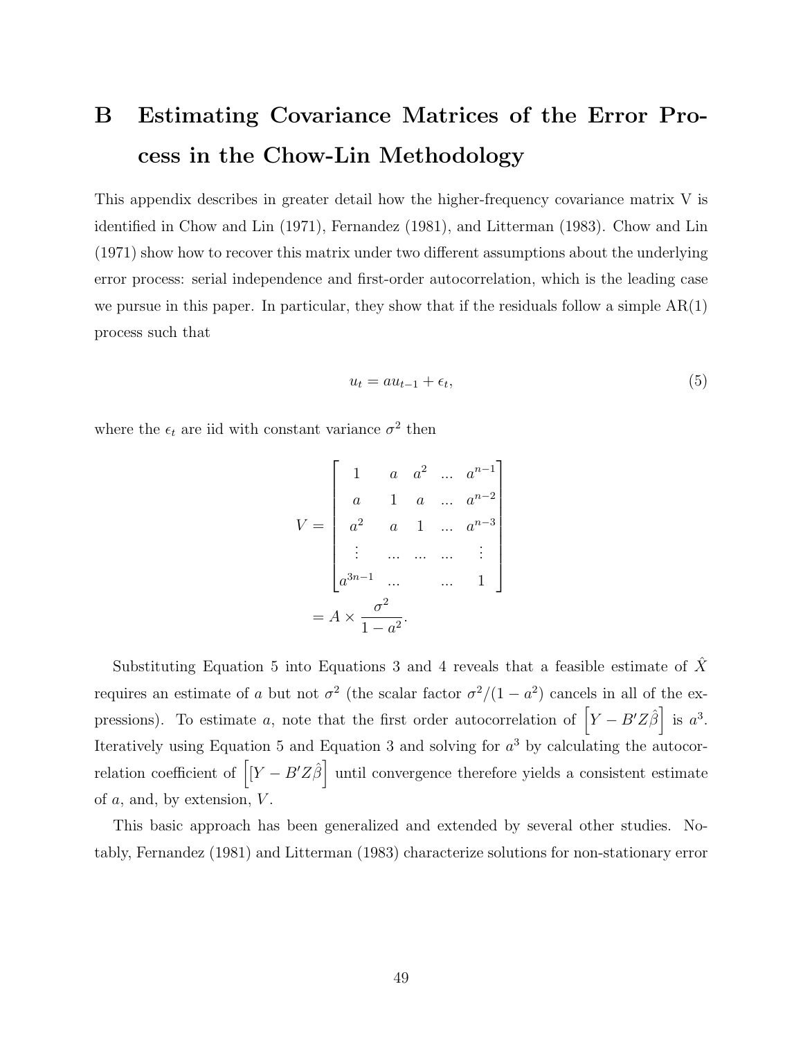# B Estimating Covariance Matrices of the Error Process in the Chow-Lin Methodology

This appendix describes in greater detail how the higher-frequency covariance matrix V is identified in Chow and Lin (1971), Fernandez (1981), and Litterman (1983). Chow and Lin (1971) show how to recover this matrix under two different assumptions about the underlying error process: serial independence and first-order autocorrelation, which is the leading case we pursue in this paper. In particular, they show that if the residuals follow a simple AR(1) process such that

$$u_t = au_{t-1} + \epsilon_t, \tag{5}$$

where the $\epsilon_t$ are iid with constant variance $\sigma^2$ then

$$\begin{aligned} V &= \begin{bmatrix} 1 & a & a^2 & ... & a^{n-1} \\ a & 1 & a & ... & a^{n-2} \\ a^2 & a & 1 & ... & a^{n-3} \\ \vdots & ... & ... & ... & \vdots \\ a^{3n-1} & ... & & ... & 1 \end{bmatrix} \\ &= A \times \frac{\sigma^2}{1-a^2}. \end{aligned}$$

Substituting Equation 5 into Equations 3 and 4 reveals that a feasible estimate of $\hat{X}$ requires an estimate of $a$ but not $\sigma^2$ (the scalar factor $\sigma^2/(1-a^2)$ cancels in all of the expressions). To estimate $a$, note that the first order autocorrelation of $\left[Y - B'Z\hat{\beta}\right]$ is $a^3$. Iteratively using Equation 5 and Equation 3 and solving for $a^3$ by calculating the autocorrelation coefficient of $\left[[Y - B'Z\hat{\beta}\right]$ until convergence therefore yields a consistent estimate of $a$, and, by extension, $V$.

This basic approach has been generalized and extended by several other studies. Notably, Fernandez (1981) and Litterman (1983) characterize solutions for non-stationary error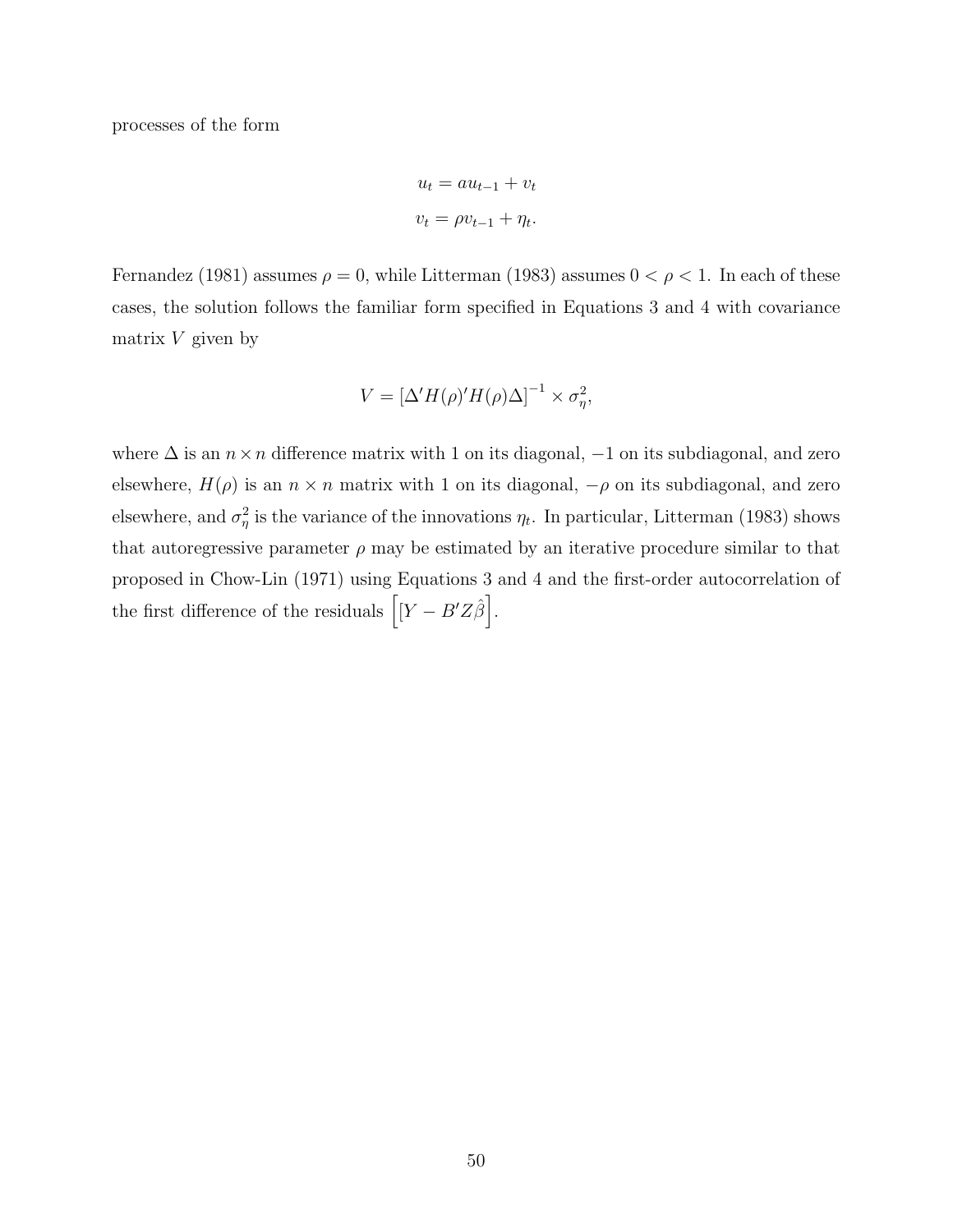processes of the form

$$u_t = au_{t-1} + v_t$$

$$v_t = \rho v_{t-1} + \eta_t.$$

Fernandez (1981) assumes $\rho = 0$, while Litterman (1983) assumes $0 < \rho < 1$. In each of these cases, the solution follows the familiar form specified in Equations 3 and 4 with covariance matrix $V$ given by

$$V = [\Delta' H(\rho)' H(\rho) \Delta]^{-1} \times \sigma_\eta^2,$$

where $\Delta$ is an $n \times n$ difference matrix with 1 on its diagonal, $-1$ on its subdiagonal, and zero elsewhere, $H(\rho)$ is an $n \times n$ matrix with 1 on its diagonal, $-\rho$ on its subdiagonal, and zero elsewhere, and $\sigma_\eta^2$ is the variance of the innovations $\eta_t$. In particular, Litterman (1983) shows that autoregressive parameter $\rho$ may be estimated by an iterative procedure similar to that proposed in Chow-Lin (1971) using Equations 3 and 4 and the first-order autocorrelation of the first difference of the residuals $\left[[Y - B'Z\hat{\beta}\right]$.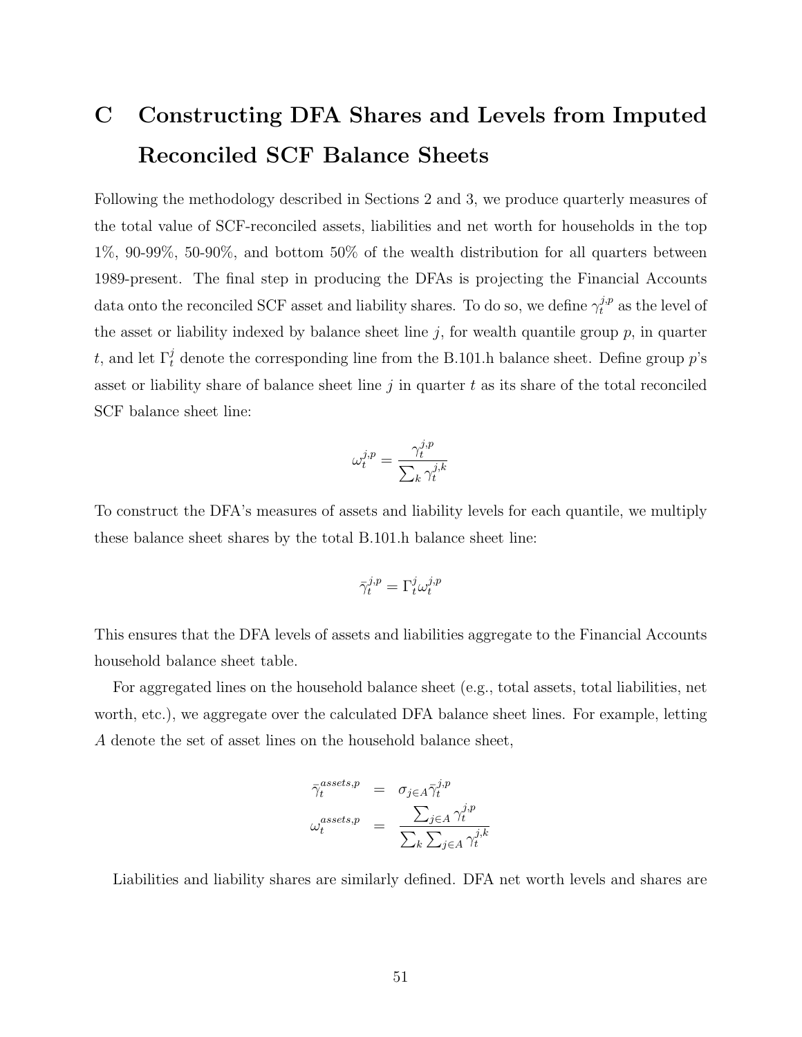# C Constructing DFA Shares and Levels from Imputed Reconciled SCF Balance Sheets

Following the methodology described in Sections 2 and 3, we produce quarterly measures of the total value of SCF-reconciled assets, liabilities and net worth for households in the top 1%, 90-99%, 50-90%, and bottom 50% of the wealth distribution for all quarters between 1989-present. The final step in producing the DFAs is projecting the Financial Accounts data onto the reconciled SCF asset and liability shares. To do so, we define $\gamma_t^{j,p}$ as the level of the asset or liability indexed by balance sheet line $j$, for wealth quantile group $p$, in quarter $t$, and let $\Gamma_t^j$ denote the corresponding line from the B.101.h balance sheet. Define group $p$'s asset or liability share of balance sheet line $j$ in quarter $t$ as its share of the total reconciled SCF balance sheet line:

$$\omega_t^{j,p} = \frac{\gamma_t^{j,p}}{\sum_k \gamma_t^{j,k}}$$

To construct the DFA's measures of assets and liability levels for each quantile, we multiply these balance sheet shares by the total B.101.h balance sheet line:

$$\bar{\gamma}_t^{j,p} = \Gamma_t^j \omega_t^{j,p}$$

This ensures that the DFA levels of assets and liabilities aggregate to the Financial Accounts household balance sheet table.

For aggregated lines on the household balance sheet (e.g., total assets, total liabilities, net worth, etc.), we aggregate over the calculated DFA balance sheet lines. For example, letting $A$ denote the set of asset lines on the household balance sheet,

$$\begin{aligned}
\bar{\gamma}_t^{assets,p} &= \sigma_{j\in A} \bar{\gamma}_t^{j,p} \\
\omega_t^{assets,p} &= \frac{\sum_{j\in A} \gamma_t^{j,p}}{\sum_k \sum_{j\in A} \gamma_t^{j,k}}
\end{aligned}$$

Liabilities and liability shares are similarly defined. DFA net worth levels and shares are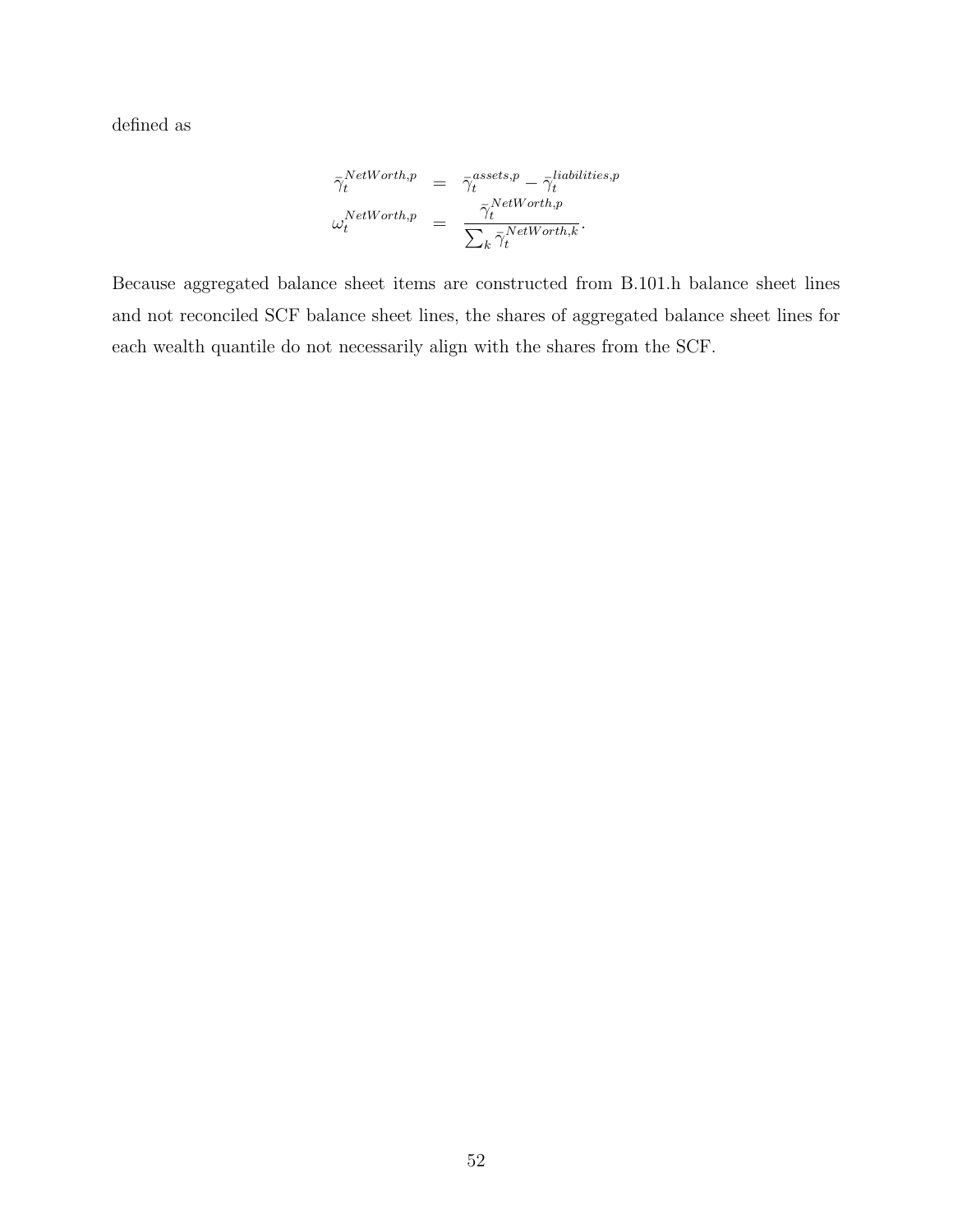defined as

$$
\begin{aligned}
\bar{\gamma}_t^{NetWorth,p} &= \bar{\gamma}_t^{assets,p} - \bar{\gamma}_t^{liabilities,p} \\
\omega_t^{NetWorth,p} &= \frac{\bar{\gamma}_t^{NetWorth,p}}{\sum_k \bar{\gamma}_t^{NetWorth,k}}.
\end{aligned}
$$

Because aggregated balance sheet items are constructed from B.101.h balance sheet lines and not reconciled SCF balance sheet lines, the shares of aggregated balance sheet lines for each wealth quantile do not necessarily align with the shares from the SCF.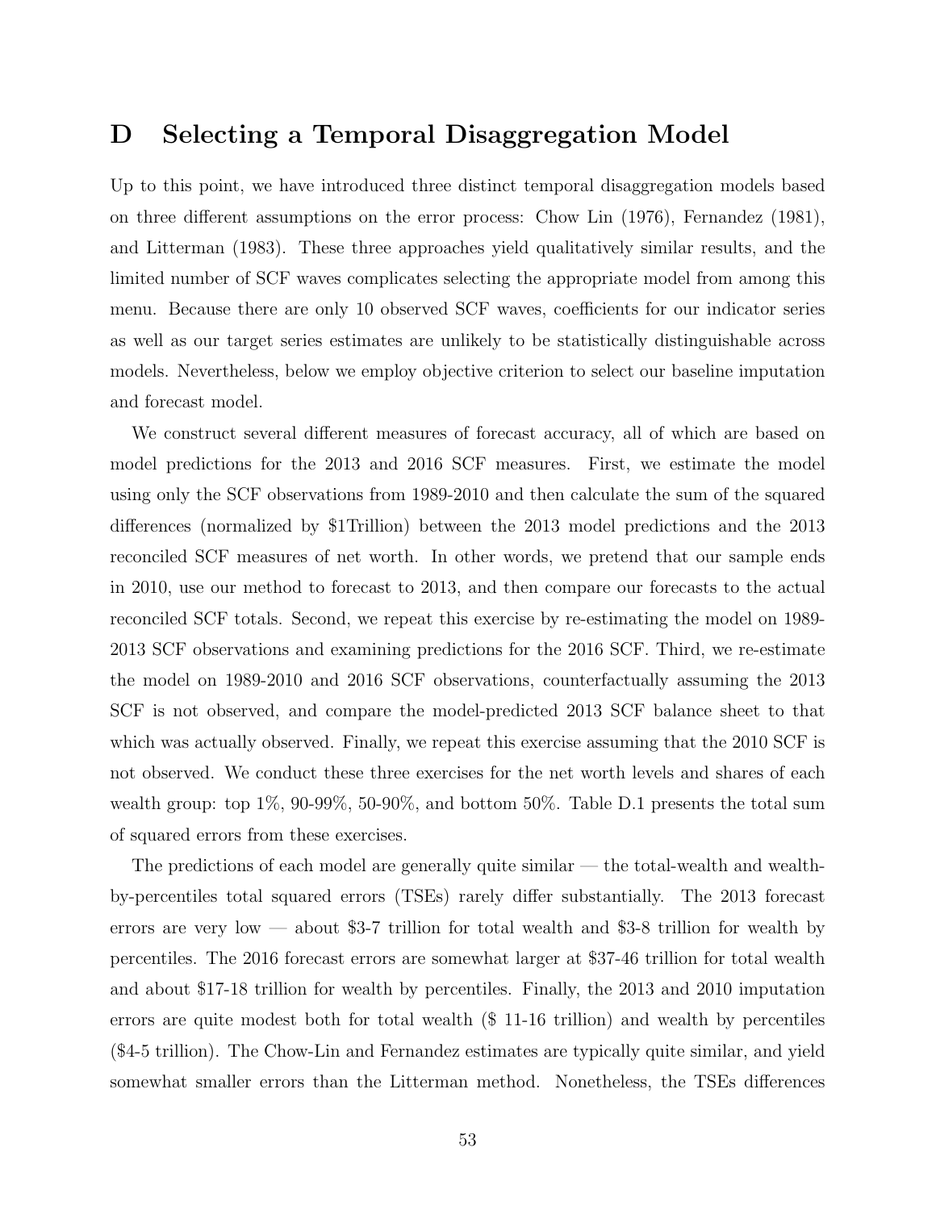# D Selecting a Temporal Disaggregation Model

Up to this point, we have introduced three distinct temporal disaggregation models based on three different assumptions on the error process: Chow Lin (1976), Fernandez (1981), and Litterman (1983). These three approaches yield qualitatively similar results, and the limited number of SCF waves complicates selecting the appropriate model from among this menu. Because there are only 10 observed SCF waves, coefficients for our indicator series as well as our target series estimates are unlikely to be statistically distinguishable across models. Nevertheless, below we employ objective criterion to select our baseline imputation and forecast model.

We construct several different measures of forecast accuracy, all of which are based on model predictions for the 2013 and 2016 SCF measures. First, we estimate the model using only the SCF observations from 1989-2010 and then calculate the sum of the squared differences (normalized by $1Trillion) between the 2013 model predictions and the 2013 reconciled SCF measures of net worth. In other words, we pretend that our sample ends in 2010, use our method to forecast to 2013, and then compare our forecasts to the actual reconciled SCF totals. Second, we repeat this exercise by re-estimating the model on 1989-2013 SCF observations and examining predictions for the 2016 SCF. Third, we re-estimate the model on 1989-2010 and 2016 SCF observations, counterfactually assuming the 2013 SCF is not observed, and compare the model-predicted 2013 SCF balance sheet to that which was actually observed. Finally, we repeat this exercise assuming that the 2010 SCF is not observed. We conduct these three exercises for the net worth levels and shares of each wealth group: top 1%, 90-99%, 50-90%, and bottom 50%. Table D.1 presents the total sum of squared errors from these exercises.

The predictions of each model are generally quite similar — the total-wealth and wealth-by-percentiles total squared errors (TSEs) rarely differ substantially. The 2013 forecast errors are very low — about $3-7 trillion for total wealth and $3-8 trillion for wealth by percentiles. The 2016 forecast errors are somewhat larger at $37-46 trillion for total wealth and about $17-18 trillion for wealth by percentiles. Finally, the 2013 and 2010 imputation errors are quite modest both for total wealth ($ 11-16 trillion) and wealth by percentiles ($4-5 trillion). The Chow-Lin and Fernandez estimates are typically quite similar, and yield somewhat smaller errors than the Litterman method. Nonetheless, the TSEs differences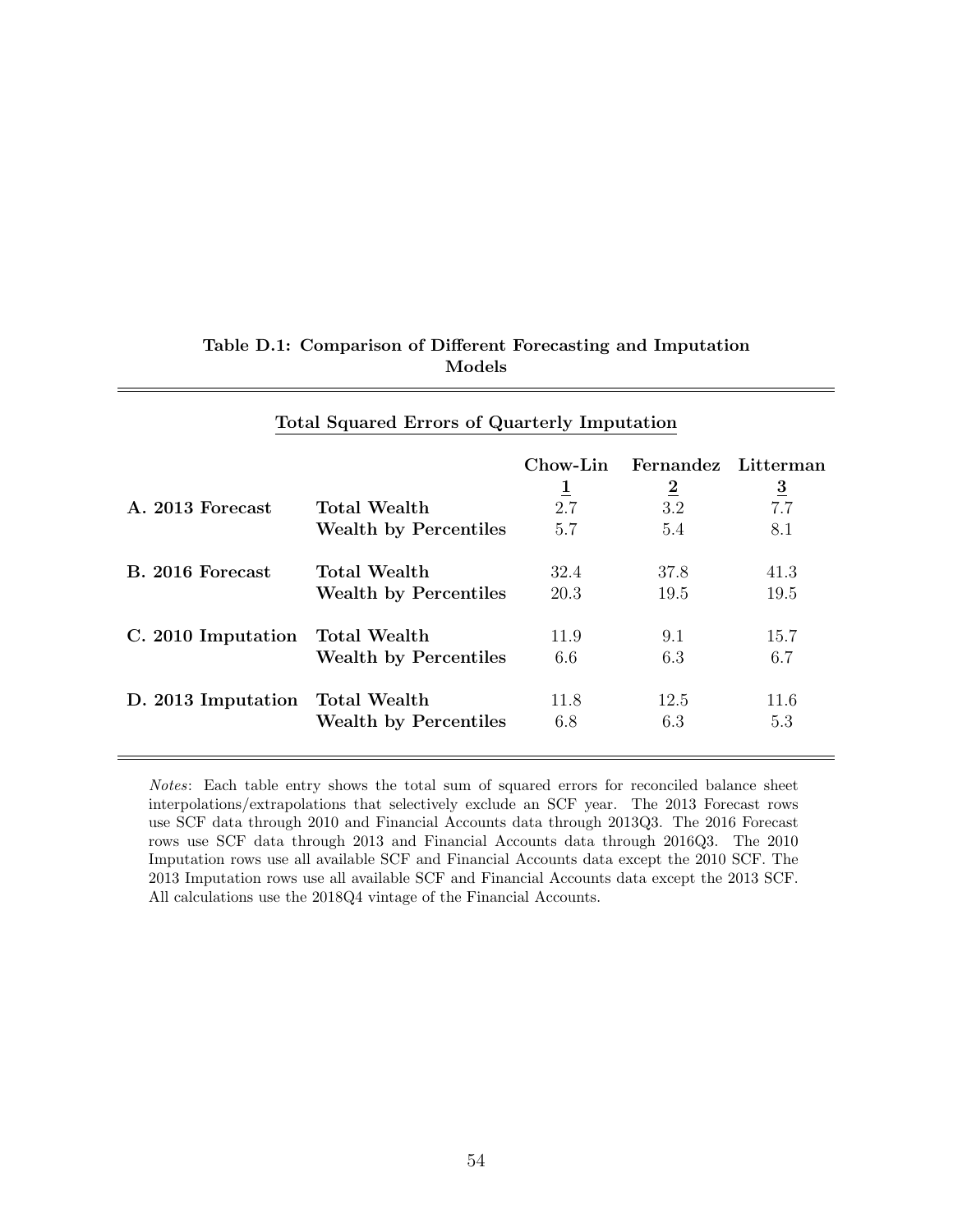**Table D.1: Comparison of Different Forecasting and Imputation Models**

**Total Squared Errors of Quarterly Imputation**

| | | Chow-Lin | Fernandez | Litterman |
|---|---|---|---|---|
| | | 1 | 2 | 3 |
| **A. 2013 Forecast** | **Total Wealth** | 2.7 | 3.2 | 7.7 |
| | **Wealth by Percentiles** | 5.7 | 5.4 | 8.1 |
| **B. 2016 Forecast** | **Total Wealth** | 32.4 | 37.8 | 41.3 |
| | **Wealth by Percentiles** | 20.3 | 19.5 | 19.5 |
| **C. 2010 Imputation** | **Total Wealth** | 11.9 | 9.1 | 15.7 |
| | **Wealth by Percentiles** | 6.6 | 6.3 | 6.7 |
| **D. 2013 Imputation** | **Total Wealth** | 11.8 | 12.5 | 11.6 |
| | **Wealth by Percentiles** | 6.8 | 6.3 | 5.3 |

*Notes*: Each table entry shows the total sum of squared errors for reconciled balance sheet interpolations/extrapolations that selectively exclude an SCF year. The 2013 Forecast rows use SCF data through 2010 and Financial Accounts data through 2013Q3. The 2016 Forecast rows use SCF data through 2013 and Financial Accounts data through 2016Q3. The 2010 Imputation rows use all available SCF and Financial Accounts data except the 2010 SCF. The 2013 Imputation rows use all available SCF and Financial Accounts data except the 2013 SCF. All calculations use the 2018Q4 vintage of the Financial Accounts.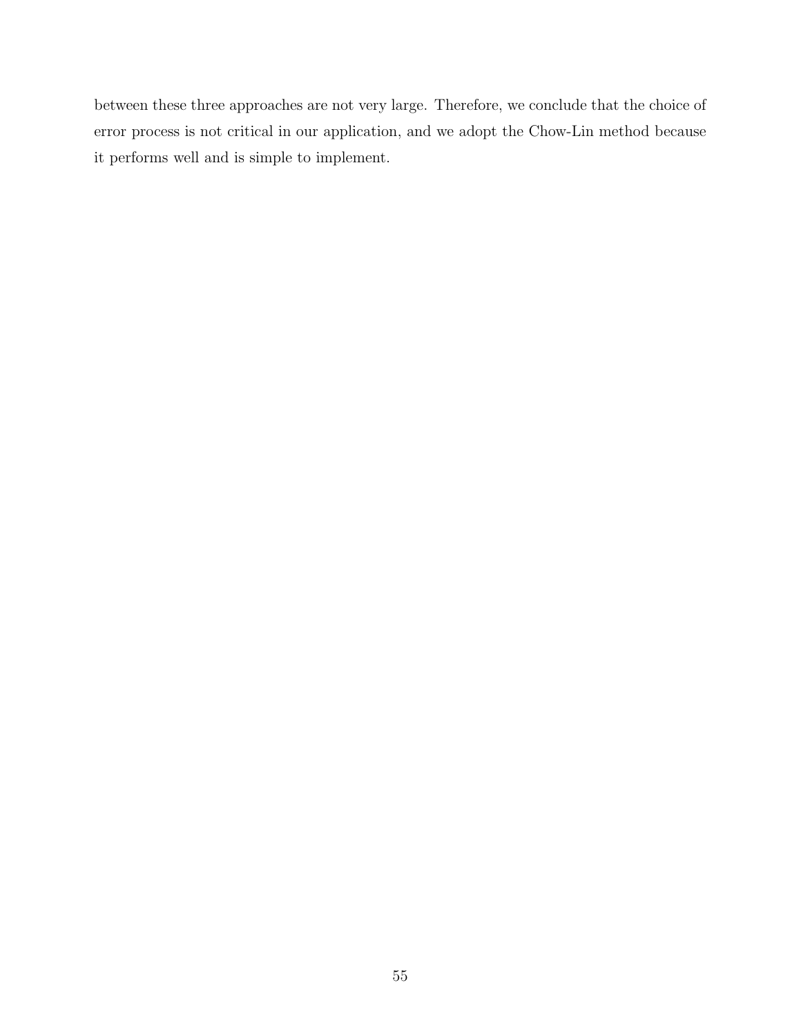between these three approaches are not very large. Therefore, we conclude that the choice of error process is not critical in our application, and we adopt the Chow-Lin method because it performs well and is simple to implement.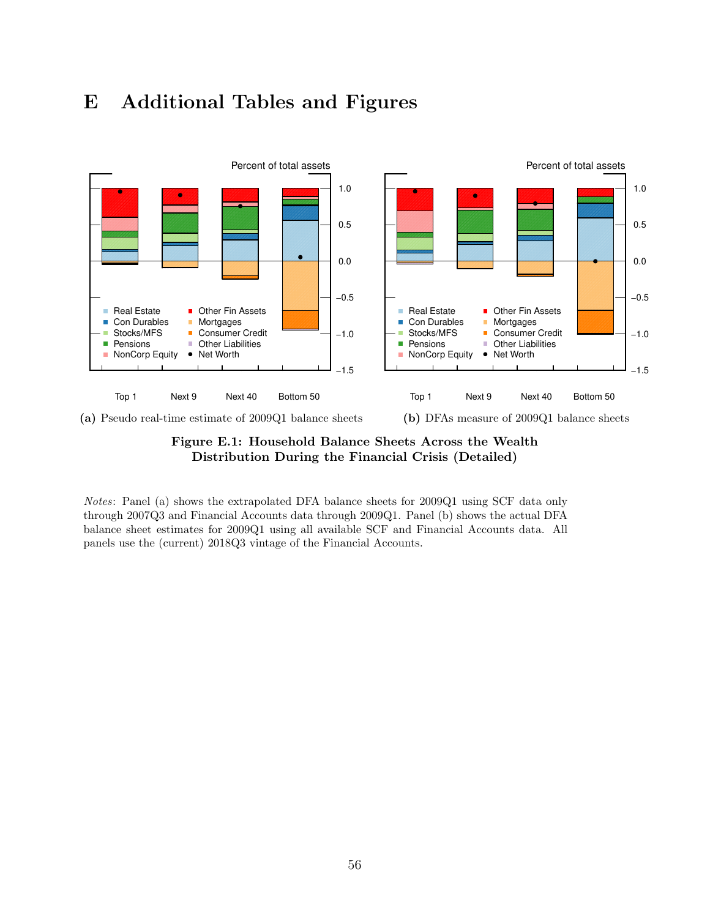# E Additional Tables and Figures

(a) Pseudo real-time estimate of 2009Q1 balance sheets

(b) DFAs measure of 2009Q1 balance sheets

**Figure E.1: Household Balance Sheets Across the Wealth Distribution During the Financial Crisis (Detailed)**

*Notes*: Panel (a) shows the extrapolated DFA balance sheets for 2009Q1 using SCF data only through 2007Q3 and Financial Accounts data through 2009Q1. Panel (b) shows the actual DFA balance sheet estimates for 2009Q1 using all available SCF and Financial Accounts data. All panels use the (current) 2018Q3 vintage of the Financial Accounts.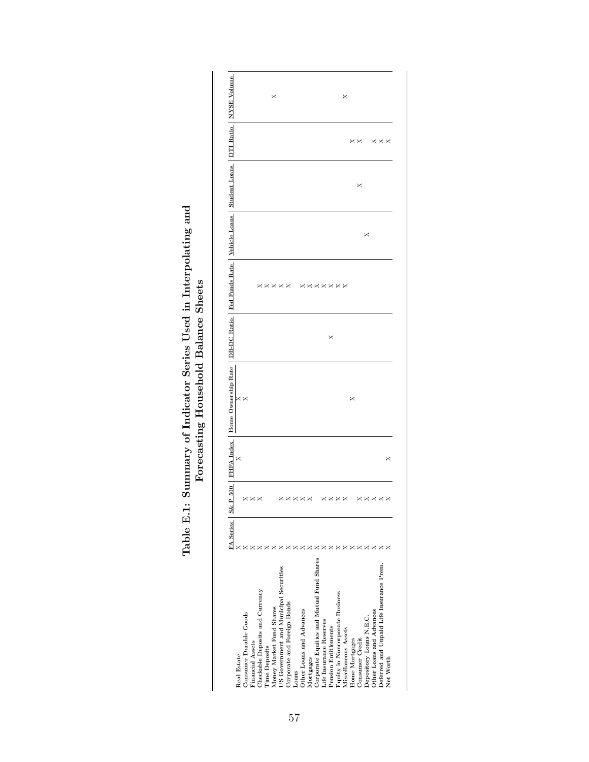# Table E.1: Summary of Indicator Series Used in Interpolating and Forecasting Household Balance Sheets

| | FA Series | S&P 500 | FHFA Index | Home Ownership Rate | DB-DC Ratio | Fed Funds Rate | Vehicle Loans | Student Loans | DTI Ratio | NYSE Volume |
|---|---|---|---|---|---|---|---|---|---|---|
| Real Estate | X | | X | X | | | | | | |
| Consumer Durable Goods | X | X | | X | | | | | | |
| Financial Assets | X | X | | | | | | | | |
| Checkable Deposits and Currency | X | X | | | | X | | | | |
| Time Deposits | X | | | | | X | | | | |
| Money Market Fund Shares | X | | | | | X | | | | X |
| US Government and Municipal Securities | X | X | | | | X | | | | |
| Corporate and Foreign Bonds | X | X | | | | X | | | | |
| Loans | X | X | | | | | | | | |
| Other Loans and Advances | X | X | | | | X | | | | |
| Mortgages | X | X | | | | X | | | | |
| Corporate Equities and Mutual Fund Shares | X | | | | | X | | | | |
| Life Insurance Reserves | X | X | | | | X | | | | |
| Pension Entitlements | X | X | | | X | X | | | | |
| Equity in Noncorporate Business | X | X | | | | X | | | | |
| Miscellaneous Assets | X | X | | | | | | | | X |
| Home Mortgages | X | | | X | | | | | X | |
| Consumer Credit | X | X | | | | | | X | X | |
| Depository Loans N.E.C. | X | X | | | | | X | | | |
| Other Loans and Advances | X | X | | | | | | | X | |
| Deferred and Unpaid Life Insurance Prem. | X | X | | | | | | | X | |
| Net Worth | X | X | X | | | | | | X | |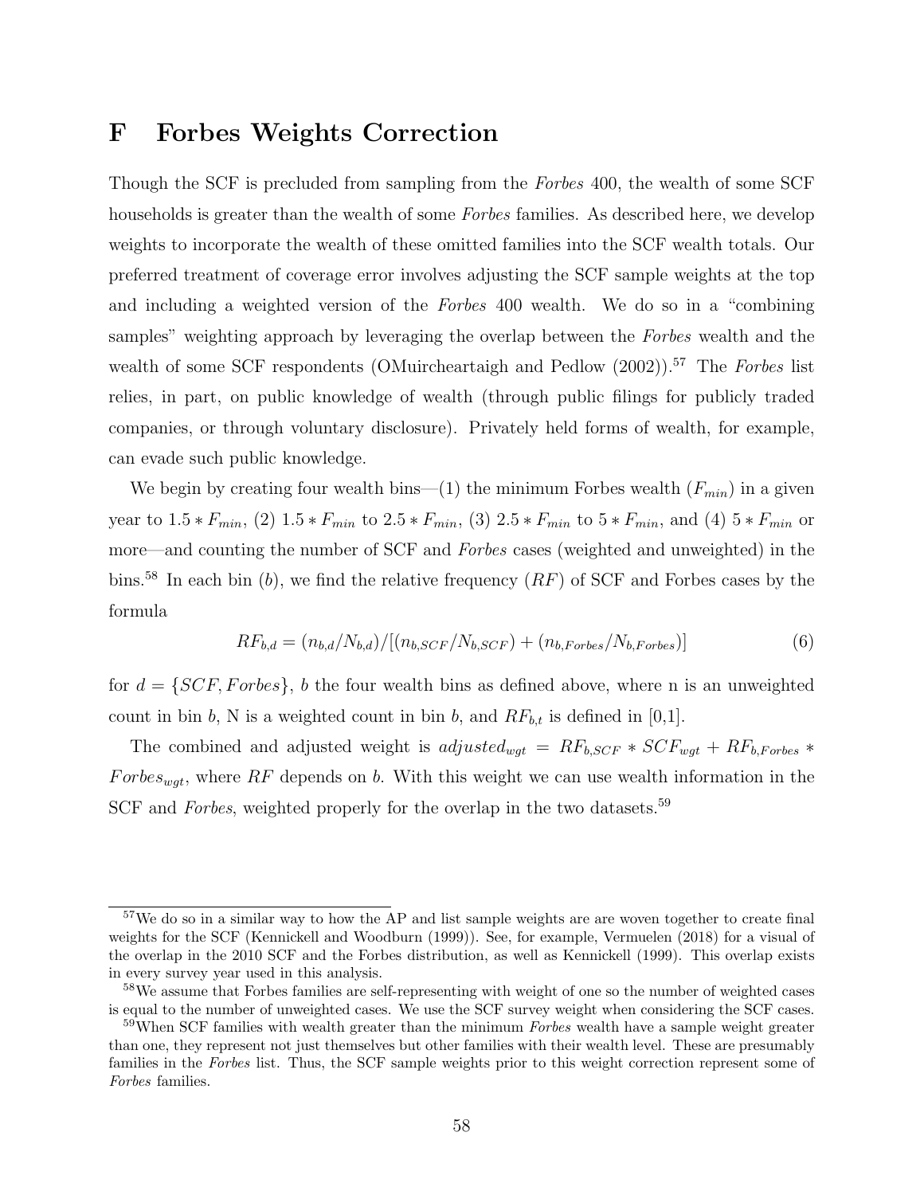# F Forbes Weights Correction

Though the SCF is precluded from sampling from the *Forbes* 400, the wealth of some SCF households is greater than the wealth of some *Forbes* families. As described here, we develop weights to incorporate the wealth of these omitted families into the SCF wealth totals. Our preferred treatment of coverage error involves adjusting the SCF sample weights at the top and including a weighted version of the *Forbes* 400 wealth. We do so in a "combining samples" weighting approach by leveraging the overlap between the *Forbes* wealth and the wealth of some SCF respondents (OMuircheartaigh and Pedlow (2002)).[57] The *Forbes* list relies, in part, on public knowledge of wealth (through public filings for publicly traded companies, or through voluntary disclosure). Privately held forms of wealth, for example, can evade such public knowledge.

We begin by creating four wealth bins—(1) the minimum Forbes wealth ($F_{min}$) in a given year to $1.5 * F_{min}$, (2) $1.5 * F_{min}$ to $2.5 * F_{min}$, (3) $2.5 * F_{min}$ to $5 * F_{min}$, and (4) $5 * F_{min}$ or more—and counting the number of SCF and *Forbes* cases (weighted and unweighted) in the bins.[58] In each bin ($b$), we find the relative frequency ($RF$) of SCF and Forbes cases by the formula

$$RF_{b,d} = (n_{b,d}/N_{b,d})/[(n_{b,SCF}/N_{b,SCF}) + (n_{b,Forbes}/N_{b,Forbes})] \quad (6)$$

for $d = \{SCF, Forbes\}$, $b$ the four wealth bins as defined above, where n is an unweighted count in bin $b$, N is a weighted count in bin $b$, and $RF_{b,t}$ is defined in [0,1].

The combined and adjusted weight is $adjusted_{wgt} = RF_{b,SCF} * SCF_{wgt} + RF_{b,Forbes} * Forbes_{wgt}$, where $RF$ depends on $b$. With this weight we can use wealth information in the SCF and *Forbes*, weighted properly for the overlap in the two datasets.[59]

---

[57] We do so in a similar way to how the AP and list sample weights are are woven together to create final weights for the SCF (Kennickell and Woodburn (1999)). See, for example, Vermuelen (2018) for a visual of the overlap in the 2010 SCF and the Forbes distribution, as well as Kennickell (1999). This overlap exists in every survey year used in this analysis.

[58] We assume that Forbes families are self-representing with weight of one so the number of weighted cases is equal to the number of unweighted cases. We use the SCF survey weight when considering the SCF cases.

[59] When SCF families with wealth greater than the minimum *Forbes* wealth have a sample weight greater than one, they represent not just themselves but other families with their wealth level. These are presumably families in the *Forbes* list. Thus, the SCF sample weights prior to this weight correction represent some of *Forbes* families.